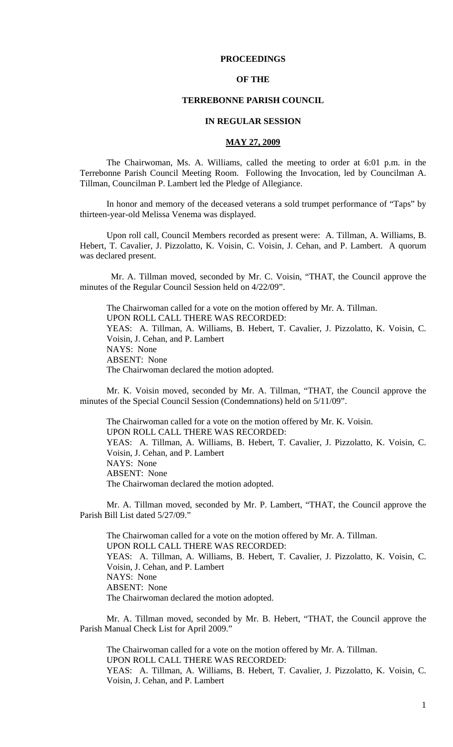# PROCEEDINGS

# OF THE

# TERREBONNE PARISH COUNCIL

# IN REGULAR SESSION

## MAY 27, 2009

The Chairwoman, Ms. A. Williams, called the meeting to order at 6:01 p.m. in the Terrebonne Parish Council Meeting Room. Following the Invocation, led by Councilman A. Tillman, Councilman P. Lambert led the Pledge of Allegiance.

In honor and memory of the deceased veterans a sold trumpet performance of "Taps" by thirteen-year-old Melissa Venema was displayed.

Upon roll call, Council Members recorded as present were: A. Tillman, A. Williams, B. Hebert, T. Cavalier, J. Pizzolatto, K. Voisin, C. Voisin, J. Cehan, and P. Lambert. A quorum was declared present.

Mr. A. Tillman moved, seconded by Mr. C. Voisin, "THAT, the Council approve the minutes of the Regular Council Session held on 4/22/09".

The Chairwoman called for a vote on the motion offered by Mr. A. Tillman.
UPON ROLL CALL THERE WAS RECORDED:
YEAS: A. Tillman, A. Williams, B. Hebert, T. Cavalier, J. Pizzolatto, K. Voisin, C. Voisin, J. Cehan, and P. Lambert
NAYS: None
ABSENT: None
The Chairwoman declared the motion adopted.

Mr. K. Voisin moved, seconded by Mr. A. Tillman, "THAT, the Council approve the minutes of the Special Council Session (Condemnations) held on 5/11/09".

The Chairwoman called for a vote on the motion offered by Mr. K. Voisin.
UPON ROLL CALL THERE WAS RECORDED:
YEAS: A. Tillman, A. Williams, B. Hebert, T. Cavalier, J. Pizzolatto, K. Voisin, C. Voisin, J. Cehan, and P. Lambert
NAYS: None
ABSENT: None
The Chairwoman declared the motion adopted.

Mr. A. Tillman moved, seconded by Mr. P. Lambert, "THAT, the Council approve the Parish Bill List dated 5/27/09."

The Chairwoman called for a vote on the motion offered by Mr. A. Tillman.
UPON ROLL CALL THERE WAS RECORDED:
YEAS: A. Tillman, A. Williams, B. Hebert, T. Cavalier, J. Pizzolatto, K. Voisin, C. Voisin, J. Cehan, and P. Lambert
NAYS: None
ABSENT: None
The Chairwoman declared the motion adopted.

Mr. A. Tillman moved, seconded by Mr. B. Hebert, "THAT, the Council approve the Parish Manual Check List for April 2009."

The Chairwoman called for a vote on the motion offered by Mr. A. Tillman.
UPON ROLL CALL THERE WAS RECORDED:
YEAS: A. Tillman, A. Williams, B. Hebert, T. Cavalier, J. Pizzolatto, K. Voisin, C. Voisin, J. Cehan, and P. Lambert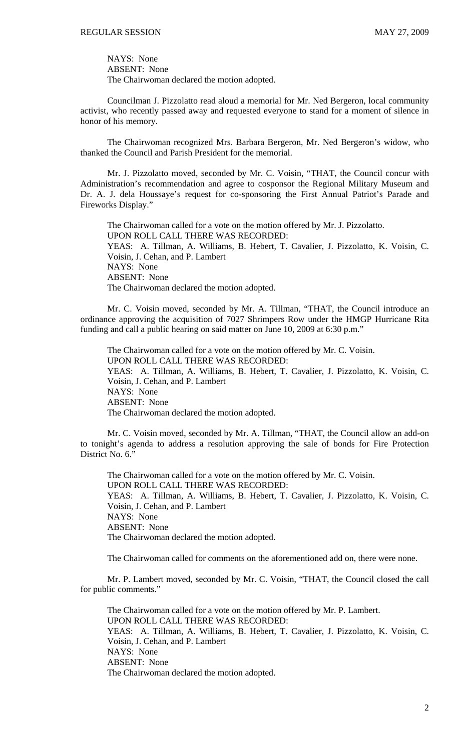NAYS: None
ABSENT: None
The Chairwoman declared the motion adopted.

Councilman J. Pizzolatto read aloud a memorial for Mr. Ned Bergeron, local community activist, who recently passed away and requested everyone to stand for a moment of silence in honor of his memory.

The Chairwoman recognized Mrs. Barbara Bergeron, Mr. Ned Bergeron's widow, who thanked the Council and Parish President for the memorial.

Mr. J. Pizzolatto moved, seconded by Mr. C. Voisin, "THAT, the Council concur with Administration's recommendation and agree to cosponsor the Regional Military Museum and Dr. A. J. dela Houssaye's request for co-sponsoring the First Annual Patriot's Parade and Fireworks Display."

The Chairwoman called for a vote on the motion offered by Mr. J. Pizzolatto.
UPON ROLL CALL THERE WAS RECORDED:
YEAS: A. Tillman, A. Williams, B. Hebert, T. Cavalier, J. Pizzolatto, K. Voisin, C. Voisin, J. Cehan, and P. Lambert
NAYS: None
ABSENT: None
The Chairwoman declared the motion adopted.

Mr. C. Voisin moved, seconded by Mr. A. Tillman, "THAT, the Council introduce an ordinance approving the acquisition of 7027 Shrimpers Row under the HMGP Hurricane Rita funding and call a public hearing on said matter on June 10, 2009 at 6:30 p.m."

The Chairwoman called for a vote on the motion offered by Mr. C. Voisin.
UPON ROLL CALL THERE WAS RECORDED:
YEAS: A. Tillman, A. Williams, B. Hebert, T. Cavalier, J. Pizzolatto, K. Voisin, C. Voisin, J. Cehan, and P. Lambert
NAYS: None
ABSENT: None
The Chairwoman declared the motion adopted.

Mr. C. Voisin moved, seconded by Mr. A. Tillman, "THAT, the Council allow an add-on to tonight's agenda to address a resolution approving the sale of bonds for Fire Protection District No. 6."

The Chairwoman called for a vote on the motion offered by Mr. C. Voisin.
UPON ROLL CALL THERE WAS RECORDED:
YEAS: A. Tillman, A. Williams, B. Hebert, T. Cavalier, J. Pizzolatto, K. Voisin, C. Voisin, J. Cehan, and P. Lambert
NAYS: None
ABSENT: None
The Chairwoman declared the motion adopted.

The Chairwoman called for comments on the aforementioned add on, there were none.

Mr. P. Lambert moved, seconded by Mr. C. Voisin, "THAT, the Council closed the call for public comments."

The Chairwoman called for a vote on the motion offered by Mr. P. Lambert.
UPON ROLL CALL THERE WAS RECORDED:
YEAS: A. Tillman, A. Williams, B. Hebert, T. Cavalier, J. Pizzolatto, K. Voisin, C. Voisin, J. Cehan, and P. Lambert
NAYS: None
ABSENT: None
The Chairwoman declared the motion adopted.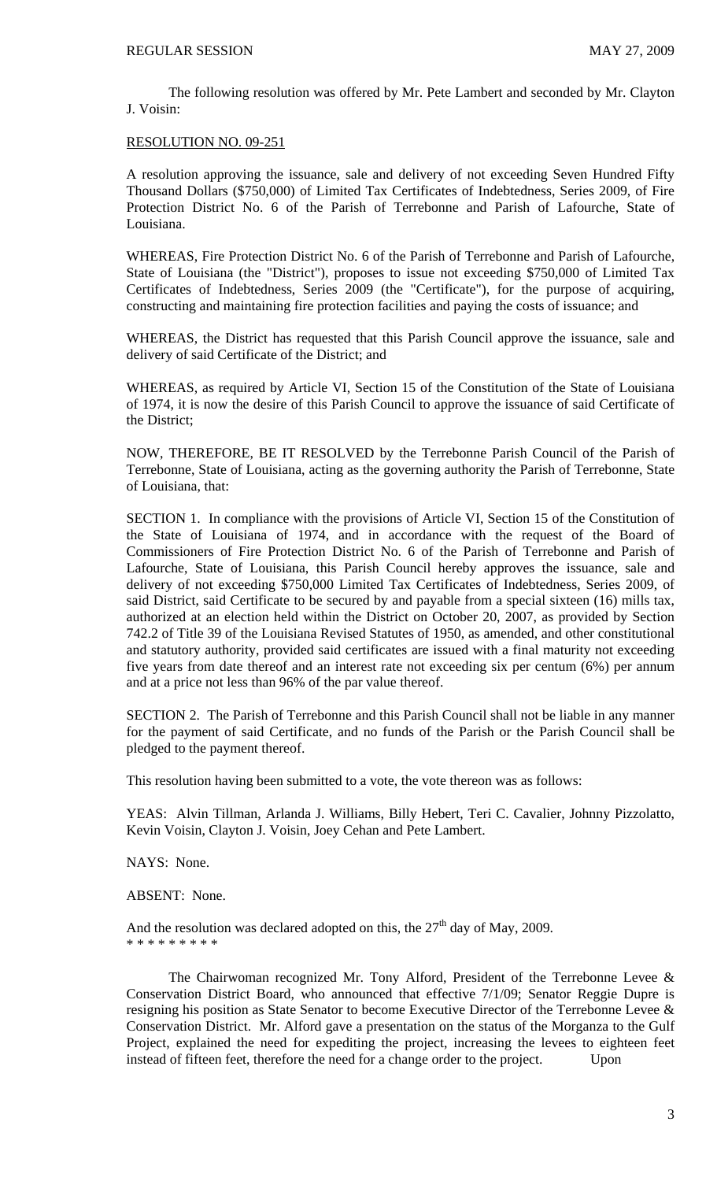The following resolution was offered by Mr. Pete Lambert and seconded by Mr. Clayton J. Voisin:

RESOLUTION NO. 09-251

A resolution approving the issuance, sale and delivery of not exceeding Seven Hundred Fifty Thousand Dollars ($750,000) of Limited Tax Certificates of Indebtedness, Series 2009, of Fire Protection District No. 6 of the Parish of Terrebonne and Parish of Lafourche, State of Louisiana.

WHEREAS, Fire Protection District No. 6 of the Parish of Terrebonne and Parish of Lafourche, State of Louisiana (the "District"), proposes to issue not exceeding $750,000 of Limited Tax Certificates of Indebtedness, Series 2009 (the "Certificate"), for the purpose of acquiring, constructing and maintaining fire protection facilities and paying the costs of issuance; and

WHEREAS, the District has requested that this Parish Council approve the issuance, sale and delivery of said Certificate of the District; and

WHEREAS, as required by Article VI, Section 15 of the Constitution of the State of Louisiana of 1974, it is now the desire of this Parish Council to approve the issuance of said Certificate of the District;

NOW, THEREFORE, BE IT RESOLVED by the Terrebonne Parish Council of the Parish of Terrebonne, State of Louisiana, acting as the governing authority the Parish of Terrebonne, State of Louisiana, that:

SECTION 1. In compliance with the provisions of Article VI, Section 15 of the Constitution of the State of Louisiana of 1974, and in accordance with the request of the Board of Commissioners of Fire Protection District No. 6 of the Parish of Terrebonne and Parish of Lafourche, State of Louisiana, this Parish Council hereby approves the issuance, sale and delivery of not exceeding $750,000 Limited Tax Certificates of Indebtedness, Series 2009, of said District, said Certificate to be secured by and payable from a special sixteen (16) mills tax, authorized at an election held within the District on October 20, 2007, as provided by Section 742.2 of Title 39 of the Louisiana Revised Statutes of 1950, as amended, and other constitutional and statutory authority, provided said certificates are issued with a final maturity not exceeding five years from date thereof and an interest rate not exceeding six per centum (6%) per annum and at a price not less than 96% of the par value thereof.

SECTION 2. The Parish of Terrebonne and this Parish Council shall not be liable in any manner for the payment of said Certificate, and no funds of the Parish or the Parish Council shall be pledged to the payment thereof.

This resolution having been submitted to a vote, the vote thereon was as follows:

YEAS: Alvin Tillman, Arlanda J. Williams, Billy Hebert, Teri C. Cavalier, Johnny Pizzolatto, Kevin Voisin, Clayton J. Voisin, Joey Cehan and Pete Lambert.

NAYS: None.

ABSENT: None.

And the resolution was declared adopted on this, the 27th day of May, 2009.

* * * * * * * * *

The Chairwoman recognized Mr. Tony Alford, President of the Terrebonne Levee & Conservation District Board, who announced that effective 7/1/09; Senator Reggie Dupre is resigning his position as State Senator to become Executive Director of the Terrebonne Levee & Conservation District. Mr. Alford gave a presentation on the status of the Morganza to the Gulf Project, explained the need for expediting the project, increasing the levees to eighteen feet instead of fifteen feet, therefore the need for a change order to the project. Upon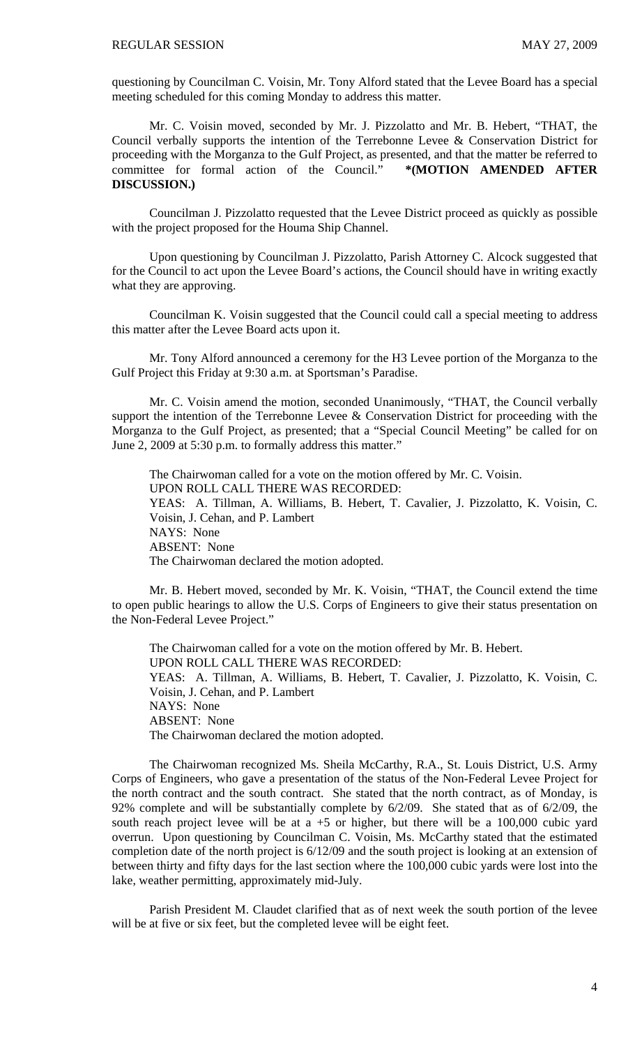questioning by Councilman C. Voisin, Mr. Tony Alford stated that the Levee Board has a special meeting scheduled for this coming Monday to address this matter.

Mr. C. Voisin moved, seconded by Mr. J. Pizzolatto and Mr. B. Hebert, "THAT, the Council verbally supports the intention of the Terrebonne Levee & Conservation District for proceeding with the Morganza to the Gulf Project, as presented, and that the matter be referred to committee for formal action of the Council." **\*(MOTION AMENDED AFTER DISCUSSION.)**

Councilman J. Pizzolatto requested that the Levee District proceed as quickly as possible with the project proposed for the Houma Ship Channel.

Upon questioning by Councilman J. Pizzolatto, Parish Attorney C. Alcock suggested that for the Council to act upon the Levee Board's actions, the Council should have in writing exactly what they are approving.

Councilman K. Voisin suggested that the Council could call a special meeting to address this matter after the Levee Board acts upon it.

Mr. Tony Alford announced a ceremony for the H3 Levee portion of the Morganza to the Gulf Project this Friday at 9:30 a.m. at Sportsman's Paradise.

Mr. C. Voisin amend the motion, seconded Unanimously, "THAT, the Council verbally support the intention of the Terrebonne Levee & Conservation District for proceeding with the Morganza to the Gulf Project, as presented; that a "Special Council Meeting" be called for on June 2, 2009 at 5:30 p.m. to formally address this matter."

The Chairwoman called for a vote on the motion offered by Mr. C. Voisin.
UPON ROLL CALL THERE WAS RECORDED:
YEAS: A. Tillman, A. Williams, B. Hebert, T. Cavalier, J. Pizzolatto, K. Voisin, C. Voisin, J. Cehan, and P. Lambert
NAYS: None
ABSENT: None
The Chairwoman declared the motion adopted.

Mr. B. Hebert moved, seconded by Mr. K. Voisin, "THAT, the Council extend the time to open public hearings to allow the U.S. Corps of Engineers to give their status presentation on the Non-Federal Levee Project."

The Chairwoman called for a vote on the motion offered by Mr. B. Hebert.
UPON ROLL CALL THERE WAS RECORDED:
YEAS: A. Tillman, A. Williams, B. Hebert, T. Cavalier, J. Pizzolatto, K. Voisin, C. Voisin, J. Cehan, and P. Lambert
NAYS: None
ABSENT: None
The Chairwoman declared the motion adopted.

The Chairwoman recognized Ms. Sheila McCarthy, R.A., St. Louis District, U.S. Army Corps of Engineers, who gave a presentation of the status of the Non-Federal Levee Project for the north contract and the south contract. She stated that the north contract, as of Monday, is 92% complete and will be substantially complete by 6/2/09. She stated that as of 6/2/09, the south reach project levee will be at a +5 or higher, but there will be a 100,000 cubic yard overrun. Upon questioning by Councilman C. Voisin, Ms. McCarthy stated that the estimated completion date of the north project is 6/12/09 and the south project is looking at an extension of between thirty and fifty days for the last section where the 100,000 cubic yards were lost into the lake, weather permitting, approximately mid-July.

Parish President M. Claudet clarified that as of next week the south portion of the levee will be at five or six feet, but the completed levee will be eight feet.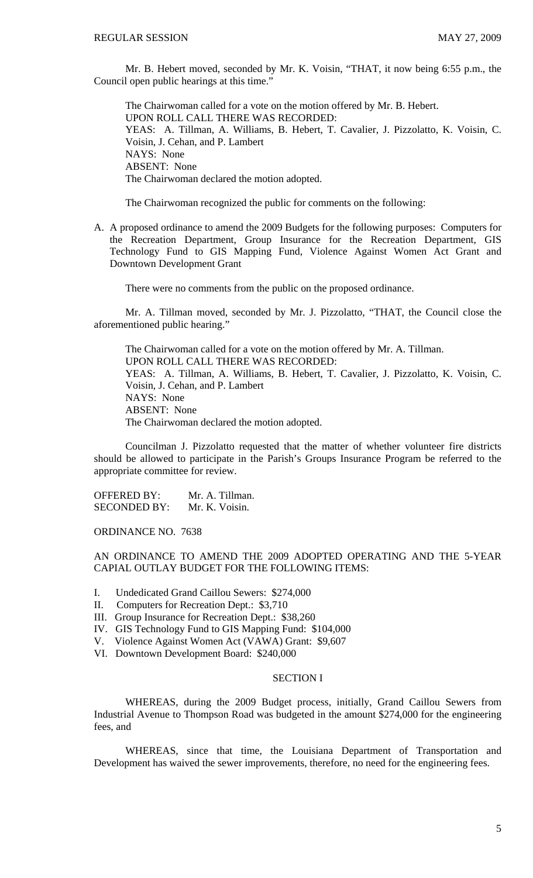Mr. B. Hebert moved, seconded by Mr. K. Voisin, "THAT, it now being 6:55 p.m., the Council open public hearings at this time."

The Chairwoman called for a vote on the motion offered by Mr. B. Hebert.
UPON ROLL CALL THERE WAS RECORDED:
YEAS: A. Tillman, A. Williams, B. Hebert, T. Cavalier, J. Pizzolatto, K. Voisin, C. Voisin, J. Cehan, and P. Lambert
NAYS: None
ABSENT: None
The Chairwoman declared the motion adopted.

The Chairwoman recognized the public for comments on the following:

A. A proposed ordinance to amend the 2009 Budgets for the following purposes: Computers for the Recreation Department, Group Insurance for the Recreation Department, GIS Technology Fund to GIS Mapping Fund, Violence Against Women Act Grant and Downtown Development Grant

There were no comments from the public on the proposed ordinance.

Mr. A. Tillman moved, seconded by Mr. J. Pizzolatto, "THAT, the Council close the aforementioned public hearing."

The Chairwoman called for a vote on the motion offered by Mr. A. Tillman.
UPON ROLL CALL THERE WAS RECORDED:
YEAS: A. Tillman, A. Williams, B. Hebert, T. Cavalier, J. Pizzolatto, K. Voisin, C. Voisin, J. Cehan, and P. Lambert
NAYS: None
ABSENT: None
The Chairwoman declared the motion adopted.

Councilman J. Pizzolatto requested that the matter of whether volunteer fire districts should be allowed to participate in the Parish's Groups Insurance Program be referred to the appropriate committee for review.

OFFERED BY: Mr. A. Tillman.
SECONDED BY: Mr. K. Voisin.

ORDINANCE NO. 7638

AN ORDINANCE TO AMEND THE 2009 ADOPTED OPERATING AND THE 5-YEAR CAPIAL OUTLAY BUDGET FOR THE FOLLOWING ITEMS:

I. Undedicated Grand Caillou Sewers: $274,000
II. Computers for Recreation Dept.: $3,710
III. Group Insurance for Recreation Dept.: $38,260
IV. GIS Technology Fund to GIS Mapping Fund: $104,000
V. Violence Against Women Act (VAWA) Grant: $9,607
VI. Downtown Development Board: $240,000

SECTION I

WHEREAS, during the 2009 Budget process, initially, Grand Caillou Sewers from Industrial Avenue to Thompson Road was budgeted in the amount $274,000 for the engineering fees, and

WHEREAS, since that time, the Louisiana Department of Transportation and Development has waived the sewer improvements, therefore, no need for the engineering fees.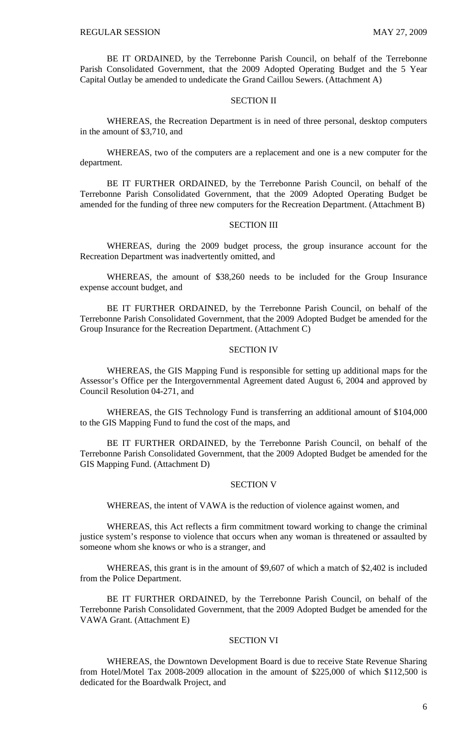BE IT ORDAINED, by the Terrebonne Parish Council, on behalf of the Terrebonne Parish Consolidated Government, that the 2009 Adopted Operating Budget and the 5 Year Capital Outlay be amended to undedicate the Grand Caillou Sewers. (Attachment A)

SECTION II

WHEREAS, the Recreation Department is in need of three personal, desktop computers in the amount of $3,710, and

WHEREAS, two of the computers are a replacement and one is a new computer for the department.

BE IT FURTHER ORDAINED, by the Terrebonne Parish Council, on behalf of the Terrebonne Parish Consolidated Government, that the 2009 Adopted Operating Budget be amended for the funding of three new computers for the Recreation Department. (Attachment B)

SECTION III

WHEREAS, during the 2009 budget process, the group insurance account for the Recreation Department was inadvertently omitted, and

WHEREAS, the amount of $38,260 needs to be included for the Group Insurance expense account budget, and

BE IT FURTHER ORDAINED, by the Terrebonne Parish Council, on behalf of the Terrebonne Parish Consolidated Government, that the 2009 Adopted Budget be amended for the Group Insurance for the Recreation Department. (Attachment C)

SECTION IV

WHEREAS, the GIS Mapping Fund is responsible for setting up additional maps for the Assessor's Office per the Intergovernmental Agreement dated August 6, 2004 and approved by Council Resolution 04-271, and

WHEREAS, the GIS Technology Fund is transferring an additional amount of $104,000 to the GIS Mapping Fund to fund the cost of the maps, and

BE IT FURTHER ORDAINED, by the Terrebonne Parish Council, on behalf of the Terrebonne Parish Consolidated Government, that the 2009 Adopted Budget be amended for the GIS Mapping Fund. (Attachment D)

SECTION V

WHEREAS, the intent of VAWA is the reduction of violence against women, and

WHEREAS, this Act reflects a firm commitment toward working to change the criminal justice system's response to violence that occurs when any woman is threatened or assaulted by someone whom she knows or who is a stranger, and

WHEREAS, this grant is in the amount of $9,607 of which a match of $2,402 is included from the Police Department.

BE IT FURTHER ORDAINED, by the Terrebonne Parish Council, on behalf of the Terrebonne Parish Consolidated Government, that the 2009 Adopted Budget be amended for the VAWA Grant. (Attachment E)

SECTION VI

WHEREAS, the Downtown Development Board is due to receive State Revenue Sharing from Hotel/Motel Tax 2008-2009 allocation in the amount of $225,000 of which $112,500 is dedicated for the Boardwalk Project, and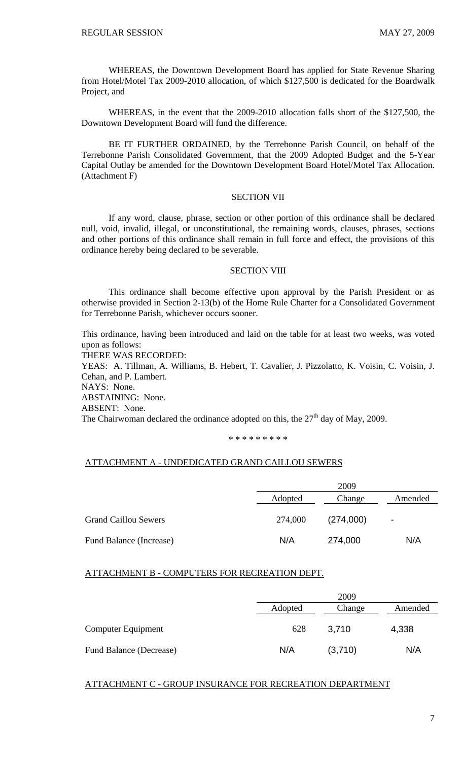WHEREAS, the Downtown Development Board has applied for State Revenue Sharing from Hotel/Motel Tax 2009-2010 allocation, of which $127,500 is dedicated for the Boardwalk Project, and

WHEREAS, in the event that the 2009-2010 allocation falls short of the $127,500, the Downtown Development Board will fund the difference.

BE IT FURTHER ORDAINED, by the Terrebonne Parish Council, on behalf of the Terrebonne Parish Consolidated Government, that the 2009 Adopted Budget and the 5-Year Capital Outlay be amended for the Downtown Development Board Hotel/Motel Tax Allocation. (Attachment F)

## SECTION VII

If any word, clause, phrase, section or other portion of this ordinance shall be declared null, void, invalid, illegal, or unconstitutional, the remaining words, clauses, phrases, sections and other portions of this ordinance shall remain in full force and effect, the provisions of this ordinance hereby being declared to be severable.

## SECTION VIII

This ordinance shall become effective upon approval by the Parish President or as otherwise provided in Section 2-13(b) of the Home Rule Charter for a Consolidated Government for Terrebonne Parish, whichever occurs sooner.

This ordinance, having been introduced and laid on the table for at least two weeks, was voted upon as follows:

THERE WAS RECORDED:

YEAS: A. Tillman, A. Williams, B. Hebert, T. Cavalier, J. Pizzolatto, K. Voisin, C. Voisin, J. Cehan, and P. Lambert.

NAYS: None.

ABSTAINING: None.

ABSENT: None.

The Chairwoman declared the ordinance adopted on this, the 27th day of May, 2009.

\* \* \* \* \* \* \* \* \*

ATTACHMENT A - UNDEDICATED GRAND CAILLOU SEWERS

| | 2009 | | |
|---|---|---|---|
| | Adopted | Change | Amended |
| Grand Caillou Sewers | 274,000 | (274,000) | - |
| Fund Balance (Increase) | N/A | 274,000 | N/A |

ATTACHMENT B - COMPUTERS FOR RECREATION DEPT.

| | 2009 | | |
|---|---|---|---|
| | Adopted | Change | Amended |
| Computer Equipment | 628 | 3,710 | 4,338 |
| Fund Balance (Decrease) | N/A | (3,710) | N/A |

ATTACHMENT C - GROUP INSURANCE FOR RECREATION DEPARTMENT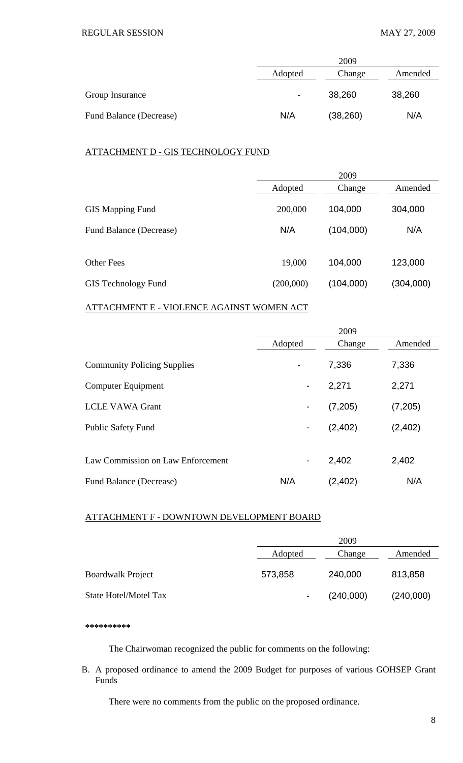| | 2009 | | |
|---|---|---|---|
| | Adopted | Change | Amended |
| Group Insurance | - | 38,260 | 38,260 |
| Fund Balance (Decrease) | N/A | (38,260) | N/A |

ATTACHMENT D - GIS TECHNOLOGY FUND

| | 2009 | | |
|---|---|---|---|
| | Adopted | Change | Amended |
| GIS Mapping Fund | 200,000 | 104,000 | 304,000 |
| Fund Balance (Decrease) | N/A | (104,000) | N/A |
| Other Fees | 19,000 | 104,000 | 123,000 |
| GIS Technology Fund | (200,000) | (104,000) | (304,000) |

ATTACHMENT E - VIOLENCE AGAINST WOMEN ACT

| | 2009 | | |
|---|---|---|---|
| | Adopted | Change | Amended |
| Community Policing Supplies | - | 7,336 | 7,336 |
| Computer Equipment | - | 2,271 | 2,271 |
| LCLE VAWA Grant | - | (7,205) | (7,205) |
| Public Safety Fund | - | (2,402) | (2,402) |
| Law Commission on Law Enforcement | - | 2,402 | 2,402 |
| Fund Balance (Decrease) | N/A | (2,402) | N/A |

ATTACHMENT F - DOWNTOWN DEVELOPMENT BOARD

| | 2009 | | |
|---|---|---|---|
| | Adopted | Change | Amended |
| Boardwalk Project | 573,858 | 240,000 | 813,858 |
| State Hotel/Motel Tax | - | (240,000) | (240,000) |

**********

The Chairwoman recognized the public for comments on the following:

B. A proposed ordinance to amend the 2009 Budget for purposes of various GOHSEP Grant Funds

There were no comments from the public on the proposed ordinance.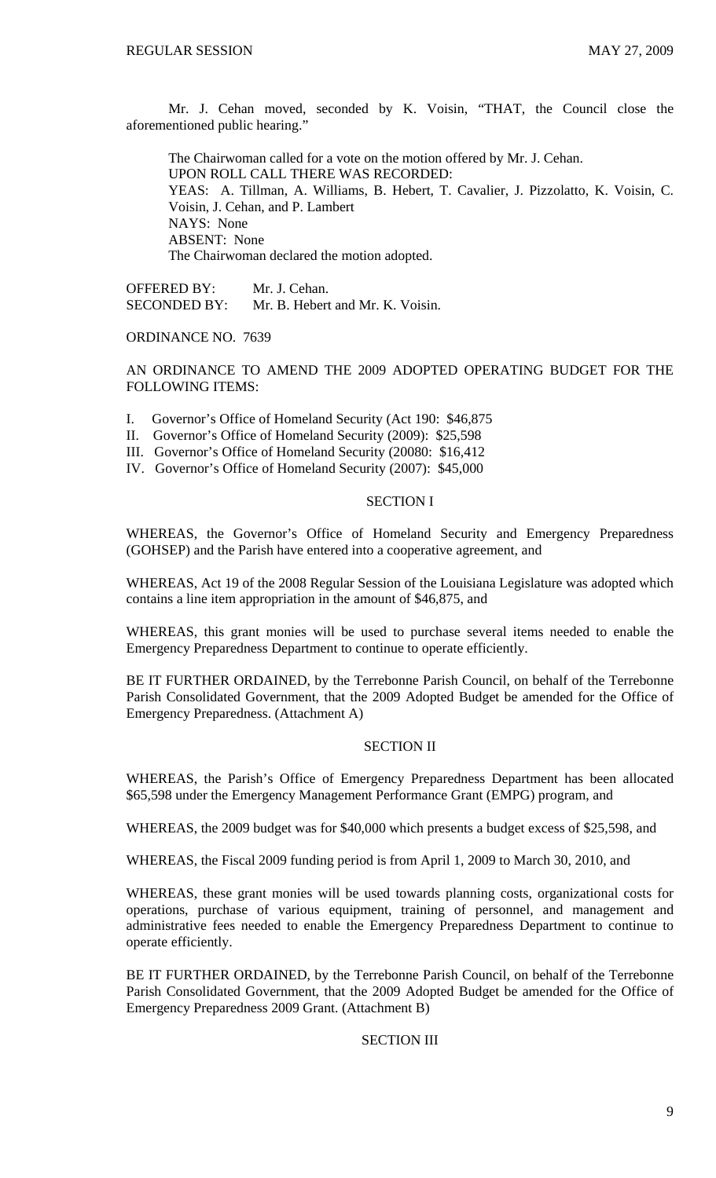Mr. J. Cehan moved, seconded by K. Voisin, "THAT, the Council close the aforementioned public hearing."

The Chairwoman called for a vote on the motion offered by Mr. J. Cehan.
UPON ROLL CALL THERE WAS RECORDED:
YEAS: A. Tillman, A. Williams, B. Hebert, T. Cavalier, J. Pizzolatto, K. Voisin, C. Voisin, J. Cehan, and P. Lambert
NAYS: None
ABSENT: None
The Chairwoman declared the motion adopted.

OFFERED BY: Mr. J. Cehan.
SECONDED BY: Mr. B. Hebert and Mr. K. Voisin.

ORDINANCE NO. 7639

AN ORDINANCE TO AMEND THE 2009 ADOPTED OPERATING BUDGET FOR THE FOLLOWING ITEMS:

I. Governor's Office of Homeland Security (Act 190: $46,875
II. Governor's Office of Homeland Security (2009): $25,598
III. Governor's Office of Homeland Security (20080: $16,412
IV. Governor's Office of Homeland Security (2007): $45,000

SECTION I

WHEREAS, the Governor's Office of Homeland Security and Emergency Preparedness (GOHSEP) and the Parish have entered into a cooperative agreement, and

WHEREAS, Act 19 of the 2008 Regular Session of the Louisiana Legislature was adopted which contains a line item appropriation in the amount of $46,875, and

WHEREAS, this grant monies will be used to purchase several items needed to enable the Emergency Preparedness Department to continue to operate efficiently.

BE IT FURTHER ORDAINED, by the Terrebonne Parish Council, on behalf of the Terrebonne Parish Consolidated Government, that the 2009 Adopted Budget be amended for the Office of Emergency Preparedness. (Attachment A)

SECTION II

WHEREAS, the Parish's Office of Emergency Preparedness Department has been allocated $65,598 under the Emergency Management Performance Grant (EMPG) program, and

WHEREAS, the 2009 budget was for $40,000 which presents a budget excess of $25,598, and

WHEREAS, the Fiscal 2009 funding period is from April 1, 2009 to March 30, 2010, and

WHEREAS, these grant monies will be used towards planning costs, organizational costs for operations, purchase of various equipment, training of personnel, and management and administrative fees needed to enable the Emergency Preparedness Department to continue to operate efficiently.

BE IT FURTHER ORDAINED, by the Terrebonne Parish Council, on behalf of the Terrebonne Parish Consolidated Government, that the 2009 Adopted Budget be amended for the Office of Emergency Preparedness 2009 Grant. (Attachment B)

SECTION III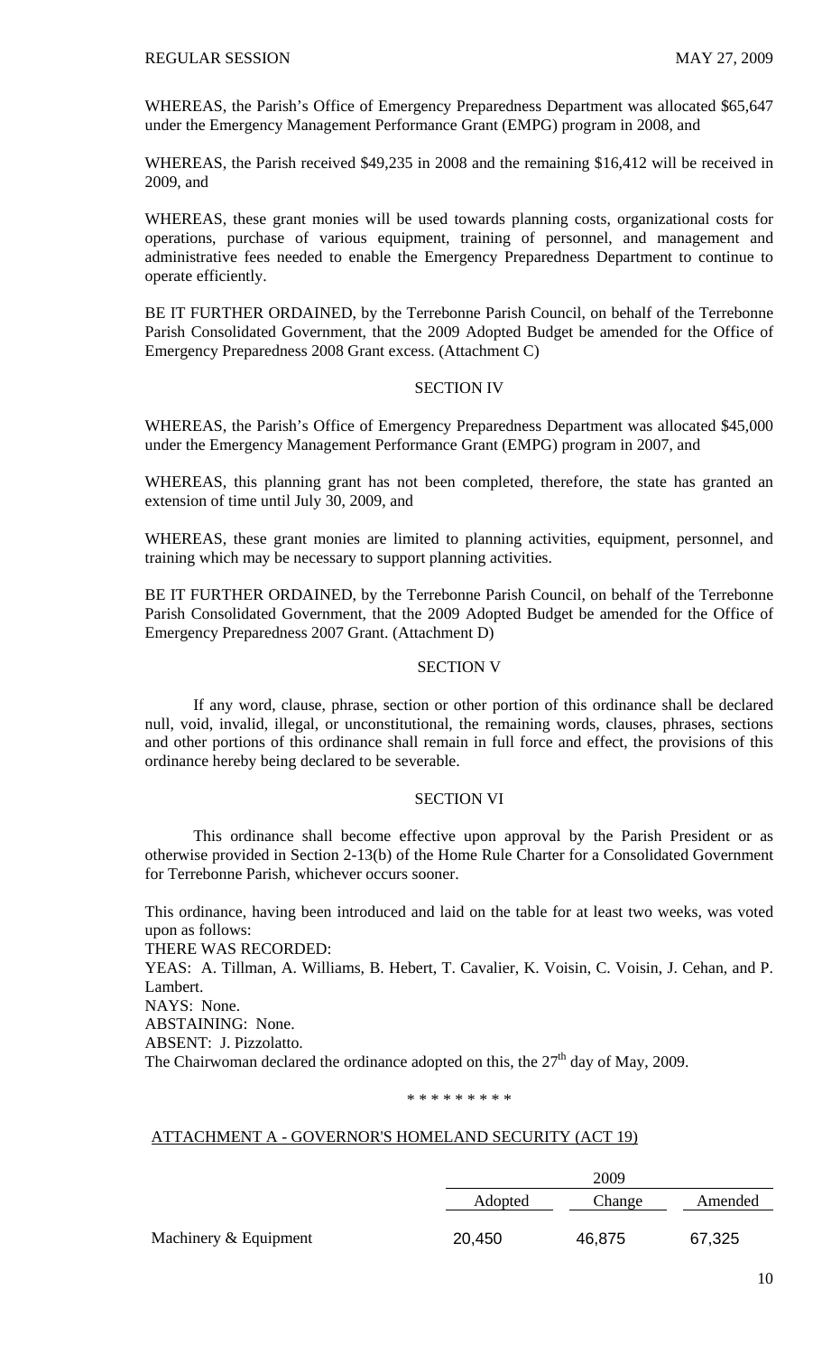WHEREAS, the Parish's Office of Emergency Preparedness Department was allocated $65,647 under the Emergency Management Performance Grant (EMPG) program in 2008, and

WHEREAS, the Parish received $49,235 in 2008 and the remaining $16,412 will be received in 2009, and

WHEREAS, these grant monies will be used towards planning costs, organizational costs for operations, purchase of various equipment, training of personnel, and management and administrative fees needed to enable the Emergency Preparedness Department to continue to operate efficiently.

BE IT FURTHER ORDAINED, by the Terrebonne Parish Council, on behalf of the Terrebonne Parish Consolidated Government, that the 2009 Adopted Budget be amended for the Office of Emergency Preparedness 2008 Grant excess. (Attachment C)

SECTION IV

WHEREAS, the Parish's Office of Emergency Preparedness Department was allocated $45,000 under the Emergency Management Performance Grant (EMPG) program in 2007, and

WHEREAS, this planning grant has not been completed, therefore, the state has granted an extension of time until July 30, 2009, and

WHEREAS, these grant monies are limited to planning activities, equipment, personnel, and training which may be necessary to support planning activities.

BE IT FURTHER ORDAINED, by the Terrebonne Parish Council, on behalf of the Terrebonne Parish Consolidated Government, that the 2009 Adopted Budget be amended for the Office of Emergency Preparedness 2007 Grant. (Attachment D)

SECTION V

If any word, clause, phrase, section or other portion of this ordinance shall be declared null, void, invalid, illegal, or unconstitutional, the remaining words, clauses, phrases, sections and other portions of this ordinance shall remain in full force and effect, the provisions of this ordinance hereby being declared to be severable.

SECTION VI

This ordinance shall become effective upon approval by the Parish President or as otherwise provided in Section 2-13(b) of the Home Rule Charter for a Consolidated Government for Terrebonne Parish, whichever occurs sooner.

This ordinance, having been introduced and laid on the table for at least two weeks, was voted upon as follows:
THERE WAS RECORDED:
YEAS: A. Tillman, A. Williams, B. Hebert, T. Cavalier, K. Voisin, C. Voisin, J. Cehan, and P. Lambert.
NAYS: None.
ABSTAINING: None.
ABSENT: J. Pizzolatto.
The Chairwoman declared the ordinance adopted on this, the 27th day of May, 2009.

\* \* \* \* \* \* \* \* \*

ATTACHMENT A - GOVERNOR'S HOMELAND SECURITY (ACT 19)

| | 2009 | | |
|---|---|---|---|
| | Adopted | Change | Amended |
| Machinery & Equipment | 20,450 | 46,875 | 67,325 |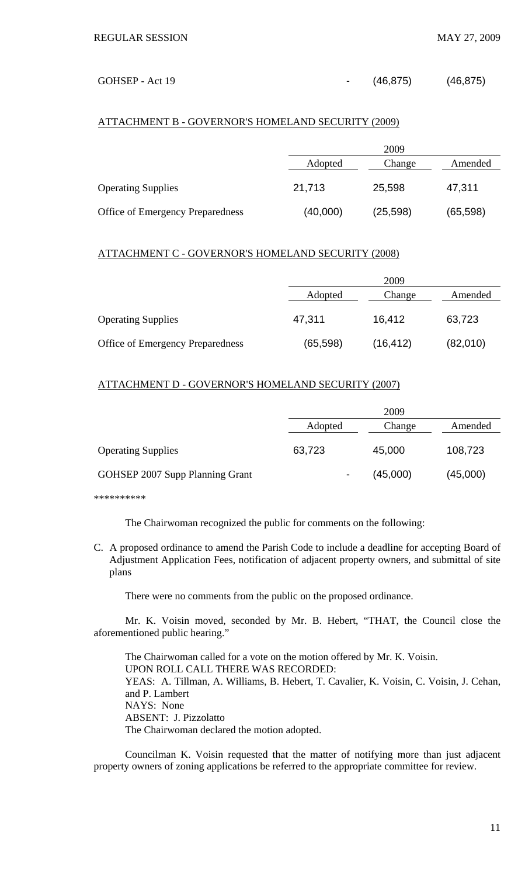| | | | |
|---|---|---|---|
| GOHSEP - Act 19 | - | (46,875) | (46,875) |

ATTACHMENT B - GOVERNOR'S HOMELAND SECURITY (2009)

| | 2009 | | |
|---|---|---|---|
| | Adopted | Change | Amended |
| Operating Supplies | 21,713 | 25,598 | 47,311 |
| Office of Emergency Preparedness | (40,000) | (25,598) | (65,598) |

ATTACHMENT C - GOVERNOR'S HOMELAND SECURITY (2008)

| | 2009 | | |
|---|---|---|---|
| | Adopted | Change | Amended |
| Operating Supplies | 47,311 | 16,412 | 63,723 |
| Office of Emergency Preparedness | (65,598) | (16,412) | (82,010) |

ATTACHMENT D - GOVERNOR'S HOMELAND SECURITY (2007)

| | 2009 | | |
|---|---|---|---|
| | Adopted | Change | Amended |
| Operating Supplies | 63,723 | 45,000 | 108,723 |
| GOHSEP 2007 Supp Planning Grant | - | (45,000) | (45,000) |

**********

The Chairwoman recognized the public for comments on the following:

C. A proposed ordinance to amend the Parish Code to include a deadline for accepting Board of Adjustment Application Fees, notification of adjacent property owners, and submittal of site plans

There were no comments from the public on the proposed ordinance.

Mr. K. Voisin moved, seconded by Mr. B. Hebert, "THAT, the Council close the aforementioned public hearing."

The Chairwoman called for a vote on the motion offered by Mr. K. Voisin.
UPON ROLL CALL THERE WAS RECORDED:
YEAS: A. Tillman, A. Williams, B. Hebert, T. Cavalier, K. Voisin, C. Voisin, J. Cehan, and P. Lambert
NAYS: None
ABSENT: J. Pizzolatto
The Chairwoman declared the motion adopted.

Councilman K. Voisin requested that the matter of notifying more than just adjacent property owners of zoning applications be referred to the appropriate committee for review.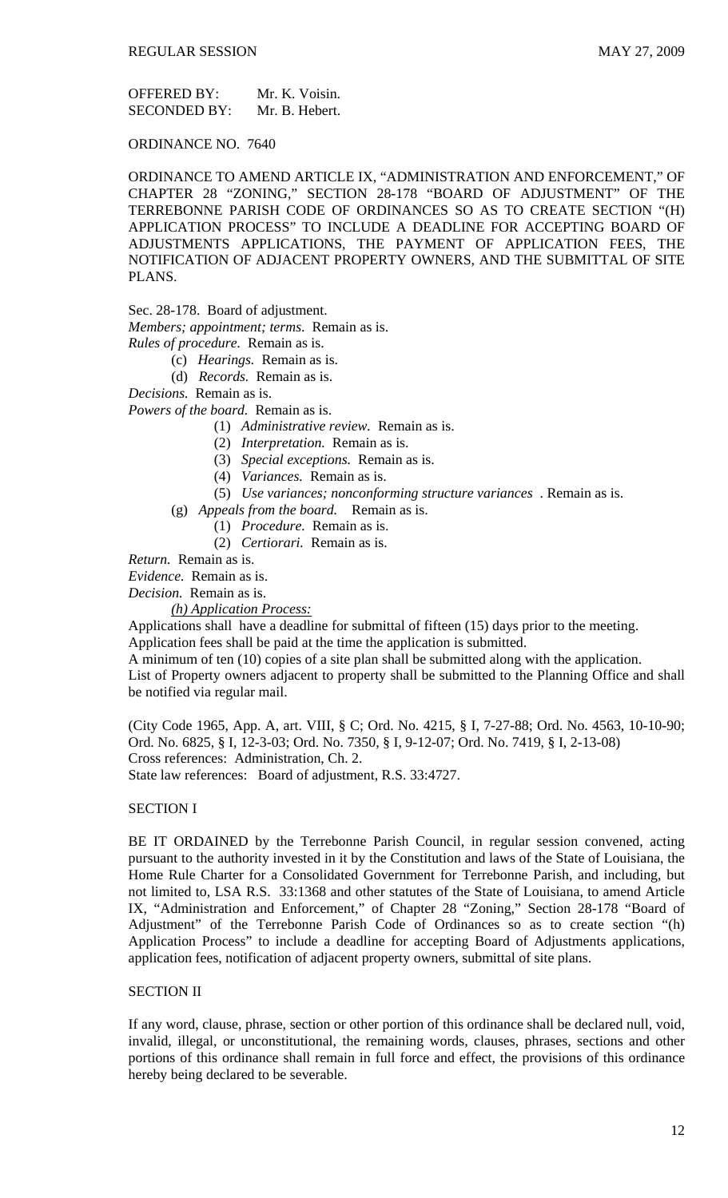OFFERED BY: Mr. K. Voisin.
SECONDED BY: Mr. B. Hebert.

ORDINANCE NO. 7640

ORDINANCE TO AMEND ARTICLE IX, "ADMINISTRATION AND ENFORCEMENT," OF CHAPTER 28 "ZONING," SECTION 28-178 "BOARD OF ADJUSTMENT" OF THE TERREBONNE PARISH CODE OF ORDINANCES SO AS TO CREATE SECTION "(H) APPLICATION PROCESS" TO INCLUDE A DEADLINE FOR ACCEPTING BOARD OF ADJUSTMENTS APPLICATIONS, THE PAYMENT OF APPLICATION FEES, THE NOTIFICATION OF ADJACENT PROPERTY OWNERS, AND THE SUBMITTAL OF SITE PLANS.

Sec. 28-178. Board of adjustment.

*Members; appointment; terms.* Remain as is.

*Rules of procedure.* Remain as is.

- (c) *Hearings.* Remain as is.
- (d) *Records.* Remain as is.

*Decisions.* Remain as is.

*Powers of the board.* Remain as is.

- (1) *Administrative review.* Remain as is.
- (2) *Interpretation.* Remain as is.
- (3) *Special exceptions.* Remain as is.
- (4) *Variances.* Remain as is.
- (5) *Use variances; nonconforming structure variances* . Remain as is.

(g) *Appeals from the board.* Remain as is.

- (1) *Procedure.* Remain as is.
- (2) *Certiorari.* Remain as is.

*Return.* Remain as is.

*Evidence.* Remain as is.

*Decision.* Remain as is.

*(h) Application Process:*

Applications shall have a deadline for submittal of fifteen (15) days prior to the meeting.

Application fees shall be paid at the time the application is submitted.

A minimum of ten (10) copies of a site plan shall be submitted along with the application.

List of Property owners adjacent to property shall be submitted to the Planning Office and shall be notified via regular mail.

(City Code 1965, App. A, art. VIII, § C; Ord. No. 4215, § I, 7-27-88; Ord. No. 4563, 10-10-90; Ord. No. 6825, § I, 12-3-03; Ord. No. 7350, § I, 9-12-07; Ord. No. 7419, § I, 2-13-08)

Cross references: Administration, Ch. 2.

State law references: Board of adjustment, R.S. 33:4727.

SECTION I

BE IT ORDAINED by the Terrebonne Parish Council, in regular session convened, acting pursuant to the authority invested in it by the Constitution and laws of the State of Louisiana, the Home Rule Charter for a Consolidated Government for Terrebonne Parish, and including, but not limited to, LSA R.S. 33:1368 and other statutes of the State of Louisiana, to amend Article IX, "Administration and Enforcement," of Chapter 28 "Zoning," Section 28-178 "Board of Adjustment" of the Terrebonne Parish Code of Ordinances so as to create section "(h) Application Process" to include a deadline for accepting Board of Adjustments applications, application fees, notification of adjacent property owners, submittal of site plans.

SECTION II

If any word, clause, phrase, section or other portion of this ordinance shall be declared null, void, invalid, illegal, or unconstitutional, the remaining words, clauses, phrases, sections and other portions of this ordinance shall remain in full force and effect, the provisions of this ordinance hereby being declared to be severable.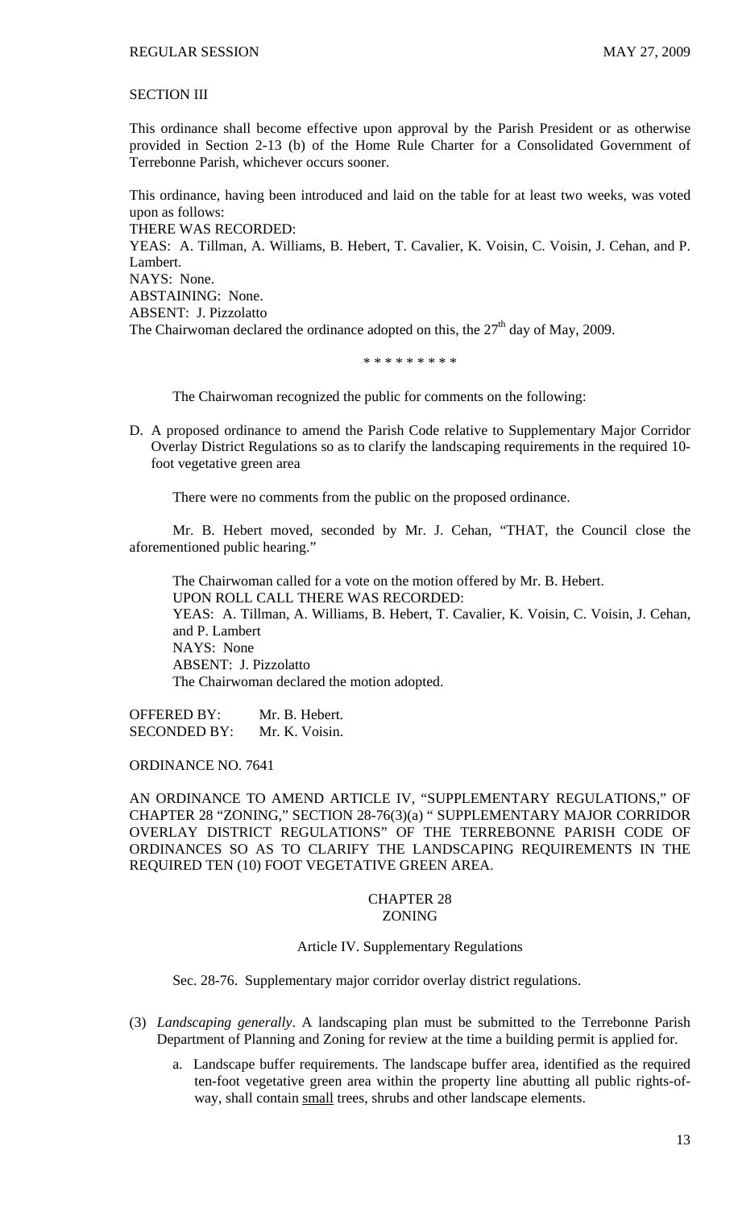SECTION III

This ordinance shall become effective upon approval by the Parish President or as otherwise provided in Section 2-13 (b) of the Home Rule Charter for a Consolidated Government of Terrebonne Parish, whichever occurs sooner.

This ordinance, having been introduced and laid on the table for at least two weeks, was voted upon as follows:

THERE WAS RECORDED:

YEAS: A. Tillman, A. Williams, B. Hebert, T. Cavalier, K. Voisin, C. Voisin, J. Cehan, and P. Lambert.

NAYS: None.

ABSTAINING: None.

ABSENT: J. Pizzolatto

The Chairwoman declared the ordinance adopted on this, the 27th day of May, 2009.

\* \* \* \* \* \* \* \* \*

The Chairwoman recognized the public for comments on the following:

D. A proposed ordinance to amend the Parish Code relative to Supplementary Major Corridor Overlay District Regulations so as to clarify the landscaping requirements in the required 10-foot vegetative green area

There were no comments from the public on the proposed ordinance.

Mr. B. Hebert moved, seconded by Mr. J. Cehan, "THAT, the Council close the aforementioned public hearing."

The Chairwoman called for a vote on the motion offered by Mr. B. Hebert.

UPON ROLL CALL THERE WAS RECORDED:

YEAS: A. Tillman, A. Williams, B. Hebert, T. Cavalier, K. Voisin, C. Voisin, J. Cehan, and P. Lambert

NAYS: None

ABSENT: J. Pizzolatto

The Chairwoman declared the motion adopted.

OFFERED BY: Mr. B. Hebert.
SECONDED BY: Mr. K. Voisin.

ORDINANCE NO. 7641

AN ORDINANCE TO AMEND ARTICLE IV, "SUPPLEMENTARY REGULATIONS," OF CHAPTER 28 "ZONING," SECTION 28-76(3)(a) " SUPPLEMENTARY MAJOR CORRIDOR OVERLAY DISTRICT REGULATIONS" OF THE TERREBONNE PARISH CODE OF ORDINANCES SO AS TO CLARIFY THE LANDSCAPING REQUIREMENTS IN THE REQUIRED TEN (10) FOOT VEGETATIVE GREEN AREA.

CHAPTER 28
ZONING

Article IV. Supplementary Regulations

Sec. 28-76. Supplementary major corridor overlay district regulations.

(3) *Landscaping generally*. A landscaping plan must be submitted to the Terrebonne Parish Department of Planning and Zoning for review at the time a building permit is applied for.

   a. Landscape buffer requirements. The landscape buffer area, identified as the required ten-foot vegetative green area within the property line abutting all public rights-of-way, shall contain <u>small</u> trees, shrubs and other landscape elements.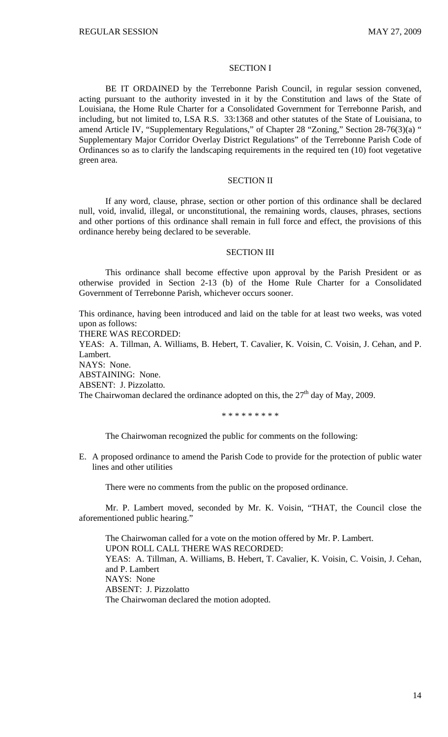## SECTION I

BE IT ORDAINED by the Terrebonne Parish Council, in regular session convened, acting pursuant to the authority invested in it by the Constitution and laws of the State of Louisiana, the Home Rule Charter for a Consolidated Government for Terrebonne Parish, and including, but not limited to, LSA R.S. 33:1368 and other statutes of the State of Louisiana, to amend Article IV, "Supplementary Regulations," of Chapter 28 "Zoning," Section 28-76(3)(a) " Supplementary Major Corridor Overlay District Regulations" of the Terrebonne Parish Code of Ordinances so as to clarify the landscaping requirements in the required ten (10) foot vegetative green area.

## SECTION II

If any word, clause, phrase, section or other portion of this ordinance shall be declared null, void, invalid, illegal, or unconstitutional, the remaining words, clauses, phrases, sections and other portions of this ordinance shall remain in full force and effect, the provisions of this ordinance hereby being declared to be severable.

## SECTION III

This ordinance shall become effective upon approval by the Parish President or as otherwise provided in Section 2-13 (b) of the Home Rule Charter for a Consolidated Government of Terrebonne Parish, whichever occurs sooner.

This ordinance, having been introduced and laid on the table for at least two weeks, was voted upon as follows:
THERE WAS RECORDED:
YEAS: A. Tillman, A. Williams, B. Hebert, T. Cavalier, K. Voisin, C. Voisin, J. Cehan, and P. Lambert.
NAYS: None.
ABSTAINING: None.
ABSENT: J. Pizzolatto.
The Chairwoman declared the ordinance adopted on this, the 27th day of May, 2009.

\* \* \* \* \* \* \* \* \*

The Chairwoman recognized the public for comments on the following:

E. A proposed ordinance to amend the Parish Code to provide for the protection of public water lines and other utilities

There were no comments from the public on the proposed ordinance.

Mr. P. Lambert moved, seconded by Mr. K. Voisin, "THAT, the Council close the aforementioned public hearing."

The Chairwoman called for a vote on the motion offered by Mr. P. Lambert.
UPON ROLL CALL THERE WAS RECORDED:
YEAS: A. Tillman, A. Williams, B. Hebert, T. Cavalier, K. Voisin, C. Voisin, J. Cehan, and P. Lambert
NAYS: None
ABSENT: J. Pizzolatto
The Chairwoman declared the motion adopted.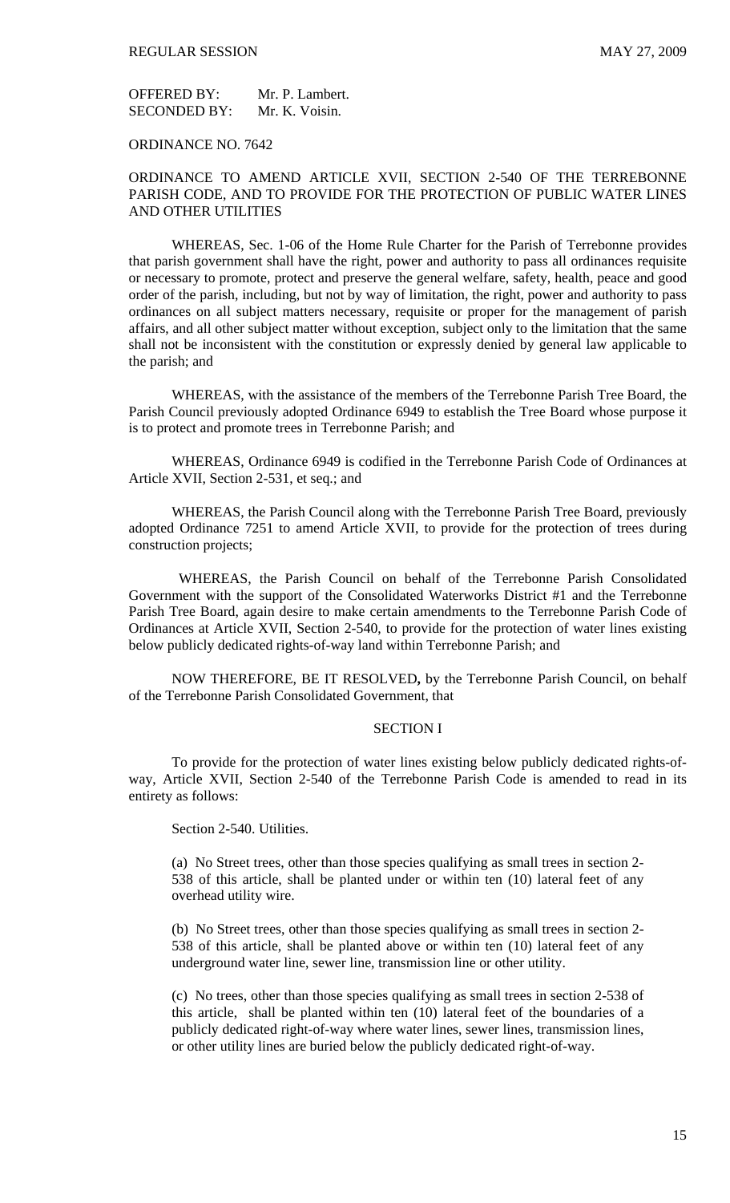OFFERED BY: Mr. P. Lambert.
SECONDED BY: Mr. K. Voisin.

ORDINANCE NO. 7642

ORDINANCE TO AMEND ARTICLE XVII, SECTION 2-540 OF THE TERREBONNE PARISH CODE, AND TO PROVIDE FOR THE PROTECTION OF PUBLIC WATER LINES AND OTHER UTILITIES

WHEREAS, Sec. 1-06 of the Home Rule Charter for the Parish of Terrebonne provides that parish government shall have the right, power and authority to pass all ordinances requisite or necessary to promote, protect and preserve the general welfare, safety, health, peace and good order of the parish, including, but not by way of limitation, the right, power and authority to pass ordinances on all subject matters necessary, requisite or proper for the management of parish affairs, and all other subject matter without exception, subject only to the limitation that the same shall not be inconsistent with the constitution or expressly denied by general law applicable to the parish; and

WHEREAS, with the assistance of the members of the Terrebonne Parish Tree Board, the Parish Council previously adopted Ordinance 6949 to establish the Tree Board whose purpose it is to protect and promote trees in Terrebonne Parish; and

WHEREAS, Ordinance 6949 is codified in the Terrebonne Parish Code of Ordinances at Article XVII, Section 2-531, et seq.; and

WHEREAS, the Parish Council along with the Terrebonne Parish Tree Board, previously adopted Ordinance 7251 to amend Article XVII, to provide for the protection of trees during construction projects;

WHEREAS, the Parish Council on behalf of the Terrebonne Parish Consolidated Government with the support of the Consolidated Waterworks District #1 and the Terrebonne Parish Tree Board, again desire to make certain amendments to the Terrebonne Parish Code of Ordinances at Article XVII, Section 2-540, to provide for the protection of water lines existing below publicly dedicated rights-of-way land within Terrebonne Parish; and

NOW THEREFORE, BE IT RESOLVED**,** by the Terrebonne Parish Council, on behalf of the Terrebonne Parish Consolidated Government, that

SECTION I

To provide for the protection of water lines existing below publicly dedicated rights-of-way, Article XVII, Section 2-540 of the Terrebonne Parish Code is amended to read in its entirety as follows:

Section 2-540. Utilities.

(a) No Street trees, other than those species qualifying as small trees in section 2-538 of this article, shall be planted under or within ten (10) lateral feet of any overhead utility wire.

(b) No Street trees, other than those species qualifying as small trees in section 2-538 of this article, shall be planted above or within ten (10) lateral feet of any underground water line, sewer line, transmission line or other utility.

(c) No trees, other than those species qualifying as small trees in section 2-538 of this article, shall be planted within ten (10) lateral feet of the boundaries of a publicly dedicated right-of-way where water lines, sewer lines, transmission lines, or other utility lines are buried below the publicly dedicated right-of-way.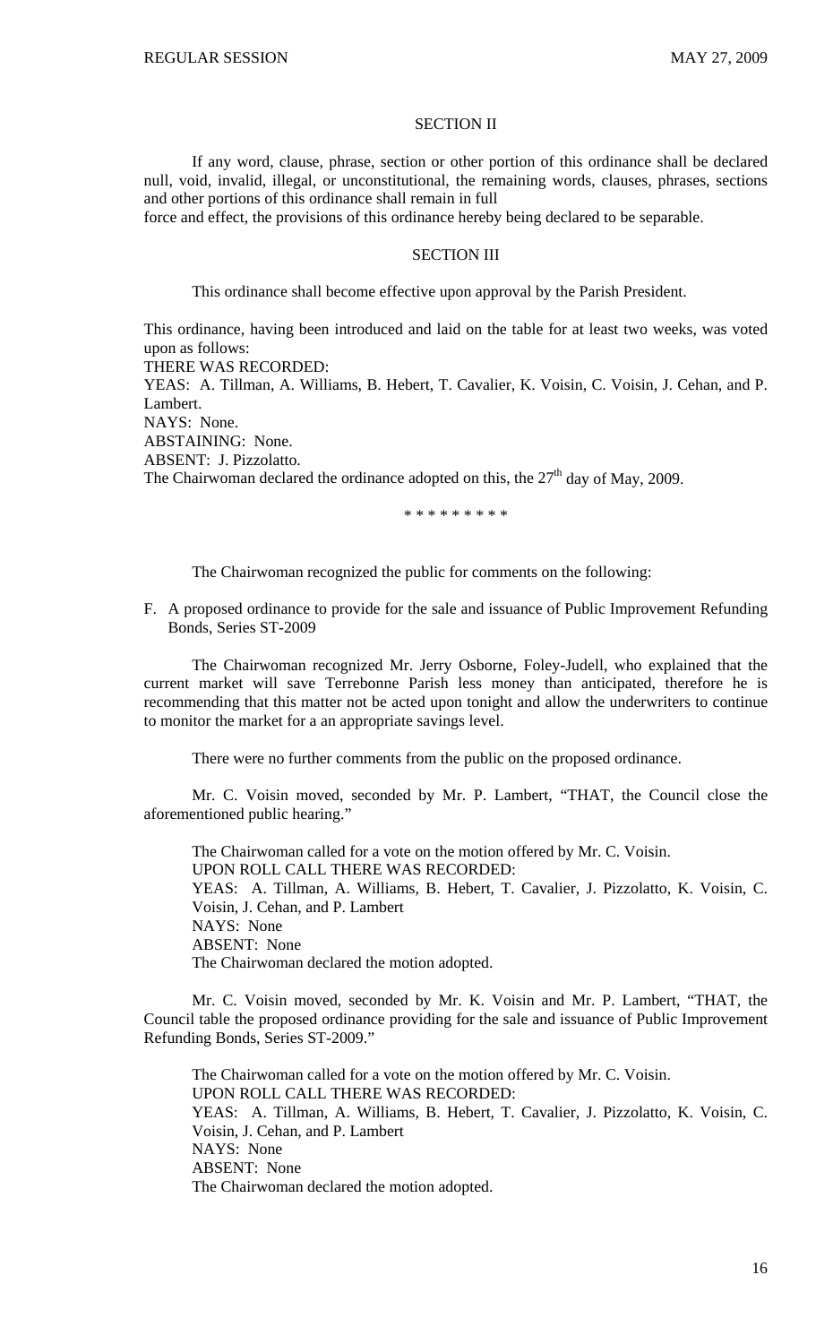## SECTION II

If any word, clause, phrase, section or other portion of this ordinance shall be declared null, void, invalid, illegal, or unconstitutional, the remaining words, clauses, phrases, sections and other portions of this ordinance shall remain in full
force and effect, the provisions of this ordinance hereby being declared to be separable.

## SECTION III

This ordinance shall become effective upon approval by the Parish President.

This ordinance, having been introduced and laid on the table for at least two weeks, was voted upon as follows:
THERE WAS RECORDED:
YEAS: A. Tillman, A. Williams, B. Hebert, T. Cavalier, K. Voisin, C. Voisin, J. Cehan, and P. Lambert.
NAYS: None.
ABSTAINING: None.
ABSENT: J. Pizzolatto.
The Chairwoman declared the ordinance adopted on this, the 27th day of May, 2009.

\* \* \* \* \* \* \* \* \*

The Chairwoman recognized the public for comments on the following:

F. A proposed ordinance to provide for the sale and issuance of Public Improvement Refunding Bonds, Series ST-2009

The Chairwoman recognized Mr. Jerry Osborne, Foley-Judell, who explained that the current market will save Terrebonne Parish less money than anticipated, therefore he is recommending that this matter not be acted upon tonight and allow the underwriters to continue to monitor the market for a an appropriate savings level.

There were no further comments from the public on the proposed ordinance.

Mr. C. Voisin moved, seconded by Mr. P. Lambert, "THAT, the Council close the aforementioned public hearing."

The Chairwoman called for a vote on the motion offered by Mr. C. Voisin.
UPON ROLL CALL THERE WAS RECORDED:
YEAS: A. Tillman, A. Williams, B. Hebert, T. Cavalier, J. Pizzolatto, K. Voisin, C. Voisin, J. Cehan, and P. Lambert
NAYS: None
ABSENT: None
The Chairwoman declared the motion adopted.

Mr. C. Voisin moved, seconded by Mr. K. Voisin and Mr. P. Lambert, "THAT, the Council table the proposed ordinance providing for the sale and issuance of Public Improvement Refunding Bonds, Series ST-2009."

The Chairwoman called for a vote on the motion offered by Mr. C. Voisin.
UPON ROLL CALL THERE WAS RECORDED:
YEAS: A. Tillman, A. Williams, B. Hebert, T. Cavalier, J. Pizzolatto, K. Voisin, C. Voisin, J. Cehan, and P. Lambert
NAYS: None
ABSENT: None
The Chairwoman declared the motion adopted.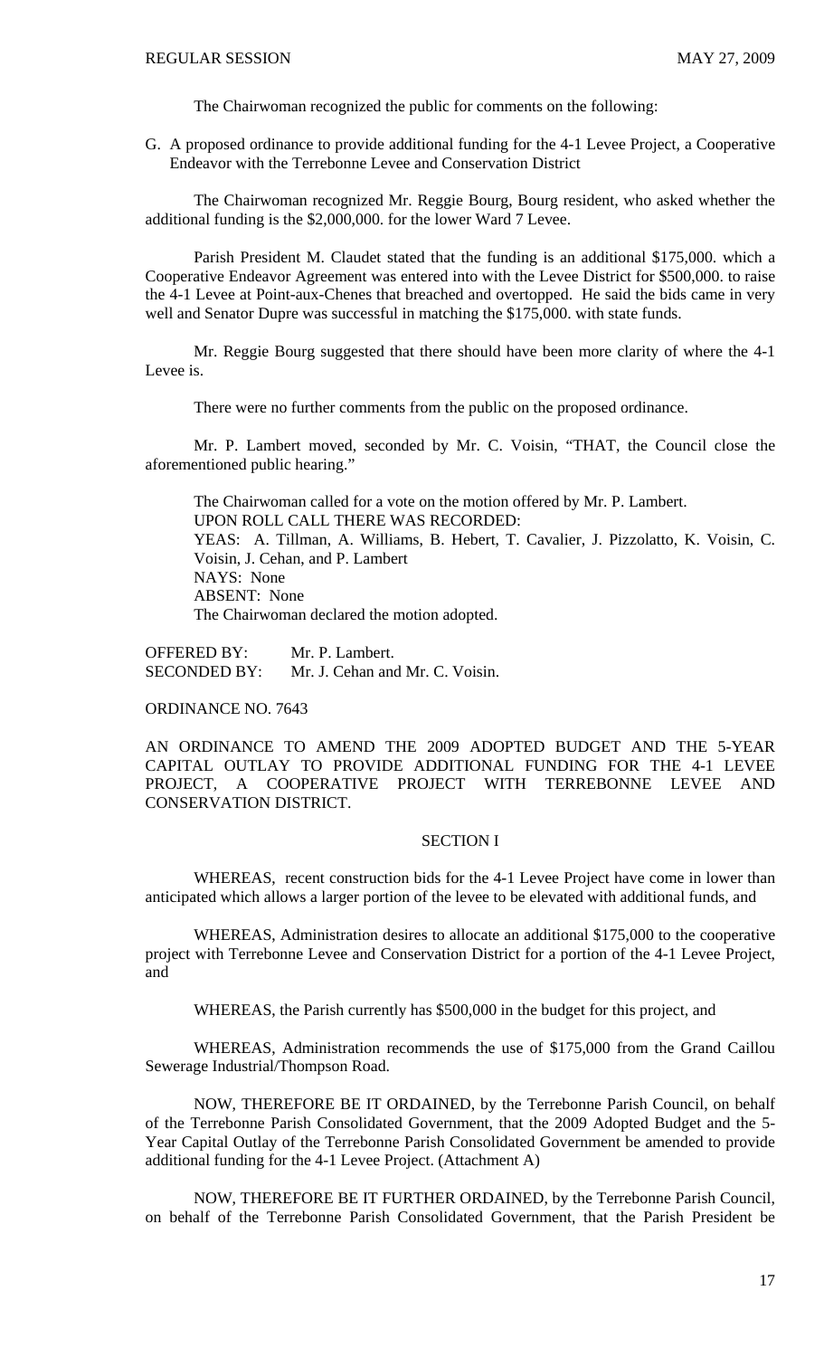The Chairwoman recognized the public for comments on the following:

G. A proposed ordinance to provide additional funding for the 4-1 Levee Project, a Cooperative Endeavor with the Terrebonne Levee and Conservation District

The Chairwoman recognized Mr. Reggie Bourg, Bourg resident, who asked whether the additional funding is the $2,000,000. for the lower Ward 7 Levee.

Parish President M. Claudet stated that the funding is an additional $175,000. which a Cooperative Endeavor Agreement was entered into with the Levee District for $500,000. to raise the 4-1 Levee at Point-aux-Chenes that breached and overtopped. He said the bids came in very well and Senator Dupre was successful in matching the $175,000. with state funds.

Mr. Reggie Bourg suggested that there should have been more clarity of where the 4-1 Levee is.

There were no further comments from the public on the proposed ordinance.

Mr. P. Lambert moved, seconded by Mr. C. Voisin, "THAT, the Council close the aforementioned public hearing."

The Chairwoman called for a vote on the motion offered by Mr. P. Lambert.
UPON ROLL CALL THERE WAS RECORDED:
YEAS: A. Tillman, A. Williams, B. Hebert, T. Cavalier, J. Pizzolatto, K. Voisin, C. Voisin, J. Cehan, and P. Lambert
NAYS: None
ABSENT: None
The Chairwoman declared the motion adopted.

OFFERED BY: Mr. P. Lambert.
SECONDED BY: Mr. J. Cehan and Mr. C. Voisin.

ORDINANCE NO. 7643

AN ORDINANCE TO AMEND THE 2009 ADOPTED BUDGET AND THE 5-YEAR CAPITAL OUTLAY TO PROVIDE ADDITIONAL FUNDING FOR THE 4-1 LEVEE PROJECT, A COOPERATIVE PROJECT WITH TERREBONNE LEVEE AND CONSERVATION DISTRICT.

SECTION I

WHEREAS, recent construction bids for the 4-1 Levee Project have come in lower than anticipated which allows a larger portion of the levee to be elevated with additional funds, and

WHEREAS, Administration desires to allocate an additional $175,000 to the cooperative project with Terrebonne Levee and Conservation District for a portion of the 4-1 Levee Project, and

WHEREAS, the Parish currently has $500,000 in the budget for this project, and

WHEREAS, Administration recommends the use of $175,000 from the Grand Caillou Sewerage Industrial/Thompson Road.

NOW, THEREFORE BE IT ORDAINED, by the Terrebonne Parish Council, on behalf of the Terrebonne Parish Consolidated Government, that the 2009 Adopted Budget and the 5-Year Capital Outlay of the Terrebonne Parish Consolidated Government be amended to provide additional funding for the 4-1 Levee Project. (Attachment A)

NOW, THEREFORE BE IT FURTHER ORDAINED, by the Terrebonne Parish Council, on behalf of the Terrebonne Parish Consolidated Government, that the Parish President be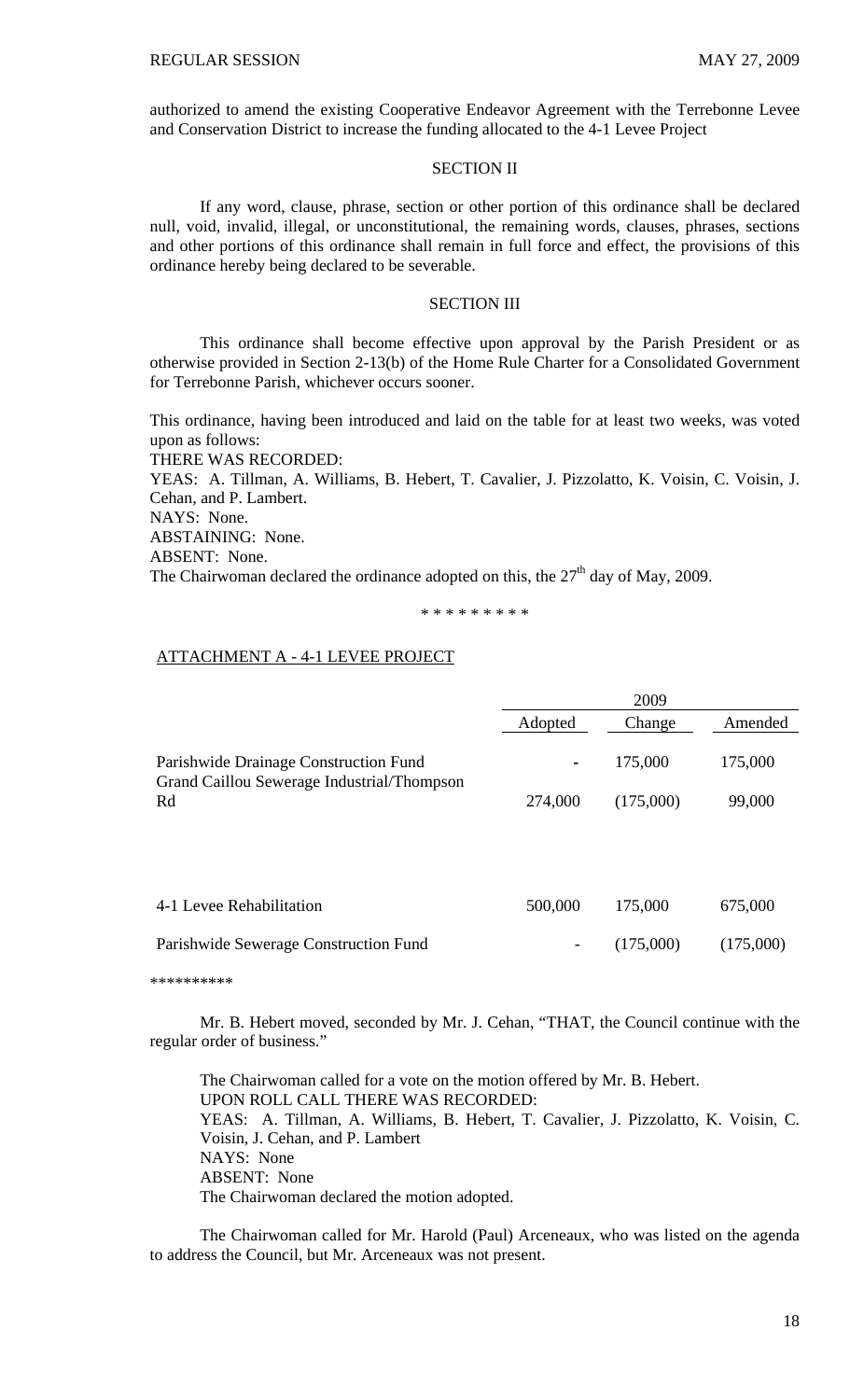authorized to amend the existing Cooperative Endeavor Agreement with the Terrebonne Levee and Conservation District to increase the funding allocated to the 4-1 Levee Project

SECTION II

If any word, clause, phrase, section or other portion of this ordinance shall be declared null, void, invalid, illegal, or unconstitutional, the remaining words, clauses, phrases, sections and other portions of this ordinance shall remain in full force and effect, the provisions of this ordinance hereby being declared to be severable.

SECTION III

This ordinance shall become effective upon approval by the Parish President or as otherwise provided in Section 2-13(b) of the Home Rule Charter for a Consolidated Government for Terrebonne Parish, whichever occurs sooner.

This ordinance, having been introduced and laid on the table for at least two weeks, was voted upon as follows:
THERE WAS RECORDED:
YEAS: A. Tillman, A. Williams, B. Hebert, T. Cavalier, J. Pizzolatto, K. Voisin, C. Voisin, J. Cehan, and P. Lambert.
NAYS: None.
ABSTAINING: None.
ABSENT: None.
The Chairwoman declared the ordinance adopted on this, the 27th day of May, 2009.

\* \* \* \* \* \* \* \* \*

ATTACHMENT A - 4-1 LEVEE PROJECT

| | 2009 | | |
|---|---|---|---|
| | Adopted | Change | Amended |
| Parishwide Drainage Construction Fund | - | 175,000 | 175,000 |
| Grand Caillou Sewerage Industrial/Thompson Rd | 274,000 | (175,000) | 99,000 |
| 4-1 Levee Rehabilitation | 500,000 | 175,000 | 675,000 |
| Parishwide Sewerage Construction Fund | - | (175,000) | (175,000) |

\*\*\*\*\*\*\*\*\*\*

Mr. B. Hebert moved, seconded by Mr. J. Cehan, "THAT, the Council continue with the regular order of business."

The Chairwoman called for a vote on the motion offered by Mr. B. Hebert.
UPON ROLL CALL THERE WAS RECORDED:
YEAS: A. Tillman, A. Williams, B. Hebert, T. Cavalier, J. Pizzolatto, K. Voisin, C. Voisin, J. Cehan, and P. Lambert
NAYS: None
ABSENT: None
The Chairwoman declared the motion adopted.

The Chairwoman called for Mr. Harold (Paul) Arceneaux, who was listed on the agenda to address the Council, but Mr. Arceneaux was not present.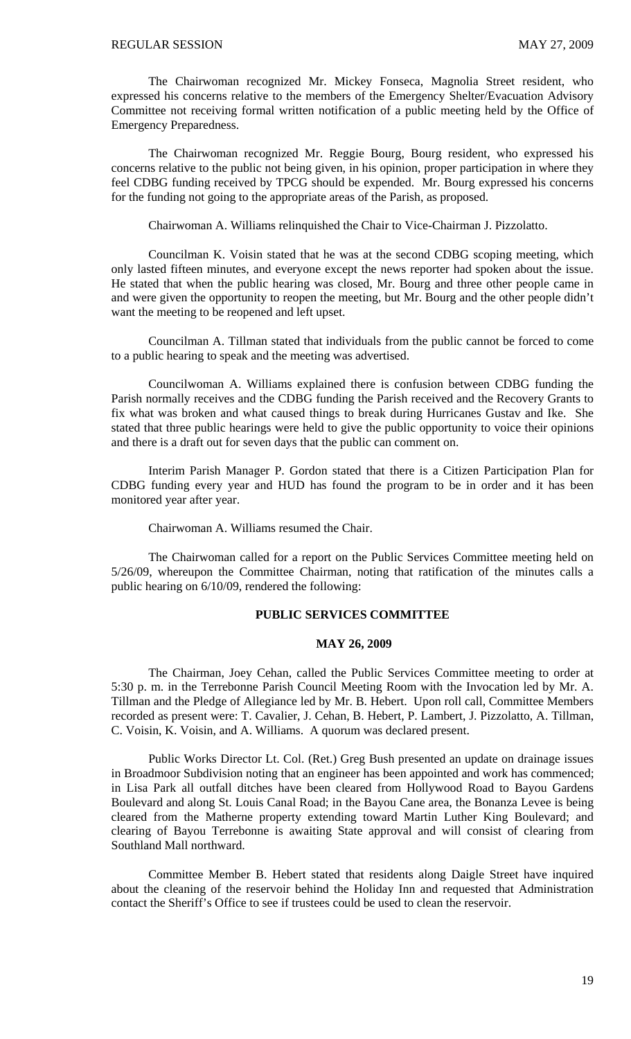The Chairwoman recognized Mr. Mickey Fonseca, Magnolia Street resident, who expressed his concerns relative to the members of the Emergency Shelter/Evacuation Advisory Committee not receiving formal written notification of a public meeting held by the Office of Emergency Preparedness.

The Chairwoman recognized Mr. Reggie Bourg, Bourg resident, who expressed his concerns relative to the public not being given, in his opinion, proper participation in where they feel CDBG funding received by TPCG should be expended. Mr. Bourg expressed his concerns for the funding not going to the appropriate areas of the Parish, as proposed.

Chairwoman A. Williams relinquished the Chair to Vice-Chairman J. Pizzolatto.

Councilman K. Voisin stated that he was at the second CDBG scoping meeting, which only lasted fifteen minutes, and everyone except the news reporter had spoken about the issue. He stated that when the public hearing was closed, Mr. Bourg and three other people came in and were given the opportunity to reopen the meeting, but Mr. Bourg and the other people didn't want the meeting to be reopened and left upset.

Councilman A. Tillman stated that individuals from the public cannot be forced to come to a public hearing to speak and the meeting was advertised.

Councilwoman A. Williams explained there is confusion between CDBG funding the Parish normally receives and the CDBG funding the Parish received and the Recovery Grants to fix what was broken and what caused things to break during Hurricanes Gustav and Ike. She stated that three public hearings were held to give the public opportunity to voice their opinions and there is a draft out for seven days that the public can comment on.

Interim Parish Manager P. Gordon stated that there is a Citizen Participation Plan for CDBG funding every year and HUD has found the program to be in order and it has been monitored year after year.

Chairwoman A. Williams resumed the Chair.

The Chairwoman called for a report on the Public Services Committee meeting held on 5/26/09, whereupon the Committee Chairman, noting that ratification of the minutes calls a public hearing on 6/10/09, rendered the following:

**PUBLIC SERVICES COMMITTEE**

**MAY 26, 2009**

The Chairman, Joey Cehan, called the Public Services Committee meeting to order at 5:30 p. m. in the Terrebonne Parish Council Meeting Room with the Invocation led by Mr. A. Tillman and the Pledge of Allegiance led by Mr. B. Hebert. Upon roll call, Committee Members recorded as present were: T. Cavalier, J. Cehan, B. Hebert, P. Lambert, J. Pizzolatto, A. Tillman, C. Voisin, K. Voisin, and A. Williams. A quorum was declared present.

Public Works Director Lt. Col. (Ret.) Greg Bush presented an update on drainage issues in Broadmoor Subdivision noting that an engineer has been appointed and work has commenced; in Lisa Park all outfall ditches have been cleared from Hollywood Road to Bayou Gardens Boulevard and along St. Louis Canal Road; in the Bayou Cane area, the Bonanza Levee is being cleared from the Matherne property extending toward Martin Luther King Boulevard; and clearing of Bayou Terrebonne is awaiting State approval and will consist of clearing from Southland Mall northward.

Committee Member B. Hebert stated that residents along Daigle Street have inquired about the cleaning of the reservoir behind the Holiday Inn and requested that Administration contact the Sheriff's Office to see if trustees could be used to clean the reservoir.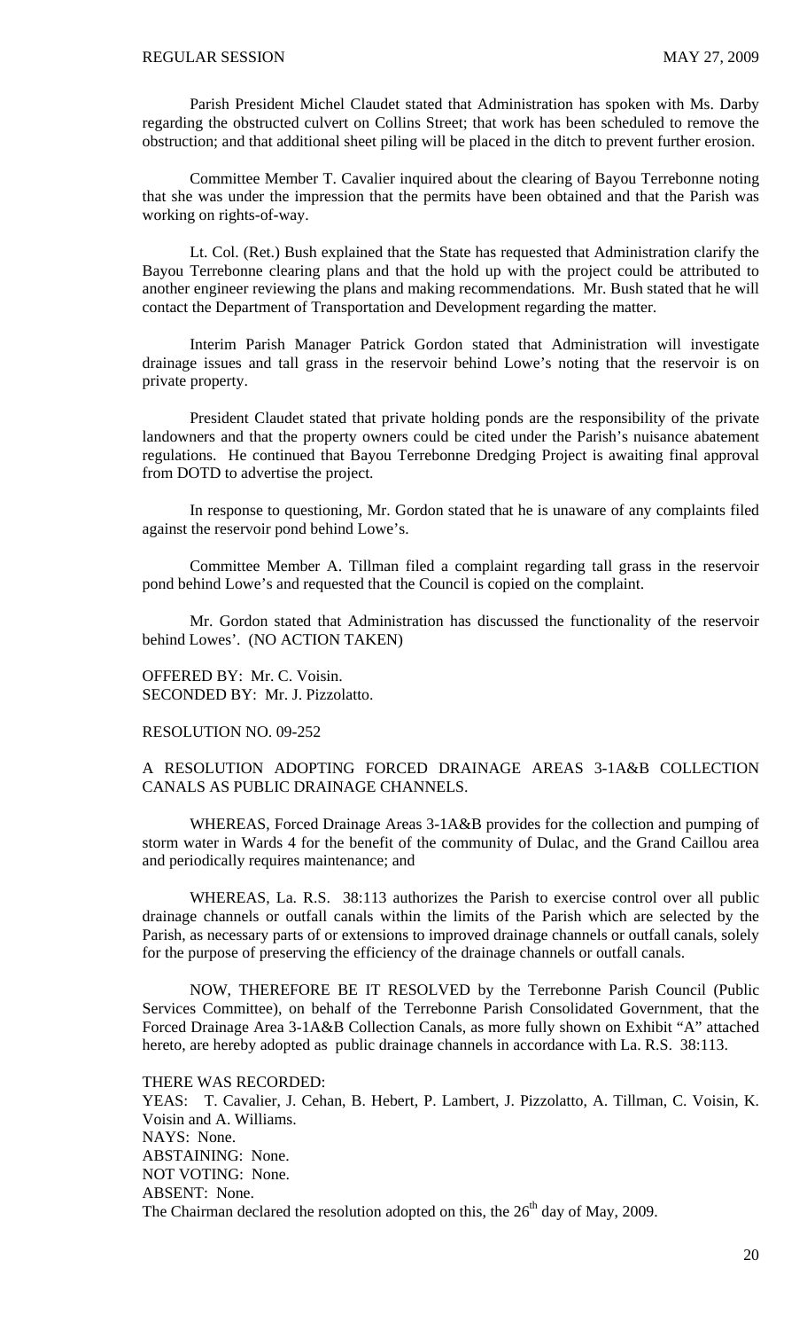Parish President Michel Claudet stated that Administration has spoken with Ms. Darby regarding the obstructed culvert on Collins Street; that work has been scheduled to remove the obstruction; and that additional sheet piling will be placed in the ditch to prevent further erosion.

Committee Member T. Cavalier inquired about the clearing of Bayou Terrebonne noting that she was under the impression that the permits have been obtained and that the Parish was working on rights-of-way.

Lt. Col. (Ret.) Bush explained that the State has requested that Administration clarify the Bayou Terrebonne clearing plans and that the hold up with the project could be attributed to another engineer reviewing the plans and making recommendations. Mr. Bush stated that he will contact the Department of Transportation and Development regarding the matter.

Interim Parish Manager Patrick Gordon stated that Administration will investigate drainage issues and tall grass in the reservoir behind Lowe's noting that the reservoir is on private property.

President Claudet stated that private holding ponds are the responsibility of the private landowners and that the property owners could be cited under the Parish's nuisance abatement regulations. He continued that Bayou Terrebonne Dredging Project is awaiting final approval from DOTD to advertise the project.

In response to questioning, Mr. Gordon stated that he is unaware of any complaints filed against the reservoir pond behind Lowe's.

Committee Member A. Tillman filed a complaint regarding tall grass in the reservoir pond behind Lowe's and requested that the Council is copied on the complaint.

Mr. Gordon stated that Administration has discussed the functionality of the reservoir behind Lowes'. (NO ACTION TAKEN)

OFFERED BY: Mr. C. Voisin.
SECONDED BY: Mr. J. Pizzolatto.

RESOLUTION NO. 09-252

A RESOLUTION ADOPTING FORCED DRAINAGE AREAS 3-1A&B COLLECTION CANALS AS PUBLIC DRAINAGE CHANNELS.

WHEREAS, Forced Drainage Areas 3-1A&B provides for the collection and pumping of storm water in Wards 4 for the benefit of the community of Dulac, and the Grand Caillou area and periodically requires maintenance; and

WHEREAS, La. R.S. 38:113 authorizes the Parish to exercise control over all public drainage channels or outfall canals within the limits of the Parish which are selected by the Parish, as necessary parts of or extensions to improved drainage channels or outfall canals, solely for the purpose of preserving the efficiency of the drainage channels or outfall canals.

NOW, THEREFORE BE IT RESOLVED by the Terrebonne Parish Council (Public Services Committee), on behalf of the Terrebonne Parish Consolidated Government, that the Forced Drainage Area 3-1A&B Collection Canals, as more fully shown on Exhibit "A" attached hereto, are hereby adopted as public drainage channels in accordance with La. R.S. 38:113.

THERE WAS RECORDED:
YEAS: T. Cavalier, J. Cehan, B. Hebert, P. Lambert, J. Pizzolatto, A. Tillman, C. Voisin, K. Voisin and A. Williams.
NAYS: None.
ABSTAINING: None.
NOT VOTING: None.
ABSENT: None.
The Chairman declared the resolution adopted on this, the 26th day of May, 2009.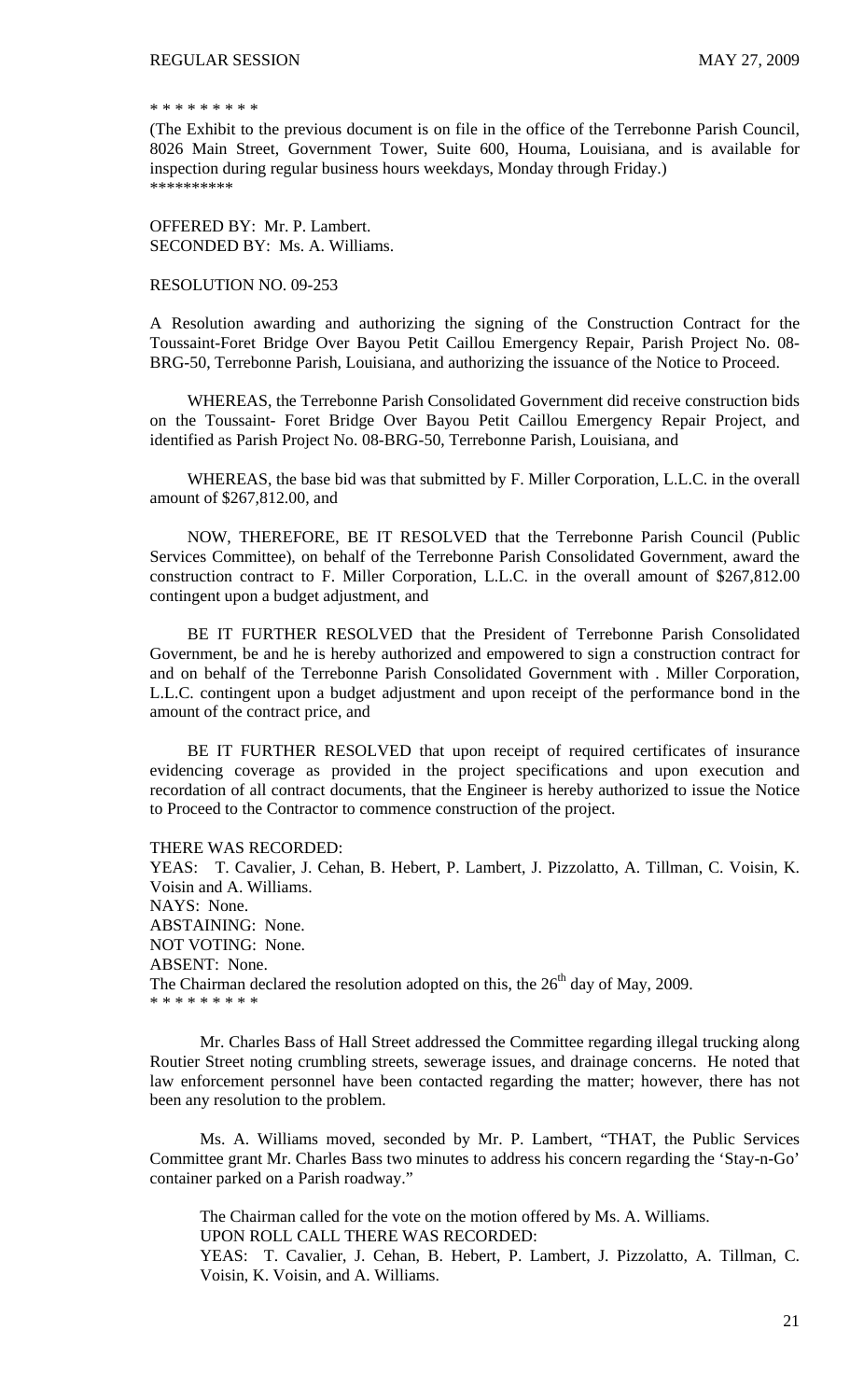\* \* \* \* \* \* \* \* \*

(The Exhibit to the previous document is on file in the office of the Terrebonne Parish Council, 8026 Main Street, Government Tower, Suite 600, Houma, Louisiana, and is available for inspection during regular business hours weekdays, Monday through Friday.)
\*\*\*\*\*\*\*\*\*\*

OFFERED BY: Mr. P. Lambert.
SECONDED BY: Ms. A. Williams.

RESOLUTION NO. 09-253

A Resolution awarding and authorizing the signing of the Construction Contract for the Toussaint-Foret Bridge Over Bayou Petit Caillou Emergency Repair, Parish Project No. 08-BRG-50, Terrebonne Parish, Louisiana, and authorizing the issuance of the Notice to Proceed.

WHEREAS, the Terrebonne Parish Consolidated Government did receive construction bids on the Toussaint- Foret Bridge Over Bayou Petit Caillou Emergency Repair Project, and identified as Parish Project No. 08-BRG-50, Terrebonne Parish, Louisiana, and

WHEREAS, the base bid was that submitted by F. Miller Corporation, L.L.C. in the overall amount of $267,812.00, and

NOW, THEREFORE, BE IT RESOLVED that the Terrebonne Parish Council (Public Services Committee), on behalf of the Terrebonne Parish Consolidated Government, award the construction contract to F. Miller Corporation, L.L.C. in the overall amount of $267,812.00 contingent upon a budget adjustment, and

BE IT FURTHER RESOLVED that the President of Terrebonne Parish Consolidated Government, be and he is hereby authorized and empowered to sign a construction contract for and on behalf of the Terrebonne Parish Consolidated Government with . Miller Corporation, L.L.C. contingent upon a budget adjustment and upon receipt of the performance bond in the amount of the contract price, and

BE IT FURTHER RESOLVED that upon receipt of required certificates of insurance evidencing coverage as provided in the project specifications and upon execution and recordation of all contract documents, that the Engineer is hereby authorized to issue the Notice to Proceed to the Contractor to commence construction of the project.

THERE WAS RECORDED:
YEAS: T. Cavalier, J. Cehan, B. Hebert, P. Lambert, J. Pizzolatto, A. Tillman, C. Voisin, K. Voisin and A. Williams.
NAYS: None.
ABSTAINING: None.
NOT VOTING: None.
ABSENT: None.
The Chairman declared the resolution adopted on this, the 26th day of May, 2009.
\* \* \* \* \* \* \* \* \*

Mr. Charles Bass of Hall Street addressed the Committee regarding illegal trucking along Routier Street noting crumbling streets, sewerage issues, and drainage concerns. He noted that law enforcement personnel have been contacted regarding the matter; however, there has not been any resolution to the problem.

Ms. A. Williams moved, seconded by Mr. P. Lambert, "THAT, the Public Services Committee grant Mr. Charles Bass two minutes to address his concern regarding the 'Stay-n-Go' container parked on a Parish roadway."

The Chairman called for the vote on the motion offered by Ms. A. Williams.
UPON ROLL CALL THERE WAS RECORDED:
YEAS: T. Cavalier, J. Cehan, B. Hebert, P. Lambert, J. Pizzolatto, A. Tillman, C. Voisin, K. Voisin, and A. Williams.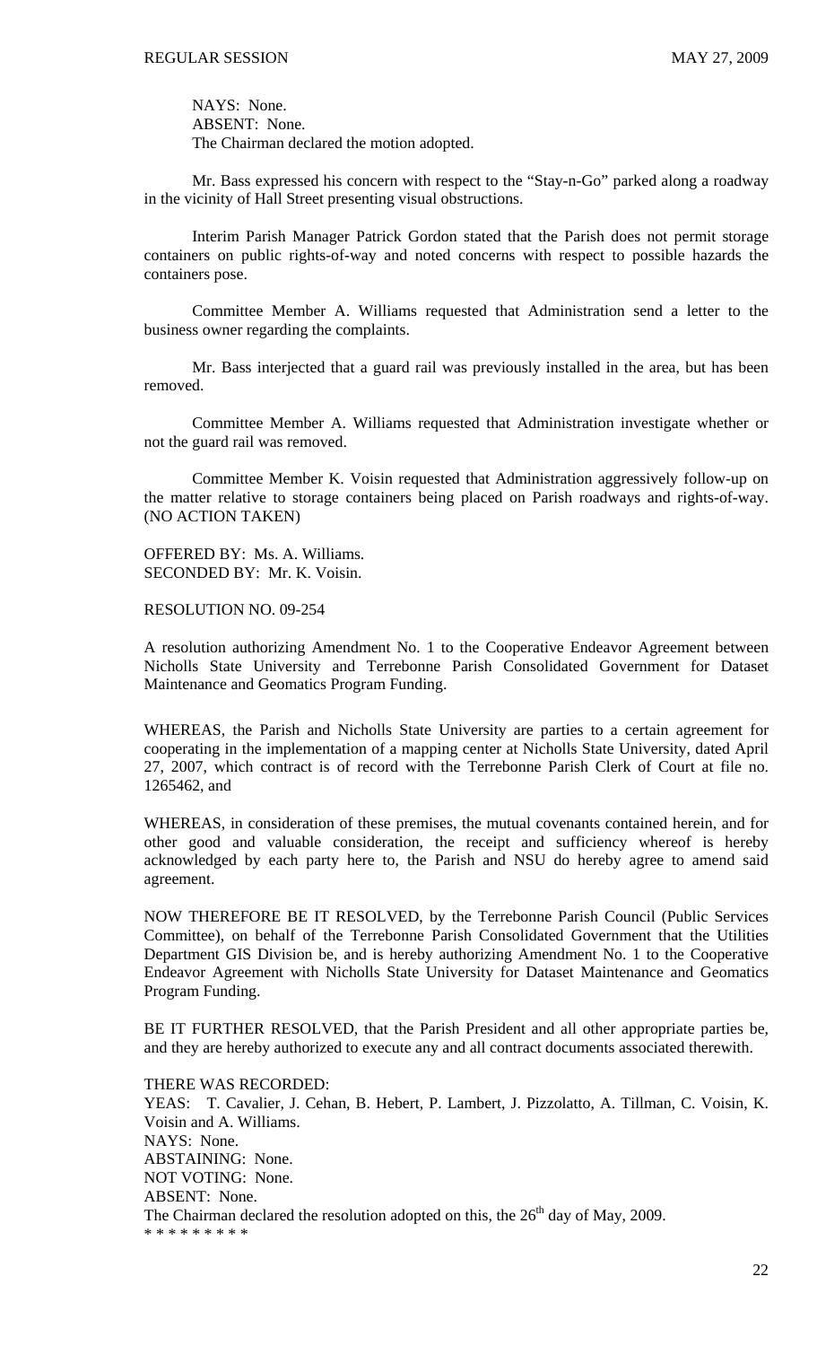NAYS: None.
ABSENT: None.
The Chairman declared the motion adopted.

Mr. Bass expressed his concern with respect to the "Stay-n-Go" parked along a roadway in the vicinity of Hall Street presenting visual obstructions.

Interim Parish Manager Patrick Gordon stated that the Parish does not permit storage containers on public rights-of-way and noted concerns with respect to possible hazards the containers pose.

Committee Member A. Williams requested that Administration send a letter to the business owner regarding the complaints.

Mr. Bass interjected that a guard rail was previously installed in the area, but has been removed.

Committee Member A. Williams requested that Administration investigate whether or not the guard rail was removed.

Committee Member K. Voisin requested that Administration aggressively follow-up on the matter relative to storage containers being placed on Parish roadways and rights-of-way. (NO ACTION TAKEN)

OFFERED BY: Ms. A. Williams.
SECONDED BY: Mr. K. Voisin.

RESOLUTION NO. 09-254

A resolution authorizing Amendment No. 1 to the Cooperative Endeavor Agreement between Nicholls State University and Terrebonne Parish Consolidated Government for Dataset Maintenance and Geomatics Program Funding.

WHEREAS, the Parish and Nicholls State University are parties to a certain agreement for cooperating in the implementation of a mapping center at Nicholls State University, dated April 27, 2007, which contract is of record with the Terrebonne Parish Clerk of Court at file no. 1265462, and

WHEREAS, in consideration of these premises, the mutual covenants contained herein, and for other good and valuable consideration, the receipt and sufficiency whereof is hereby acknowledged by each party here to, the Parish and NSU do hereby agree to amend said agreement.

NOW THEREFORE BE IT RESOLVED, by the Terrebonne Parish Council (Public Services Committee), on behalf of the Terrebonne Parish Consolidated Government that the Utilities Department GIS Division be, and is hereby authorizing Amendment No. 1 to the Cooperative Endeavor Agreement with Nicholls State University for Dataset Maintenance and Geomatics Program Funding.

BE IT FURTHER RESOLVED, that the Parish President and all other appropriate parties be, and they are hereby authorized to execute any and all contract documents associated therewith.

THERE WAS RECORDED:
YEAS: T. Cavalier, J. Cehan, B. Hebert, P. Lambert, J. Pizzolatto, A. Tillman, C. Voisin, K. Voisin and A. Williams.
NAYS: None.
ABSTAINING: None.
NOT VOTING: None.
ABSENT: None.
The Chairman declared the resolution adopted on this, the 26th day of May, 2009.
* * * * * * * * *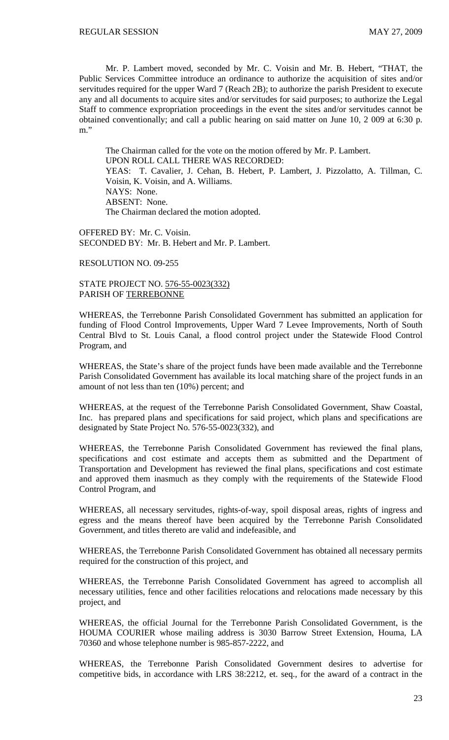Mr. P. Lambert moved, seconded by Mr. C. Voisin and Mr. B. Hebert, "THAT, the Public Services Committee introduce an ordinance to authorize the acquisition of sites and/or servitudes required for the upper Ward 7 (Reach 2B); to authorize the parish President to execute any and all documents to acquire sites and/or servitudes for said purposes; to authorize the Legal Staff to commence expropriation proceedings in the event the sites and/or servitudes cannot be obtained conventionally; and call a public hearing on said matter on June 10, 2 009 at 6:30 p. m."

The Chairman called for the vote on the motion offered by Mr. P. Lambert.
UPON ROLL CALL THERE WAS RECORDED:
YEAS: T. Cavalier, J. Cehan, B. Hebert, P. Lambert, J. Pizzolatto, A. Tillman, C. Voisin, K. Voisin, and A. Williams.
NAYS: None.
ABSENT: None.
The Chairman declared the motion adopted.

OFFERED BY: Mr. C. Voisin.
SECONDED BY: Mr. B. Hebert and Mr. P. Lambert.

RESOLUTION NO. 09-255

STATE PROJECT NO. 576-55-0023(332)
PARISH OF TERREBONNE

WHEREAS, the Terrebonne Parish Consolidated Government has submitted an application for funding of Flood Control Improvements, Upper Ward 7 Levee Improvements, North of South Central Blvd to St. Louis Canal, a flood control project under the Statewide Flood Control Program, and

WHEREAS, the State's share of the project funds have been made available and the Terrebonne Parish Consolidated Government has available its local matching share of the project funds in an amount of not less than ten (10%) percent; and

WHEREAS, at the request of the Terrebonne Parish Consolidated Government, Shaw Coastal, Inc. has prepared plans and specifications for said project, which plans and specifications are designated by State Project No. 576-55-0023(332), and

WHEREAS, the Terrebonne Parish Consolidated Government has reviewed the final plans, specifications and cost estimate and accepts them as submitted and the Department of Transportation and Development has reviewed the final plans, specifications and cost estimate and approved them inasmuch as they comply with the requirements of the Statewide Flood Control Program, and

WHEREAS, all necessary servitudes, rights-of-way, spoil disposal areas, rights of ingress and egress and the means thereof have been acquired by the Terrebonne Parish Consolidated Government, and titles thereto are valid and indefeasible, and

WHEREAS, the Terrebonne Parish Consolidated Government has obtained all necessary permits required for the construction of this project, and

WHEREAS, the Terrebonne Parish Consolidated Government has agreed to accomplish all necessary utilities, fence and other facilities relocations and relocations made necessary by this project, and

WHEREAS, the official Journal for the Terrebonne Parish Consolidated Government, is the HOUMA COURIER whose mailing address is 3030 Barrow Street Extension, Houma, LA 70360 and whose telephone number is 985-857-2222, and

WHEREAS, the Terrebonne Parish Consolidated Government desires to advertise for competitive bids, in accordance with LRS 38:2212, et. seq., for the award of a contract in the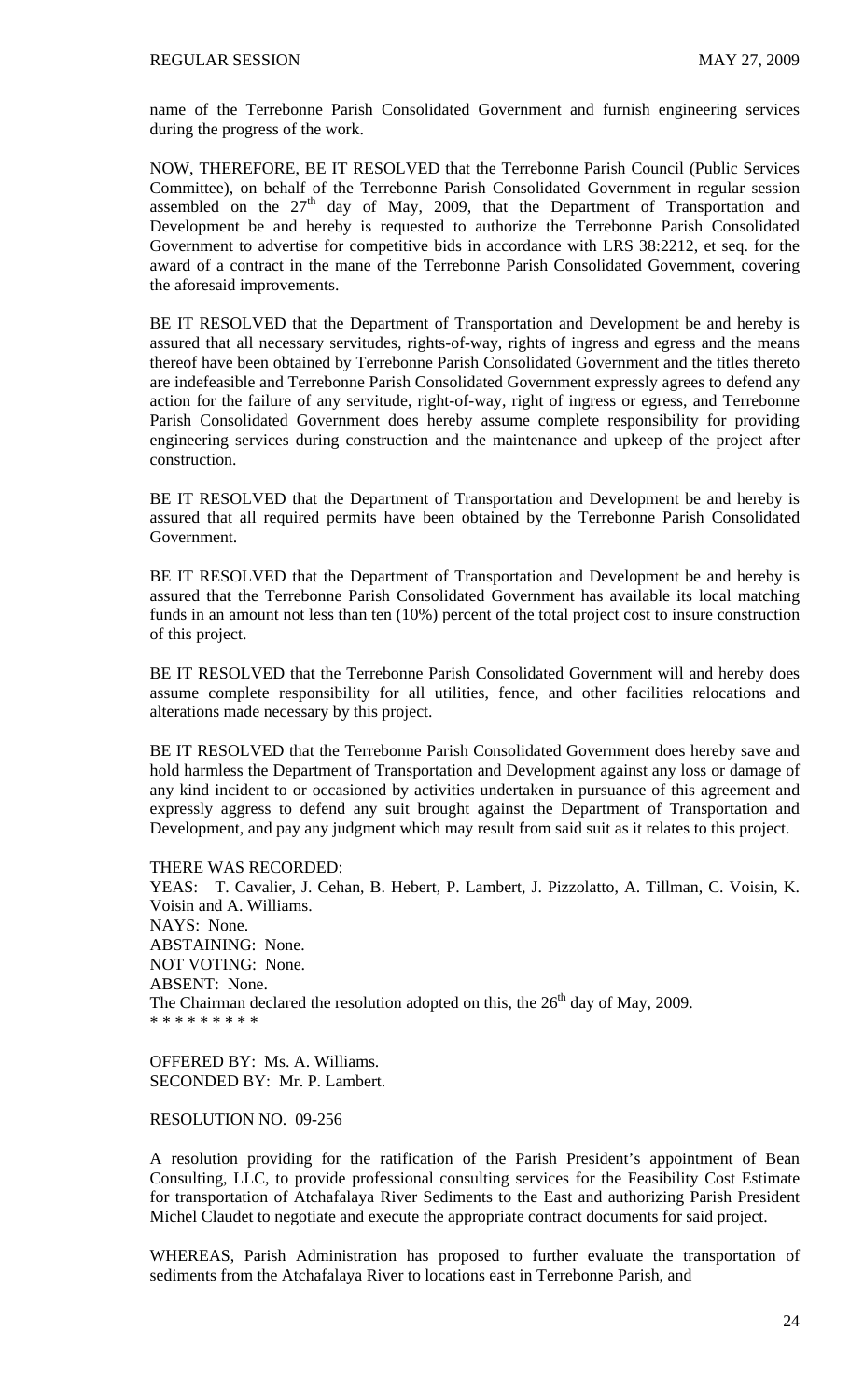name of the Terrebonne Parish Consolidated Government and furnish engineering services during the progress of the work.

NOW, THEREFORE, BE IT RESOLVED that the Terrebonne Parish Council (Public Services Committee), on behalf of the Terrebonne Parish Consolidated Government in regular session assembled on the 27th day of May, 2009, that the Department of Transportation and Development be and hereby is requested to authorize the Terrebonne Parish Consolidated Government to advertise for competitive bids in accordance with LRS 38:2212, et seq. for the award of a contract in the mane of the Terrebonne Parish Consolidated Government, covering the aforesaid improvements.

BE IT RESOLVED that the Department of Transportation and Development be and hereby is assured that all necessary servitudes, rights-of-way, rights of ingress and egress and the means thereof have been obtained by Terrebonne Parish Consolidated Government and the titles thereto are indefeasible and Terrebonne Parish Consolidated Government expressly agrees to defend any action for the failure of any servitude, right-of-way, right of ingress or egress, and Terrebonne Parish Consolidated Government does hereby assume complete responsibility for providing engineering services during construction and the maintenance and upkeep of the project after construction.

BE IT RESOLVED that the Department of Transportation and Development be and hereby is assured that all required permits have been obtained by the Terrebonne Parish Consolidated Government.

BE IT RESOLVED that the Department of Transportation and Development be and hereby is assured that the Terrebonne Parish Consolidated Government has available its local matching funds in an amount not less than ten (10%) percent of the total project cost to insure construction of this project.

BE IT RESOLVED that the Terrebonne Parish Consolidated Government will and hereby does assume complete responsibility for all utilities, fence, and other facilities relocations and alterations made necessary by this project.

BE IT RESOLVED that the Terrebonne Parish Consolidated Government does hereby save and hold harmless the Department of Transportation and Development against any loss or damage of any kind incident to or occasioned by activities undertaken in pursuance of this agreement and expressly aggress to defend any suit brought against the Department of Transportation and Development, and pay any judgment which may result from said suit as it relates to this project.

THERE WAS RECORDED:
YEAS: T. Cavalier, J. Cehan, B. Hebert, P. Lambert, J. Pizzolatto, A. Tillman, C. Voisin, K. Voisin and A. Williams.
NAYS: None.
ABSTAINING: None.
NOT VOTING: None.
ABSENT: None.
The Chairman declared the resolution adopted on this, the 26th day of May, 2009.
* * * * * * * * *

OFFERED BY: Ms. A. Williams.
SECONDED BY: Mr. P. Lambert.

RESOLUTION NO. 09-256

A resolution providing for the ratification of the Parish President's appointment of Bean Consulting, LLC, to provide professional consulting services for the Feasibility Cost Estimate for transportation of Atchafalaya River Sediments to the East and authorizing Parish President Michel Claudet to negotiate and execute the appropriate contract documents for said project.

WHEREAS, Parish Administration has proposed to further evaluate the transportation of sediments from the Atchafalaya River to locations east in Terrebonne Parish, and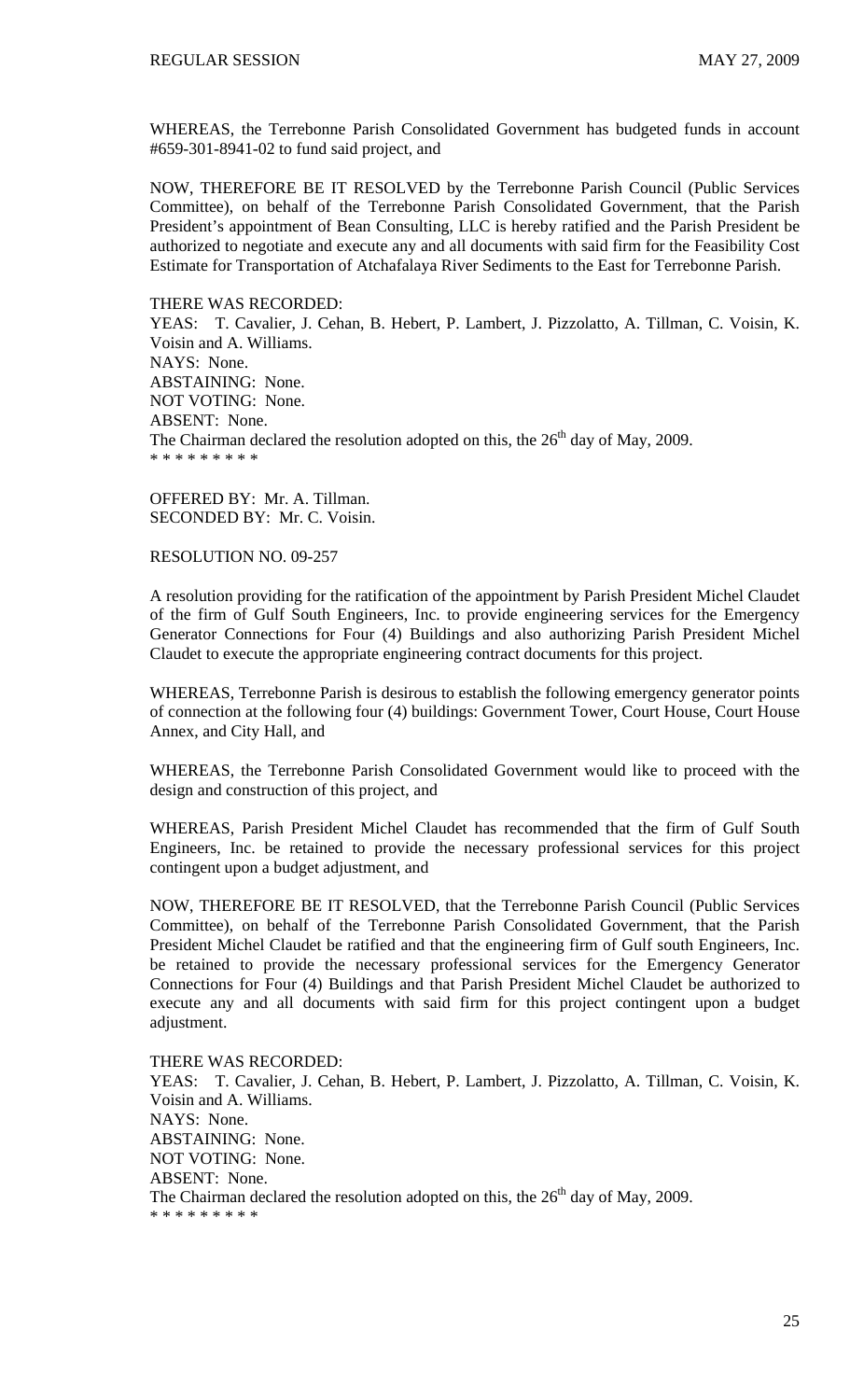WHEREAS, the Terrebonne Parish Consolidated Government has budgeted funds in account #659-301-8941-02 to fund said project, and

NOW, THEREFORE BE IT RESOLVED by the Terrebonne Parish Council (Public Services Committee), on behalf of the Terrebonne Parish Consolidated Government, that the Parish President's appointment of Bean Consulting, LLC is hereby ratified and the Parish President be authorized to negotiate and execute any and all documents with said firm for the Feasibility Cost Estimate for Transportation of Atchafalaya River Sediments to the East for Terrebonne Parish.

THERE WAS RECORDED:
YEAS: T. Cavalier, J. Cehan, B. Hebert, P. Lambert, J. Pizzolatto, A. Tillman, C. Voisin, K. Voisin and A. Williams.
NAYS: None.
ABSTAINING: None.
NOT VOTING: None.
ABSENT: None.
The Chairman declared the resolution adopted on this, the 26th day of May, 2009.
* * * * * * * * *

OFFERED BY: Mr. A. Tillman.
SECONDED BY: Mr. C. Voisin.

RESOLUTION NO. 09-257

A resolution providing for the ratification of the appointment by Parish President Michel Claudet of the firm of Gulf South Engineers, Inc. to provide engineering services for the Emergency Generator Connections for Four (4) Buildings and also authorizing Parish President Michel Claudet to execute the appropriate engineering contract documents for this project.

WHEREAS, Terrebonne Parish is desirous to establish the following emergency generator points of connection at the following four (4) buildings: Government Tower, Court House, Court House Annex, and City Hall, and

WHEREAS, the Terrebonne Parish Consolidated Government would like to proceed with the design and construction of this project, and

WHEREAS, Parish President Michel Claudet has recommended that the firm of Gulf South Engineers, Inc. be retained to provide the necessary professional services for this project contingent upon a budget adjustment, and

NOW, THEREFORE BE IT RESOLVED, that the Terrebonne Parish Council (Public Services Committee), on behalf of the Terrebonne Parish Consolidated Government, that the Parish President Michel Claudet be ratified and that the engineering firm of Gulf south Engineers, Inc. be retained to provide the necessary professional services for the Emergency Generator Connections for Four (4) Buildings and that Parish President Michel Claudet be authorized to execute any and all documents with said firm for this project contingent upon a budget adjustment.

THERE WAS RECORDED:
YEAS: T. Cavalier, J. Cehan, B. Hebert, P. Lambert, J. Pizzolatto, A. Tillman, C. Voisin, K. Voisin and A. Williams.
NAYS: None.
ABSTAINING: None.
NOT VOTING: None.
ABSENT: None.
The Chairman declared the resolution adopted on this, the 26th day of May, 2009.
* * * * * * * * *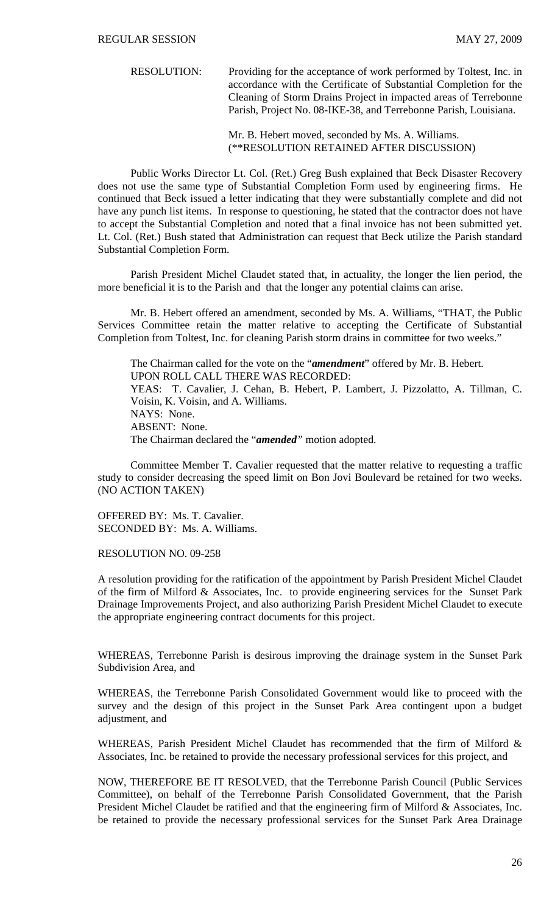RESOLUTION: Providing for the acceptance of work performed by Toltest, Inc. in accordance with the Certificate of Substantial Completion for the Cleaning of Storm Drains Project in impacted areas of Terrebonne Parish, Project No. 08-IKE-38, and Terrebonne Parish, Louisiana.

Mr. B. Hebert moved, seconded by Ms. A. Williams.
(**RESOLUTION RETAINED AFTER DISCUSSION)

Public Works Director Lt. Col. (Ret.) Greg Bush explained that Beck Disaster Recovery does not use the same type of Substantial Completion Form used by engineering firms. He continued that Beck issued a letter indicating that they were substantially complete and did not have any punch list items. In response to questioning, he stated that the contractor does not have to accept the Substantial Completion and noted that a final invoice has not been submitted yet. Lt. Col. (Ret.) Bush stated that Administration can request that Beck utilize the Parish standard Substantial Completion Form.

Parish President Michel Claudet stated that, in actuality, the longer the lien period, the more beneficial it is to the Parish and that the longer any potential claims can arise.

Mr. B. Hebert offered an amendment, seconded by Ms. A. Williams, "THAT, the Public Services Committee retain the matter relative to accepting the Certificate of Substantial Completion from Toltest, Inc. for cleaning Parish storm drains in committee for two weeks."

The Chairman called for the vote on the "***amendment***" offered by Mr. B. Hebert.
UPON ROLL CALL THERE WAS RECORDED:
YEAS: T. Cavalier, J. Cehan, B. Hebert, P. Lambert, J. Pizzolatto, A. Tillman, C. Voisin, K. Voisin, and A. Williams.
NAYS: None.
ABSENT: None.
The Chairman declared the "***amended***" motion adopted.

Committee Member T. Cavalier requested that the matter relative to requesting a traffic study to consider decreasing the speed limit on Bon Jovi Boulevard be retained for two weeks. (NO ACTION TAKEN)

OFFERED BY: Ms. T. Cavalier.
SECONDED BY: Ms. A. Williams.

RESOLUTION NO. 09-258

A resolution providing for the ratification of the appointment by Parish President Michel Claudet of the firm of Milford & Associates, Inc. to provide engineering services for the Sunset Park Drainage Improvements Project, and also authorizing Parish President Michel Claudet to execute the appropriate engineering contract documents for this project.

WHEREAS, Terrebonne Parish is desirous improving the drainage system in the Sunset Park Subdivision Area, and

WHEREAS, the Terrebonne Parish Consolidated Government would like to proceed with the survey and the design of this project in the Sunset Park Area contingent upon a budget adjustment, and

WHEREAS, Parish President Michel Claudet has recommended that the firm of Milford & Associates, Inc. be retained to provide the necessary professional services for this project, and

NOW, THEREFORE BE IT RESOLVED, that the Terrebonne Parish Council (Public Services Committee), on behalf of the Terrebonne Parish Consolidated Government, that the Parish President Michel Claudet be ratified and that the engineering firm of Milford & Associates, Inc. be retained to provide the necessary professional services for the Sunset Park Area Drainage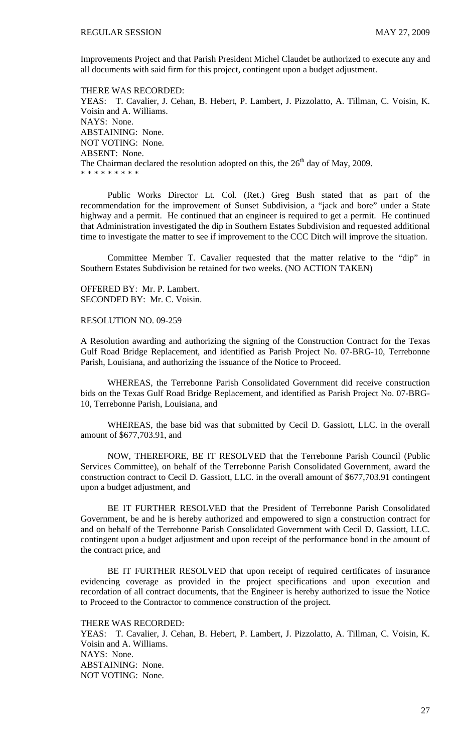Improvements Project and that Parish President Michel Claudet be authorized to execute any and all documents with said firm for this project, contingent upon a budget adjustment.

THERE WAS RECORDED:
YEAS: T. Cavalier, J. Cehan, B. Hebert, P. Lambert, J. Pizzolatto, A. Tillman, C. Voisin, K. Voisin and A. Williams.
NAYS: None.
ABSTAINING: None.
NOT VOTING: None.
ABSENT: None.
The Chairman declared the resolution adopted on this, the 26th day of May, 2009.
* * * * * * * * *

Public Works Director Lt. Col. (Ret.) Greg Bush stated that as part of the recommendation for the improvement of Sunset Subdivision, a "jack and bore" under a State highway and a permit. He continued that an engineer is required to get a permit. He continued that Administration investigated the dip in Southern Estates Subdivision and requested additional time to investigate the matter to see if improvement to the CCC Ditch will improve the situation.

Committee Member T. Cavalier requested that the matter relative to the "dip" in Southern Estates Subdivision be retained for two weeks. (NO ACTION TAKEN)

OFFERED BY: Mr. P. Lambert.
SECONDED BY: Mr. C. Voisin.

RESOLUTION NO. 09-259

A Resolution awarding and authorizing the signing of the Construction Contract for the Texas Gulf Road Bridge Replacement, and identified as Parish Project No. 07-BRG-10, Terrebonne Parish, Louisiana, and authorizing the issuance of the Notice to Proceed.

WHEREAS, the Terrebonne Parish Consolidated Government did receive construction bids on the Texas Gulf Road Bridge Replacement, and identified as Parish Project No. 07-BRG-10, Terrebonne Parish, Louisiana, and

WHEREAS, the base bid was that submitted by Cecil D. Gassiott, LLC. in the overall amount of $677,703.91, and

NOW, THEREFORE, BE IT RESOLVED that the Terrebonne Parish Council (Public Services Committee), on behalf of the Terrebonne Parish Consolidated Government, award the construction contract to Cecil D. Gassiott, LLC. in the overall amount of $677,703.91 contingent upon a budget adjustment, and

BE IT FURTHER RESOLVED that the President of Terrebonne Parish Consolidated Government, be and he is hereby authorized and empowered to sign a construction contract for and on behalf of the Terrebonne Parish Consolidated Government with Cecil D. Gassiott, LLC. contingent upon a budget adjustment and upon receipt of the performance bond in the amount of the contract price, and

BE IT FURTHER RESOLVED that upon receipt of required certificates of insurance evidencing coverage as provided in the project specifications and upon execution and recordation of all contract documents, that the Engineer is hereby authorized to issue the Notice to Proceed to the Contractor to commence construction of the project.

THERE WAS RECORDED:
YEAS: T. Cavalier, J. Cehan, B. Hebert, P. Lambert, J. Pizzolatto, A. Tillman, C. Voisin, K. Voisin and A. Williams.
NAYS: None.
ABSTAINING: None.
NOT VOTING: None.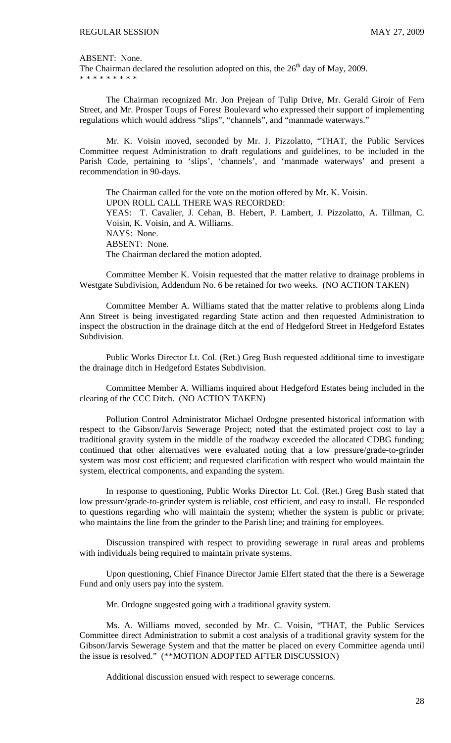ABSENT: None.
The Chairman declared the resolution adopted on this, the 26th day of May, 2009.
\* \* \* \* \* \* \* \* \*

The Chairman recognized Mr. Jon Prejean of Tulip Drive, Mr. Gerald Giroir of Fern Street, and Mr. Prosper Toups of Forest Boulevard who expressed their support of implementing regulations which would address "slips", "channels", and "manmade waterways."

Mr. K. Voisin moved, seconded by Mr. J. Pizzolatto, "THAT, the Public Services Committee request Administration to draft regulations and guidelines, to be included in the Parish Code, pertaining to 'slips', 'channels', and 'manmade waterways' and present a recommendation in 90-days.

The Chairman called for the vote on the motion offered by Mr. K. Voisin.
UPON ROLL CALL THERE WAS RECORDED:
YEAS: T. Cavalier, J. Cehan, B. Hebert, P. Lambert, J. Pizzolatto, A. Tillman, C. Voisin, K. Voisin, and A. Williams.
NAYS: None.
ABSENT: None.
The Chairman declared the motion adopted.

Committee Member K. Voisin requested that the matter relative to drainage problems in Westgate Subdivision, Addendum No. 6 be retained for two weeks. (NO ACTION TAKEN)

Committee Member A. Williams stated that the matter relative to problems along Linda Ann Street is being investigated regarding State action and then requested Administration to inspect the obstruction in the drainage ditch at the end of Hedgeford Street in Hedgeford Estates Subdivision.

Public Works Director Lt. Col. (Ret.) Greg Bush requested additional time to investigate the drainage ditch in Hedgeford Estates Subdivision.

Committee Member A. Williams inquired about Hedgeford Estates being included in the clearing of the CCC Ditch. (NO ACTION TAKEN)

Pollution Control Administrator Michael Ordogne presented historical information with respect to the Gibson/Jarvis Sewerage Project; noted that the estimated project cost to lay a traditional gravity system in the middle of the roadway exceeded the allocated CDBG funding; continued that other alternatives were evaluated noting that a low pressure/grade-to-grinder system was most cost efficient; and requested clarification with respect who would maintain the system, electrical components, and expanding the system.

In response to questioning, Public Works Director Lt. Col. (Ret.) Greg Bush stated that low pressure/grade-to-grinder system is reliable, cost efficient, and easy to install. He responded to questions regarding who will maintain the system; whether the system is public or private; who maintains the line from the grinder to the Parish line; and training for employees.

Discussion transpired with respect to providing sewerage in rural areas and problems with individuals being required to maintain private systems.

Upon questioning, Chief Finance Director Jamie Elfert stated that the there is a Sewerage Fund and only users pay into the system.

Mr. Ordogne suggested going with a traditional gravity system.

Ms. A. Williams moved, seconded by Mr. C. Voisin, "THAT, the Public Services Committee direct Administration to submit a cost analysis of a traditional gravity system for the Gibson/Jarvis Sewerage System and that the matter be placed on every Committee agenda until the issue is resolved." (\*\*MOTION ADOPTED AFTER DISCUSSION)

Additional discussion ensued with respect to sewerage concerns.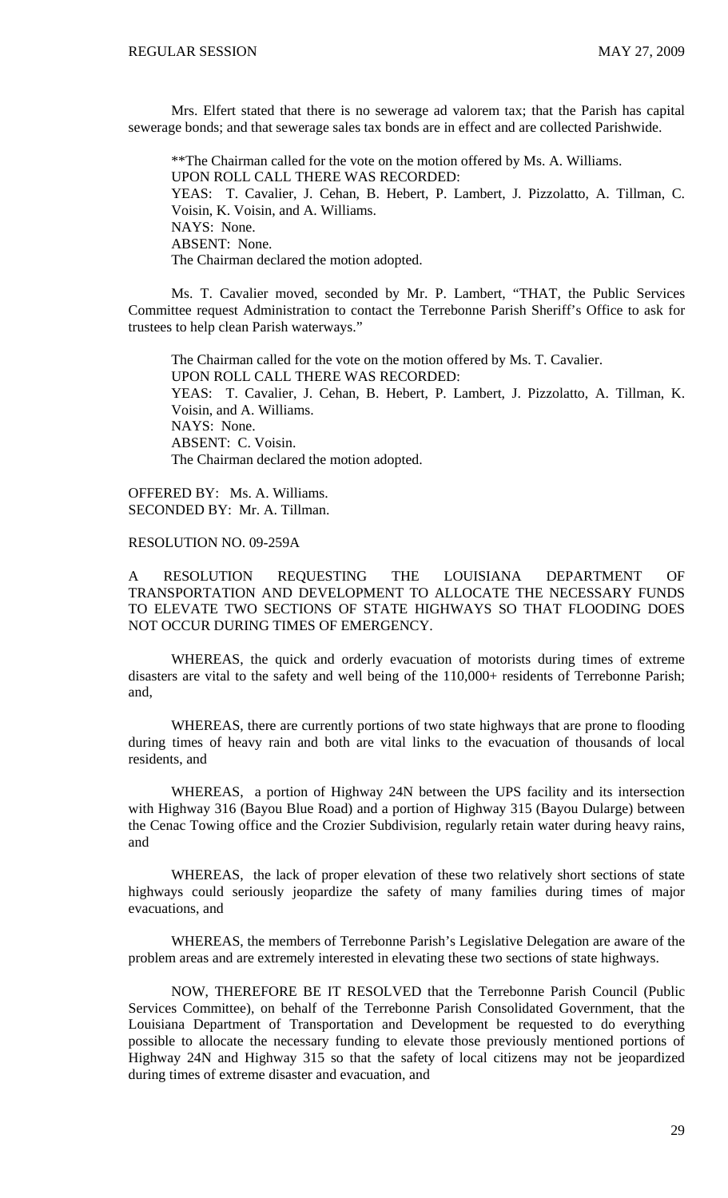Mrs. Elfert stated that there is no sewerage ad valorem tax; that the Parish has capital sewerage bonds; and that sewerage sales tax bonds are in effect and are collected Parishwide.

**The Chairman called for the vote on the motion offered by Ms. A. Williams.
UPON ROLL CALL THERE WAS RECORDED:
YEAS: T. Cavalier, J. Cehan, B. Hebert, P. Lambert, J. Pizzolatto, A. Tillman, C. Voisin, K. Voisin, and A. Williams.
NAYS: None.
ABSENT: None.
The Chairman declared the motion adopted.

Ms. T. Cavalier moved, seconded by Mr. P. Lambert, "THAT, the Public Services Committee request Administration to contact the Terrebonne Parish Sheriff's Office to ask for trustees to help clean Parish waterways."

The Chairman called for the vote on the motion offered by Ms. T. Cavalier.
UPON ROLL CALL THERE WAS RECORDED:
YEAS: T. Cavalier, J. Cehan, B. Hebert, P. Lambert, J. Pizzolatto, A. Tillman, K. Voisin, and A. Williams.
NAYS: None.
ABSENT: C. Voisin.
The Chairman declared the motion adopted.

OFFERED BY: Ms. A. Williams.
SECONDED BY: Mr. A. Tillman.

RESOLUTION NO. 09-259A

A RESOLUTION REQUESTING THE LOUISIANA DEPARTMENT OF TRANSPORTATION AND DEVELOPMENT TO ALLOCATE THE NECESSARY FUNDS TO ELEVATE TWO SECTIONS OF STATE HIGHWAYS SO THAT FLOODING DOES NOT OCCUR DURING TIMES OF EMERGENCY.

WHEREAS, the quick and orderly evacuation of motorists during times of extreme disasters are vital to the safety and well being of the 110,000+ residents of Terrebonne Parish; and,

WHEREAS, there are currently portions of two state highways that are prone to flooding during times of heavy rain and both are vital links to the evacuation of thousands of local residents, and

WHEREAS, a portion of Highway 24N between the UPS facility and its intersection with Highway 316 (Bayou Blue Road) and a portion of Highway 315 (Bayou Dularge) between the Cenac Towing office and the Crozier Subdivision, regularly retain water during heavy rains, and

WHEREAS, the lack of proper elevation of these two relatively short sections of state highways could seriously jeopardize the safety of many families during times of major evacuations, and

WHEREAS, the members of Terrebonne Parish's Legislative Delegation are aware of the problem areas and are extremely interested in elevating these two sections of state highways.

NOW, THEREFORE BE IT RESOLVED that the Terrebonne Parish Council (Public Services Committee), on behalf of the Terrebonne Parish Consolidated Government, that the Louisiana Department of Transportation and Development be requested to do everything possible to allocate the necessary funding to elevate those previously mentioned portions of Highway 24N and Highway 315 so that the safety of local citizens may not be jeopardized during times of extreme disaster and evacuation, and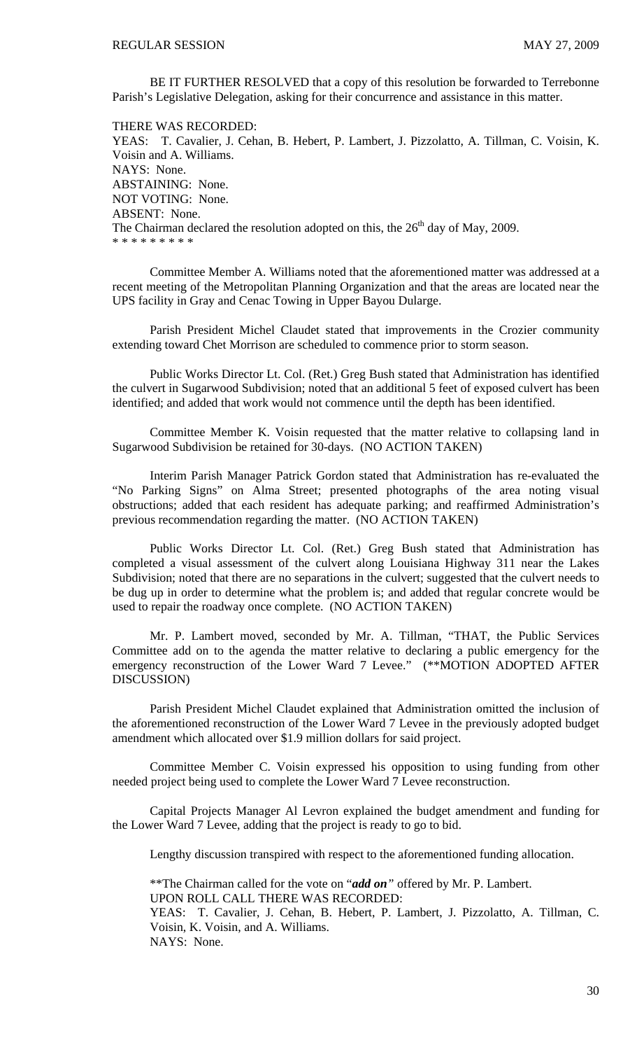BE IT FURTHER RESOLVED that a copy of this resolution be forwarded to Terrebonne Parish's Legislative Delegation, asking for their concurrence and assistance in this matter.

THERE WAS RECORDED:
YEAS: T. Cavalier, J. Cehan, B. Hebert, P. Lambert, J. Pizzolatto, A. Tillman, C. Voisin, K. Voisin and A. Williams.
NAYS: None.
ABSTAINING: None.
NOT VOTING: None.
ABSENT: None.
The Chairman declared the resolution adopted on this, the 26th day of May, 2009.
\* \* \* \* \* \* \* \* \*

Committee Member A. Williams noted that the aforementioned matter was addressed at a recent meeting of the Metropolitan Planning Organization and that the areas are located near the UPS facility in Gray and Cenac Towing in Upper Bayou Dularge.

Parish President Michel Claudet stated that improvements in the Crozier community extending toward Chet Morrison are scheduled to commence prior to storm season.

Public Works Director Lt. Col. (Ret.) Greg Bush stated that Administration has identified the culvert in Sugarwood Subdivision; noted that an additional 5 feet of exposed culvert has been identified; and added that work would not commence until the depth has been identified.

Committee Member K. Voisin requested that the matter relative to collapsing land in Sugarwood Subdivision be retained for 30-days. (NO ACTION TAKEN)

Interim Parish Manager Patrick Gordon stated that Administration has re-evaluated the "No Parking Signs" on Alma Street; presented photographs of the area noting visual obstructions; added that each resident has adequate parking; and reaffirmed Administration's previous recommendation regarding the matter. (NO ACTION TAKEN)

Public Works Director Lt. Col. (Ret.) Greg Bush stated that Administration has completed a visual assessment of the culvert along Louisiana Highway 311 near the Lakes Subdivision; noted that there are no separations in the culvert; suggested that the culvert needs to be dug up in order to determine what the problem is; and added that regular concrete would be used to repair the roadway once complete. (NO ACTION TAKEN)

Mr. P. Lambert moved, seconded by Mr. A. Tillman, "THAT, the Public Services Committee add on to the agenda the matter relative to declaring a public emergency for the emergency reconstruction of the Lower Ward 7 Levee." (\*\*MOTION ADOPTED AFTER DISCUSSION)

Parish President Michel Claudet explained that Administration omitted the inclusion of the aforementioned reconstruction of the Lower Ward 7 Levee in the previously adopted budget amendment which allocated over $1.9 million dollars for said project.

Committee Member C. Voisin expressed his opposition to using funding from other needed project being used to complete the Lower Ward 7 Levee reconstruction.

Capital Projects Manager Al Levron explained the budget amendment and funding for the Lower Ward 7 Levee, adding that the project is ready to go to bid.

Lengthy discussion transpired with respect to the aforementioned funding allocation.

\*\*The Chairman called for the vote on "***add on***" offered by Mr. P. Lambert.
UPON ROLL CALL THERE WAS RECORDED:
YEAS: T. Cavalier, J. Cehan, B. Hebert, P. Lambert, J. Pizzolatto, A. Tillman, C. Voisin, K. Voisin, and A. Williams.
NAYS: None.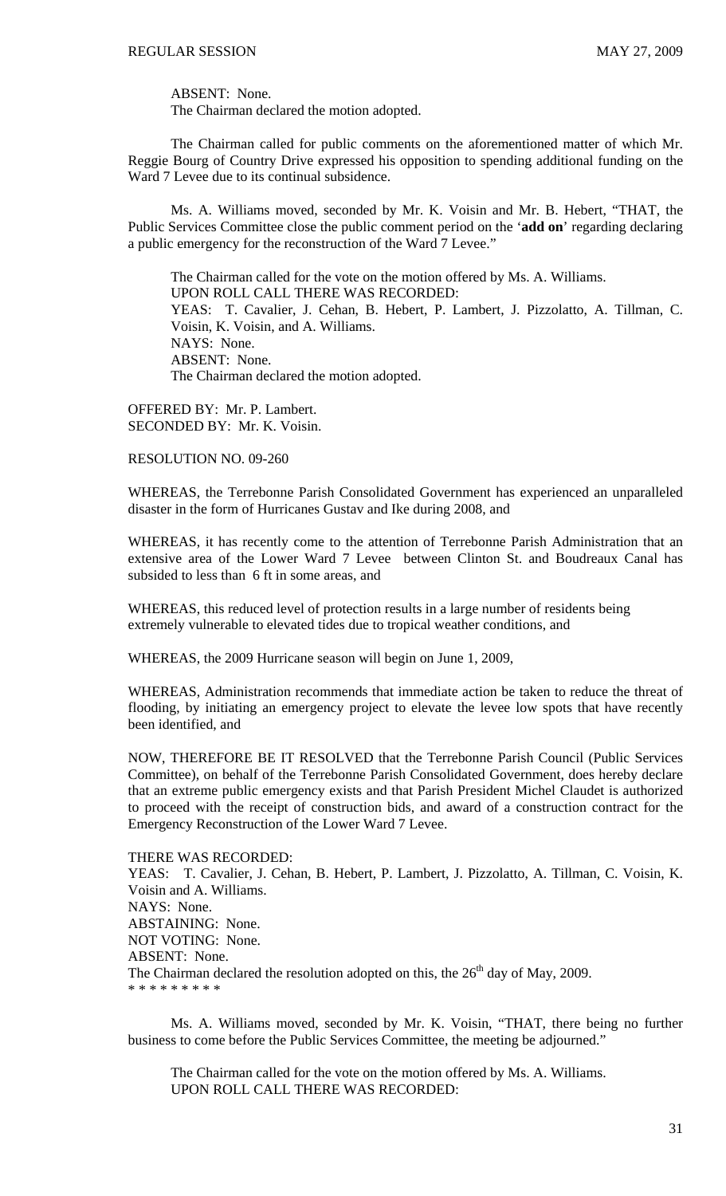ABSENT: None.
The Chairman declared the motion adopted.

The Chairman called for public comments on the aforementioned matter of which Mr. Reggie Bourg of Country Drive expressed his opposition to spending additional funding on the Ward 7 Levee due to its continual subsidence.

Ms. A. Williams moved, seconded by Mr. K. Voisin and Mr. B. Hebert, "THAT, the Public Services Committee close the public comment period on the '**add on**' regarding declaring a public emergency for the reconstruction of the Ward 7 Levee."

The Chairman called for the vote on the motion offered by Ms. A. Williams.
UPON ROLL CALL THERE WAS RECORDED:
YEAS: T. Cavalier, J. Cehan, B. Hebert, P. Lambert, J. Pizzolatto, A. Tillman, C. Voisin, K. Voisin, and A. Williams.
NAYS: None.
ABSENT: None.
The Chairman declared the motion adopted.

OFFERED BY: Mr. P. Lambert.
SECONDED BY: Mr. K. Voisin.

RESOLUTION NO. 09-260

WHEREAS, the Terrebonne Parish Consolidated Government has experienced an unparalleled disaster in the form of Hurricanes Gustav and Ike during 2008, and

WHEREAS, it has recently come to the attention of Terrebonne Parish Administration that an extensive area of the Lower Ward 7 Levee between Clinton St. and Boudreaux Canal has subsided to less than 6 ft in some areas, and

WHEREAS, this reduced level of protection results in a large number of residents being extremely vulnerable to elevated tides due to tropical weather conditions, and

WHEREAS, the 2009 Hurricane season will begin on June 1, 2009,

WHEREAS, Administration recommends that immediate action be taken to reduce the threat of flooding, by initiating an emergency project to elevate the levee low spots that have recently been identified, and

NOW, THEREFORE BE IT RESOLVED that the Terrebonne Parish Council (Public Services Committee), on behalf of the Terrebonne Parish Consolidated Government, does hereby declare that an extreme public emergency exists and that Parish President Michel Claudet is authorized to proceed with the receipt of construction bids, and award of a construction contract for the Emergency Reconstruction of the Lower Ward 7 Levee.

THERE WAS RECORDED:
YEAS: T. Cavalier, J. Cehan, B. Hebert, P. Lambert, J. Pizzolatto, A. Tillman, C. Voisin, K. Voisin and A. Williams.
NAYS: None.
ABSTAINING: None.
NOT VOTING: None.
ABSENT: None.
The Chairman declared the resolution adopted on this, the 26th day of May, 2009.
* * * * * * * * *

Ms. A. Williams moved, seconded by Mr. K. Voisin, "THAT, there being no further business to come before the Public Services Committee, the meeting be adjourned."

The Chairman called for the vote on the motion offered by Ms. A. Williams.
UPON ROLL CALL THERE WAS RECORDED: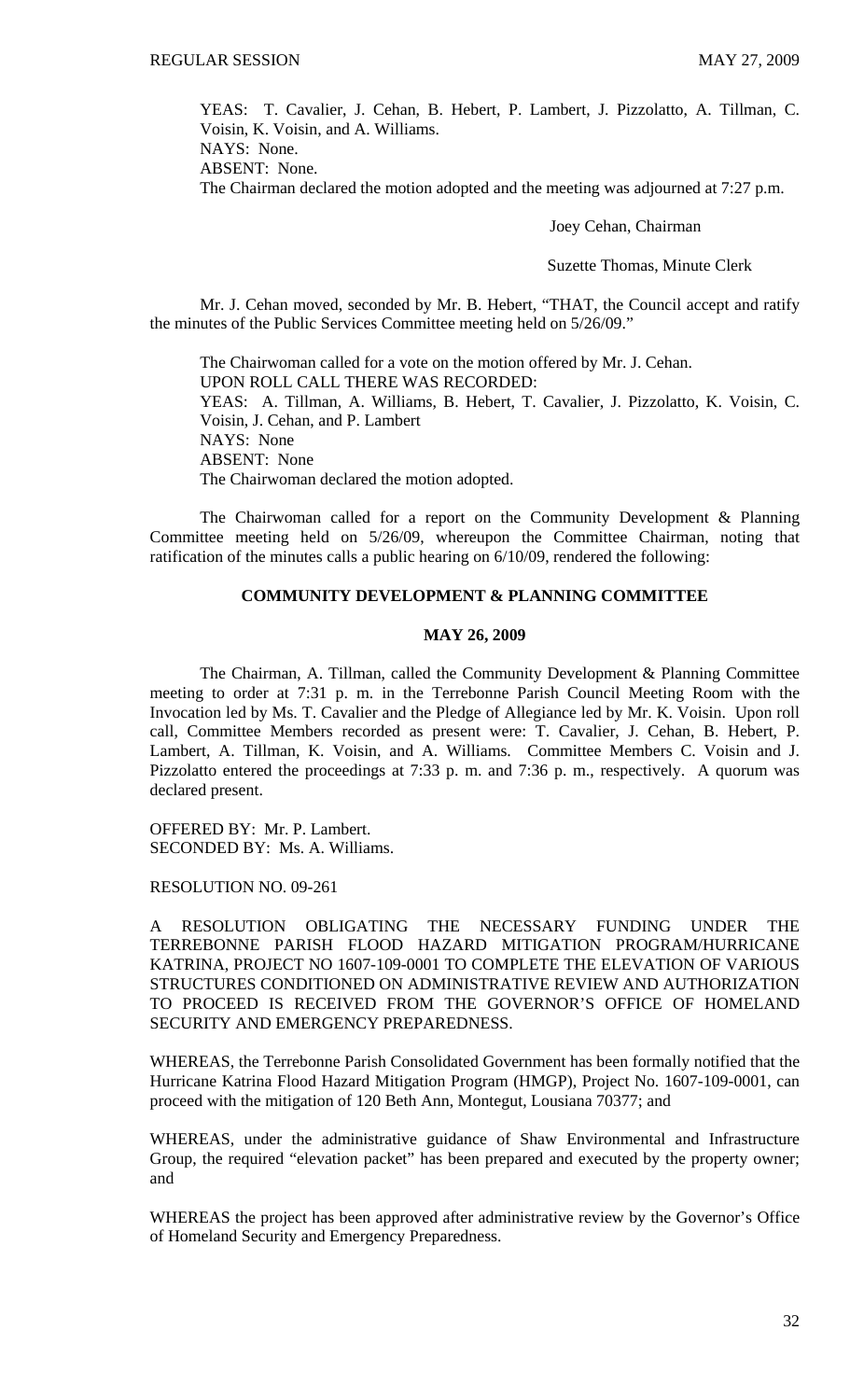YEAS: T. Cavalier, J. Cehan, B. Hebert, P. Lambert, J. Pizzolatto, A. Tillman, C. Voisin, K. Voisin, and A. Williams.
NAYS: None.
ABSENT: None.
The Chairman declared the motion adopted and the meeting was adjourned at 7:27 p.m.

Joey Cehan, Chairman

Suzette Thomas, Minute Clerk

Mr. J. Cehan moved, seconded by Mr. B. Hebert, "THAT, the Council accept and ratify the minutes of the Public Services Committee meeting held on 5/26/09."

The Chairwoman called for a vote on the motion offered by Mr. J. Cehan.
UPON ROLL CALL THERE WAS RECORDED:
YEAS: A. Tillman, A. Williams, B. Hebert, T. Cavalier, J. Pizzolatto, K. Voisin, C. Voisin, J. Cehan, and P. Lambert
NAYS: None
ABSENT: None
The Chairwoman declared the motion adopted.

The Chairwoman called for a report on the Community Development & Planning Committee meeting held on 5/26/09, whereupon the Committee Chairman, noting that ratification of the minutes calls a public hearing on 6/10/09, rendered the following:

## COMMUNITY DEVELOPMENT & PLANNING COMMITTEE

### MAY 26, 2009

The Chairman, A. Tillman, called the Community Development & Planning Committee meeting to order at 7:31 p. m. in the Terrebonne Parish Council Meeting Room with the Invocation led by Ms. T. Cavalier and the Pledge of Allegiance led by Mr. K. Voisin. Upon roll call, Committee Members recorded as present were: T. Cavalier, J. Cehan, B. Hebert, P. Lambert, A. Tillman, K. Voisin, and A. Williams. Committee Members C. Voisin and J. Pizzolatto entered the proceedings at 7:33 p. m. and 7:36 p. m., respectively. A quorum was declared present.

OFFERED BY: Mr. P. Lambert.
SECONDED BY: Ms. A. Williams.

RESOLUTION NO. 09-261

A RESOLUTION OBLIGATING THE NECESSARY FUNDING UNDER THE TERREBONNE PARISH FLOOD HAZARD MITIGATION PROGRAM/HURRICANE KATRINA, PROJECT NO 1607-109-0001 TO COMPLETE THE ELEVATION OF VARIOUS STRUCTURES CONDITIONED ON ADMINISTRATIVE REVIEW AND AUTHORIZATION TO PROCEED IS RECEIVED FROM THE GOVERNOR'S OFFICE OF HOMELAND SECURITY AND EMERGENCY PREPAREDNESS.

WHEREAS, the Terrebonne Parish Consolidated Government has been formally notified that the Hurricane Katrina Flood Hazard Mitigation Program (HMGP), Project No. 1607-109-0001, can proceed with the mitigation of 120 Beth Ann, Montegut, Lousiana 70377; and

WHEREAS, under the administrative guidance of Shaw Environmental and Infrastructure Group, the required "elevation packet" has been prepared and executed by the property owner; and

WHEREAS the project has been approved after administrative review by the Governor's Office of Homeland Security and Emergency Preparedness.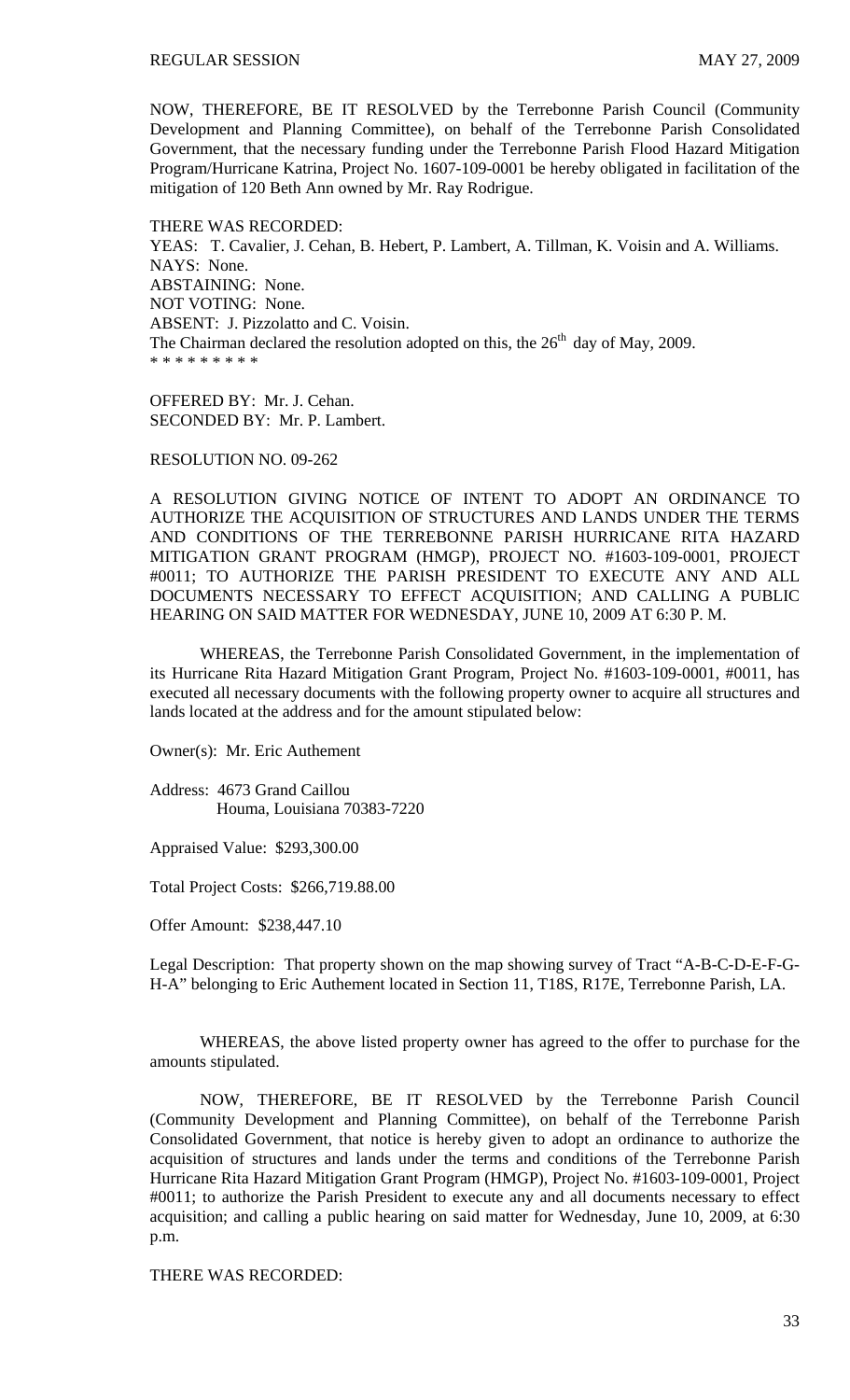NOW, THEREFORE, BE IT RESOLVED by the Terrebonne Parish Council (Community Development and Planning Committee), on behalf of the Terrebonne Parish Consolidated Government, that the necessary funding under the Terrebonne Parish Flood Hazard Mitigation Program/Hurricane Katrina, Project No. 1607-109-0001 be hereby obligated in facilitation of the mitigation of 120 Beth Ann owned by Mr. Ray Rodrigue.

THERE WAS RECORDED:
YEAS: T. Cavalier, J. Cehan, B. Hebert, P. Lambert, A. Tillman, K. Voisin and A. Williams.
NAYS: None.
ABSTAINING: None.
NOT VOTING: None.
ABSENT: J. Pizzolatto and C. Voisin.
The Chairman declared the resolution adopted on this, the 26th day of May, 2009.
* * * * * * * * *

OFFERED BY: Mr. J. Cehan.
SECONDED BY: Mr. P. Lambert.

RESOLUTION NO. 09-262

A RESOLUTION GIVING NOTICE OF INTENT TO ADOPT AN ORDINANCE TO AUTHORIZE THE ACQUISITION OF STRUCTURES AND LANDS UNDER THE TERMS AND CONDITIONS OF THE TERREBONNE PARISH HURRICANE RITA HAZARD MITIGATION GRANT PROGRAM (HMGP), PROJECT NO. #1603-109-0001, PROJECT #0011; TO AUTHORIZE THE PARISH PRESIDENT TO EXECUTE ANY AND ALL DOCUMENTS NECESSARY TO EFFECT ACQUISITION; AND CALLING A PUBLIC HEARING ON SAID MATTER FOR WEDNESDAY, JUNE 10, 2009 AT 6:30 P. M.

WHEREAS, the Terrebonne Parish Consolidated Government, in the implementation of its Hurricane Rita Hazard Mitigation Grant Program, Project No. #1603-109-0001, #0011, has executed all necessary documents with the following property owner to acquire all structures and lands located at the address and for the amount stipulated below:

Owner(s): Mr. Eric Authement

Address: 4673 Grand Caillou
Houma, Louisiana 70383-7220

Appraised Value: $293,300.00

Total Project Costs: $266,719.88.00

Offer Amount: $238,447.10

Legal Description: That property shown on the map showing survey of Tract "A-B-C-D-E-F-G-H-A" belonging to Eric Authement located in Section 11, T18S, R17E, Terrebonne Parish, LA.

WHEREAS, the above listed property owner has agreed to the offer to purchase for the amounts stipulated.

NOW, THEREFORE, BE IT RESOLVED by the Terrebonne Parish Council (Community Development and Planning Committee), on behalf of the Terrebonne Parish Consolidated Government, that notice is hereby given to adopt an ordinance to authorize the acquisition of structures and lands under the terms and conditions of the Terrebonne Parish Hurricane Rita Hazard Mitigation Grant Program (HMGP), Project No. #1603-109-0001, Project #0011; to authorize the Parish President to execute any and all documents necessary to effect acquisition; and calling a public hearing on said matter for Wednesday, June 10, 2009, at 6:30 p.m.

THERE WAS RECORDED: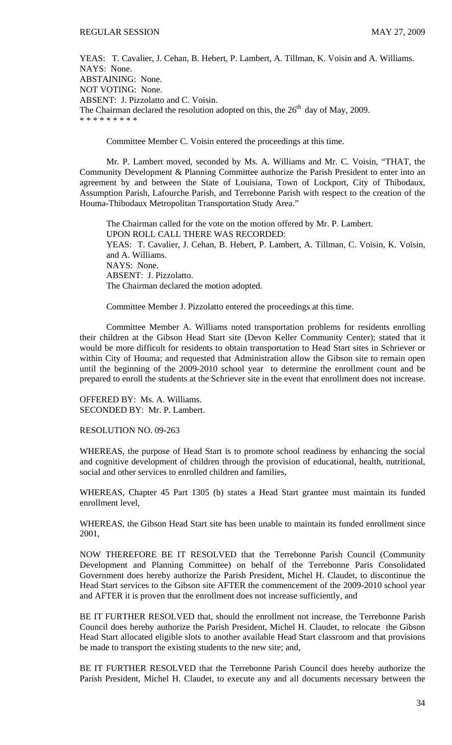YEAS: T. Cavalier, J. Cehan, B. Hebert, P. Lambert, A. Tillman, K. Voisin and A. Williams.
NAYS: None.
ABSTAINING: None.
NOT VOTING: None.
ABSENT: J. Pizzolatto and C. Voisin.
The Chairman declared the resolution adopted on this, the 26th day of May, 2009.
* * * * * * * * *

Committee Member C. Voisin entered the proceedings at this time.

Mr. P. Lambert moved, seconded by Ms. A. Williams and Mr. C. Voisin, "THAT, the Community Development & Planning Committee authorize the Parish President to enter into an agreement by and between the State of Louisiana, Town of Lockport, City of Thibodaux, Assumption Parish, Lafourche Parish, and Terrebonne Parish with respect to the creation of the Houma-Thibodaux Metropolitan Transportation Study Area."

The Chairman called for the vote on the motion offered by Mr. P. Lambert.
UPON ROLL CALL THERE WAS RECORDED:
YEAS: T. Cavalier, J. Cehan, B. Hebert, P. Lambert, A. Tillman, C. Voisin, K. Voisin, and A. Williams.
NAYS: None.
ABSENT: J. Pizzolatto.
The Chairman declared the motion adopted.

Committee Member J. Pizzolatto entered the proceedings at this time.

Committee Member A. Williams noted transportation problems for residents enrolling their children at the Gibson Head Start site (Devon Keller Community Center); stated that it would be more difficult for residents to obtain transportation to Head Start sites in Schriever or within City of Houma; and requested that Administration allow the Gibson site to remain open until the beginning of the 2009-2010 school year to determine the enrollment count and be prepared to enroll the students at the Schriever site in the event that enrollment does not increase.

OFFERED BY: Ms. A. Williams.
SECONDED BY: Mr. P. Lambert.

RESOLUTION NO. 09-263

WHEREAS, the purpose of Head Start is to promote school readiness by enhancing the social and cognitive development of children through the provision of educational, health, nutritional, social and other services to enrolled children and families,

WHEREAS, Chapter 45 Part 1305 (b) states a Head Start grantee must maintain its funded enrollment level,

WHEREAS, the Gibson Head Start site has been unable to maintain its funded enrollment since 2001,

NOW THEREFORE BE IT RESOLVED that the Terrebonne Parish Council (Community Development and Planning Committee) on behalf of the Terrebonne Paris Consolidated Government does hereby authorize the Parish President, Michel H. Claudet, to discontinue the Head Start services to the Gibson site AFTER the commencement of the 2009-2010 school year and AFTER it is proven that the enrollment does not increase sufficiently, and

BE IT FURTHER RESOLVED that, should the enrollment not increase, the Terrebonne Parish Council does hereby authorize the Parish President, Michel H. Claudet, to relocate the Gibson Head Start allocated eligible slots to another available Head Start classroom and that provisions be made to transport the existing students to the new site; and,

BE IT FURTHER RESOLVED that the Terrebonne Parish Council does hereby authorize the Parish President, Michel H. Claudet, to execute any and all documents necessary between the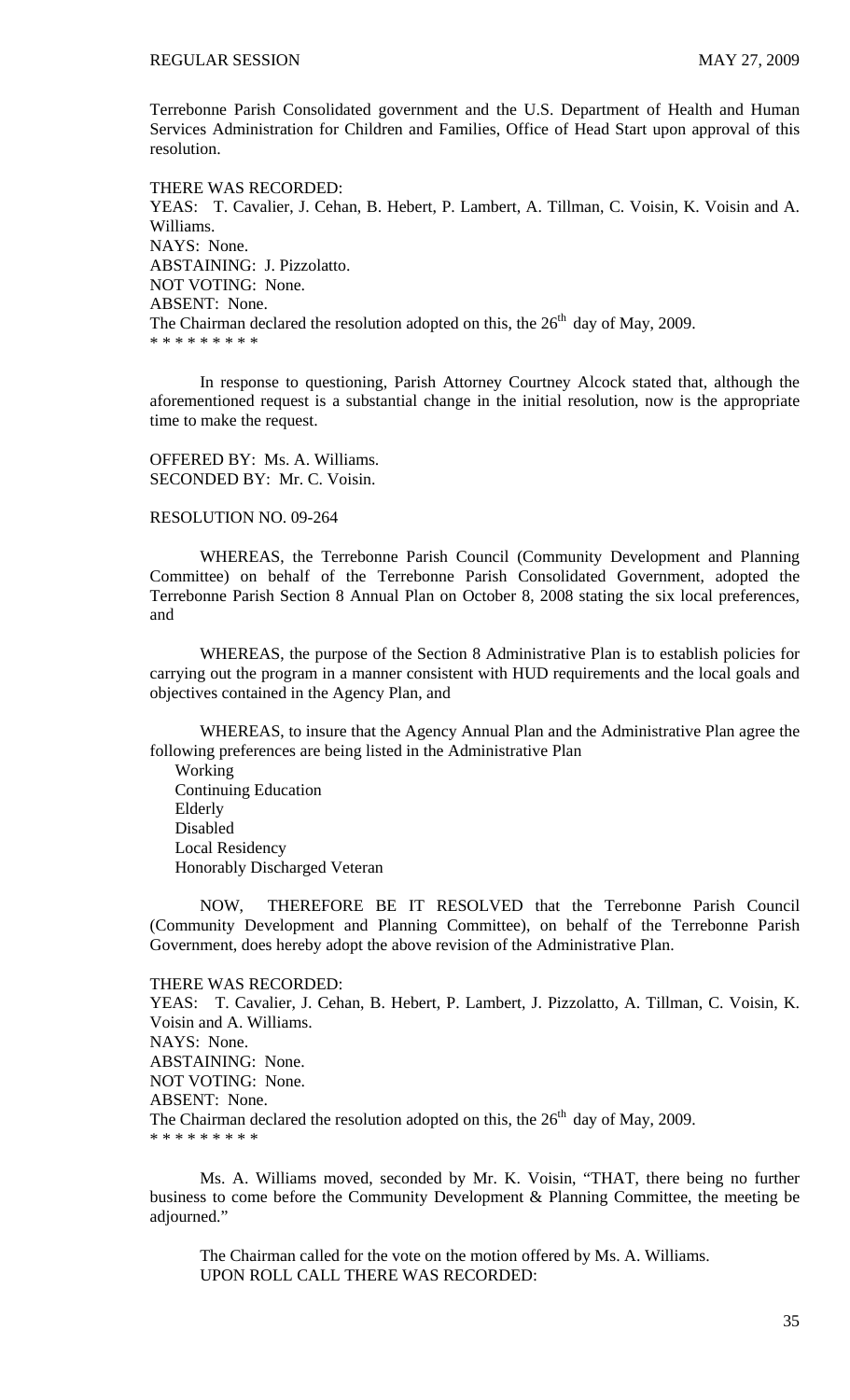Terrebonne Parish Consolidated government and the U.S. Department of Health and Human Services Administration for Children and Families, Office of Head Start upon approval of this resolution.

THERE WAS RECORDED:
YEAS: T. Cavalier, J. Cehan, B. Hebert, P. Lambert, A. Tillman, C. Voisin, K. Voisin and A. Williams.
NAYS: None.
ABSTAINING: J. Pizzolatto.
NOT VOTING: None.
ABSENT: None.
The Chairman declared the resolution adopted on this, the 26th day of May, 2009.
\* \* \* \* \* \* \* \* \*

In response to questioning, Parish Attorney Courtney Alcock stated that, although the aforementioned request is a substantial change in the initial resolution, now is the appropriate time to make the request.

OFFERED BY: Ms. A. Williams.
SECONDED BY: Mr. C. Voisin.

RESOLUTION NO. 09-264

WHEREAS, the Terrebonne Parish Council (Community Development and Planning Committee) on behalf of the Terrebonne Parish Consolidated Government, adopted the Terrebonne Parish Section 8 Annual Plan on October 8, 2008 stating the six local preferences, and

WHEREAS, the purpose of the Section 8 Administrative Plan is to establish policies for carrying out the program in a manner consistent with HUD requirements and the local goals and objectives contained in the Agency Plan, and

WHEREAS, to insure that the Agency Annual Plan and the Administrative Plan agree the following preferences are being listed in the Administrative Plan

Working
Continuing Education
Elderly
Disabled
Local Residency
Honorably Discharged Veteran

NOW, THEREFORE BE IT RESOLVED that the Terrebonne Parish Council (Community Development and Planning Committee), on behalf of the Terrebonne Parish Government, does hereby adopt the above revision of the Administrative Plan.

THERE WAS RECORDED:
YEAS: T. Cavalier, J. Cehan, B. Hebert, P. Lambert, J. Pizzolatto, A. Tillman, C. Voisin, K. Voisin and A. Williams.
NAYS: None.
ABSTAINING: None.
NOT VOTING: None.
ABSENT: None.
The Chairman declared the resolution adopted on this, the 26th day of May, 2009.
\* \* \* \* \* \* \* \* \*

Ms. A. Williams moved, seconded by Mr. K. Voisin, "THAT, there being no further business to come before the Community Development & Planning Committee, the meeting be adjourned."

The Chairman called for the vote on the motion offered by Ms. A. Williams.
UPON ROLL CALL THERE WAS RECORDED: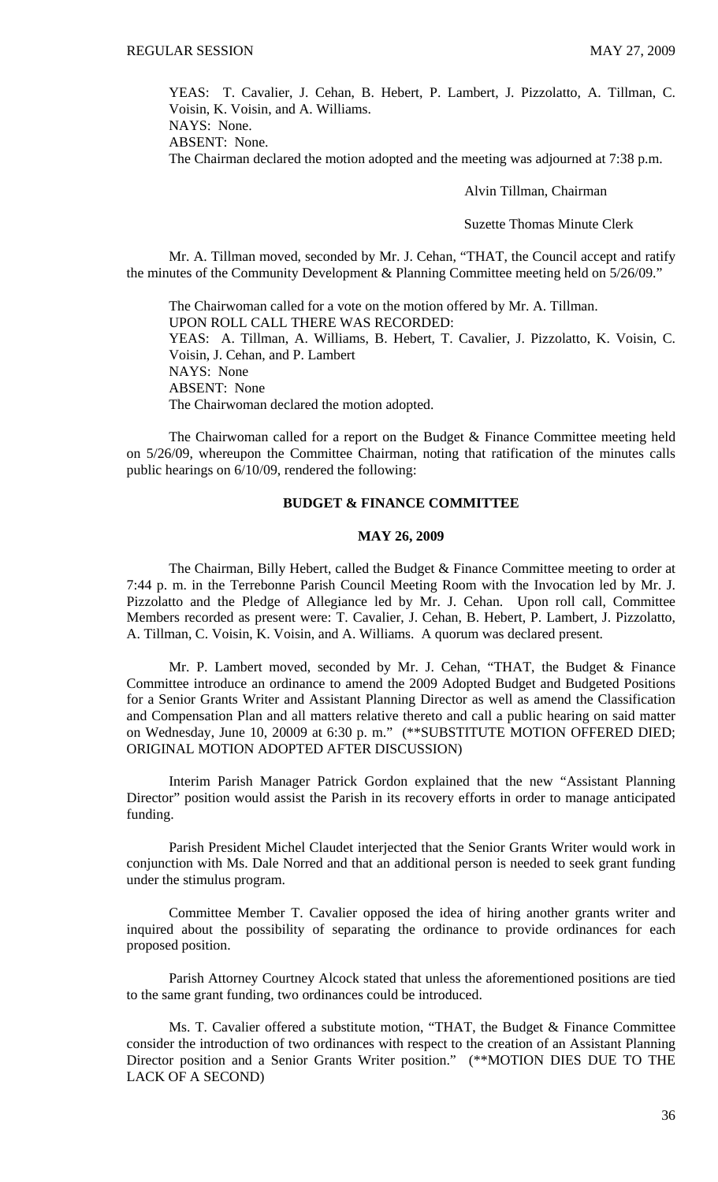YEAS: T. Cavalier, J. Cehan, B. Hebert, P. Lambert, J. Pizzolatto, A. Tillman, C. Voisin, K. Voisin, and A. Williams.
NAYS: None.
ABSENT: None.
The Chairman declared the motion adopted and the meeting was adjourned at 7:38 p.m.

Alvin Tillman, Chairman

Suzette Thomas Minute Clerk

Mr. A. Tillman moved, seconded by Mr. J. Cehan, "THAT, the Council accept and ratify the minutes of the Community Development & Planning Committee meeting held on 5/26/09."

The Chairwoman called for a vote on the motion offered by Mr. A. Tillman.
UPON ROLL CALL THERE WAS RECORDED:
YEAS: A. Tillman, A. Williams, B. Hebert, T. Cavalier, J. Pizzolatto, K. Voisin, C. Voisin, J. Cehan, and P. Lambert
NAYS: None
ABSENT: None
The Chairwoman declared the motion adopted.

The Chairwoman called for a report on the Budget & Finance Committee meeting held on 5/26/09, whereupon the Committee Chairman, noting that ratification of the minutes calls public hearings on 6/10/09, rendered the following:

## BUDGET & FINANCE COMMITTEE

## MAY 26, 2009

The Chairman, Billy Hebert, called the Budget & Finance Committee meeting to order at 7:44 p. m. in the Terrebonne Parish Council Meeting Room with the Invocation led by Mr. J. Pizzolatto and the Pledge of Allegiance led by Mr. J. Cehan. Upon roll call, Committee Members recorded as present were: T. Cavalier, J. Cehan, B. Hebert, P. Lambert, J. Pizzolatto, A. Tillman, C. Voisin, K. Voisin, and A. Williams. A quorum was declared present.

Mr. P. Lambert moved, seconded by Mr. J. Cehan, "THAT, the Budget & Finance Committee introduce an ordinance to amend the 2009 Adopted Budget and Budgeted Positions for a Senior Grants Writer and Assistant Planning Director as well as amend the Classification and Compensation Plan and all matters relative thereto and call a public hearing on said matter on Wednesday, June 10, 20009 at 6:30 p. m." (**SUBSTITUTE MOTION OFFERED DIED; ORIGINAL MOTION ADOPTED AFTER DISCUSSION)

Interim Parish Manager Patrick Gordon explained that the new "Assistant Planning Director" position would assist the Parish in its recovery efforts in order to manage anticipated funding.

Parish President Michel Claudet interjected that the Senior Grants Writer would work in conjunction with Ms. Dale Norred and that an additional person is needed to seek grant funding under the stimulus program.

Committee Member T. Cavalier opposed the idea of hiring another grants writer and inquired about the possibility of separating the ordinance to provide ordinances for each proposed position.

Parish Attorney Courtney Alcock stated that unless the aforementioned positions are tied to the same grant funding, two ordinances could be introduced.

Ms. T. Cavalier offered a substitute motion, "THAT, the Budget & Finance Committee consider the introduction of two ordinances with respect to the creation of an Assistant Planning Director position and a Senior Grants Writer position." (**MOTION DIES DUE TO THE LACK OF A SECOND)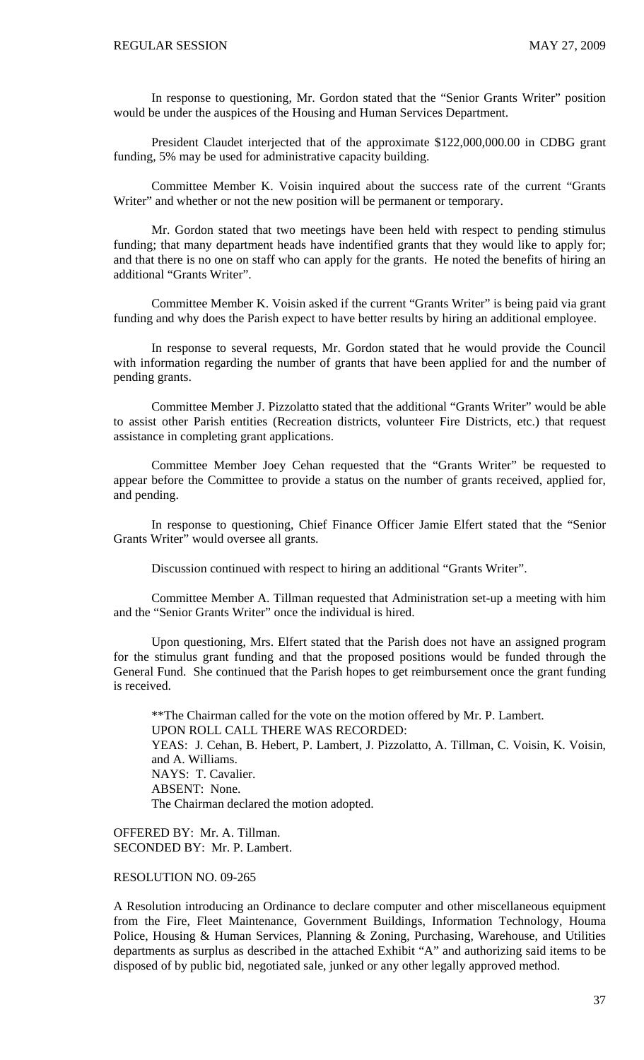In response to questioning, Mr. Gordon stated that the "Senior Grants Writer" position would be under the auspices of the Housing and Human Services Department.

President Claudet interjected that of the approximate $122,000,000.00 in CDBG grant funding, 5% may be used for administrative capacity building.

Committee Member K. Voisin inquired about the success rate of the current "Grants Writer" and whether or not the new position will be permanent or temporary.

Mr. Gordon stated that two meetings have been held with respect to pending stimulus funding; that many department heads have indentified grants that they would like to apply for; and that there is no one on staff who can apply for the grants. He noted the benefits of hiring an additional "Grants Writer".

Committee Member K. Voisin asked if the current "Grants Writer" is being paid via grant funding and why does the Parish expect to have better results by hiring an additional employee.

In response to several requests, Mr. Gordon stated that he would provide the Council with information regarding the number of grants that have been applied for and the number of pending grants.

Committee Member J. Pizzolatto stated that the additional "Grants Writer" would be able to assist other Parish entities (Recreation districts, volunteer Fire Districts, etc.) that request assistance in completing grant applications.

Committee Member Joey Cehan requested that the "Grants Writer" be requested to appear before the Committee to provide a status on the number of grants received, applied for, and pending.

In response to questioning, Chief Finance Officer Jamie Elfert stated that the "Senior Grants Writer" would oversee all grants.

Discussion continued with respect to hiring an additional "Grants Writer".

Committee Member A. Tillman requested that Administration set-up a meeting with him and the "Senior Grants Writer" once the individual is hired.

Upon questioning, Mrs. Elfert stated that the Parish does not have an assigned program for the stimulus grant funding and that the proposed positions would be funded through the General Fund. She continued that the Parish hopes to get reimbursement once the grant funding is received.

**The Chairman called for the vote on the motion offered by Mr. P. Lambert.
UPON ROLL CALL THERE WAS RECORDED:
YEAS: J. Cehan, B. Hebert, P. Lambert, J. Pizzolatto, A. Tillman, C. Voisin, K. Voisin, and A. Williams.
NAYS: T. Cavalier.
ABSENT: None.
The Chairman declared the motion adopted.

OFFERED BY: Mr. A. Tillman.
SECONDED BY: Mr. P. Lambert.

RESOLUTION NO. 09-265

A Resolution introducing an Ordinance to declare computer and other miscellaneous equipment from the Fire, Fleet Maintenance, Government Buildings, Information Technology, Houma Police, Housing & Human Services, Planning & Zoning, Purchasing, Warehouse, and Utilities departments as surplus as described in the attached Exhibit "A" and authorizing said items to be disposed of by public bid, negotiated sale, junked or any other legally approved method.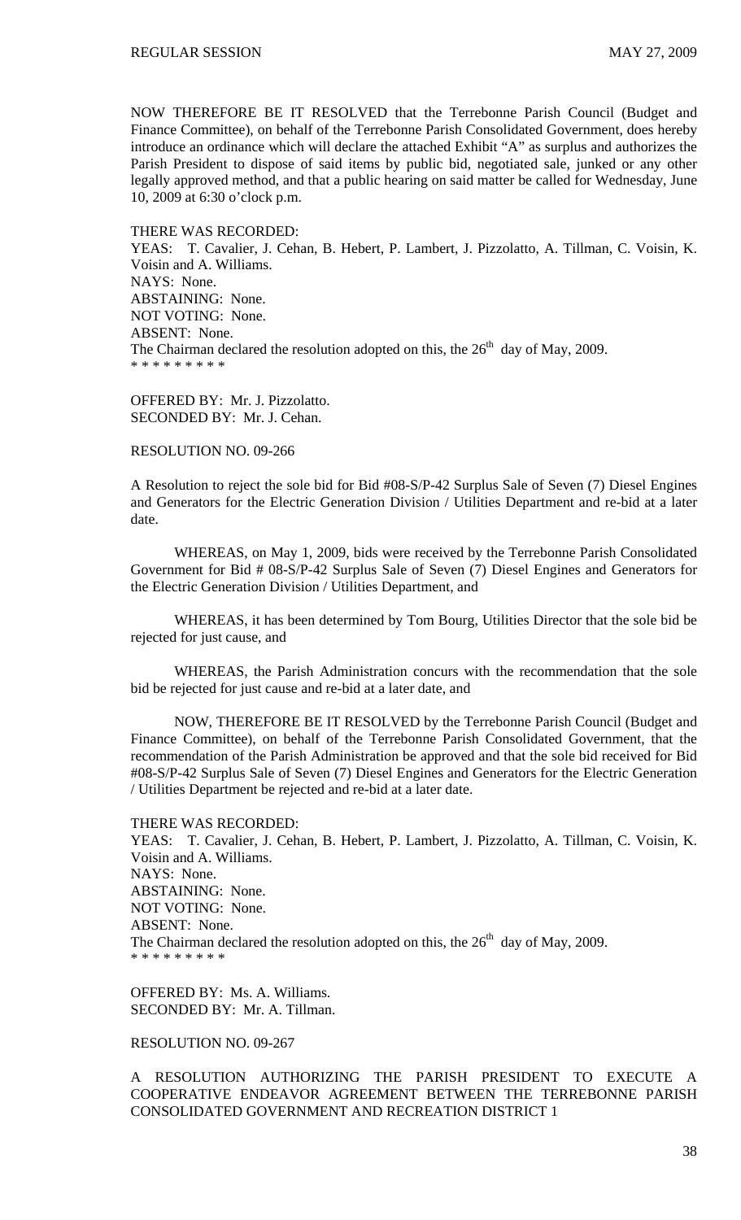NOW THEREFORE BE IT RESOLVED that the Terrebonne Parish Council (Budget and Finance Committee), on behalf of the Terrebonne Parish Consolidated Government, does hereby introduce an ordinance which will declare the attached Exhibit "A" as surplus and authorizes the Parish President to dispose of said items by public bid, negotiated sale, junked or any other legally approved method, and that a public hearing on said matter be called for Wednesday, June 10, 2009 at 6:30 o'clock p.m.

THERE WAS RECORDED:
YEAS: T. Cavalier, J. Cehan, B. Hebert, P. Lambert, J. Pizzolatto, A. Tillman, C. Voisin, K. Voisin and A. Williams.
NAYS: None.
ABSTAINING: None.
NOT VOTING: None.
ABSENT: None.
The Chairman declared the resolution adopted on this, the 26th day of May, 2009.
* * * * * * * * *

OFFERED BY: Mr. J. Pizzolatto.
SECONDED BY: Mr. J. Cehan.

RESOLUTION NO. 09-266

A Resolution to reject the sole bid for Bid #08-S/P-42 Surplus Sale of Seven (7) Diesel Engines and Generators for the Electric Generation Division / Utilities Department and re-bid at a later date.

WHEREAS, on May 1, 2009, bids were received by the Terrebonne Parish Consolidated Government for Bid # 08-S/P-42 Surplus Sale of Seven (7) Diesel Engines and Generators for the Electric Generation Division / Utilities Department, and

WHEREAS, it has been determined by Tom Bourg, Utilities Director that the sole bid be rejected for just cause, and

WHEREAS, the Parish Administration concurs with the recommendation that the sole bid be rejected for just cause and re-bid at a later date, and

NOW, THEREFORE BE IT RESOLVED by the Terrebonne Parish Council (Budget and Finance Committee), on behalf of the Terrebonne Parish Consolidated Government, that the recommendation of the Parish Administration be approved and that the sole bid received for Bid #08-S/P-42 Surplus Sale of Seven (7) Diesel Engines and Generators for the Electric Generation / Utilities Department be rejected and re-bid at a later date.

THERE WAS RECORDED:
YEAS: T. Cavalier, J. Cehan, B. Hebert, P. Lambert, J. Pizzolatto, A. Tillman, C. Voisin, K. Voisin and A. Williams.
NAYS: None.
ABSTAINING: None.
NOT VOTING: None.
ABSENT: None.
The Chairman declared the resolution adopted on this, the 26th day of May, 2009.
* * * * * * * * *

OFFERED BY: Ms. A. Williams.
SECONDED BY: Mr. A. Tillman.

RESOLUTION NO. 09-267

A RESOLUTION AUTHORIZING THE PARISH PRESIDENT TO EXECUTE A COOPERATIVE ENDEAVOR AGREEMENT BETWEEN THE TERREBONNE PARISH CONSOLIDATED GOVERNMENT AND RECREATION DISTRICT 1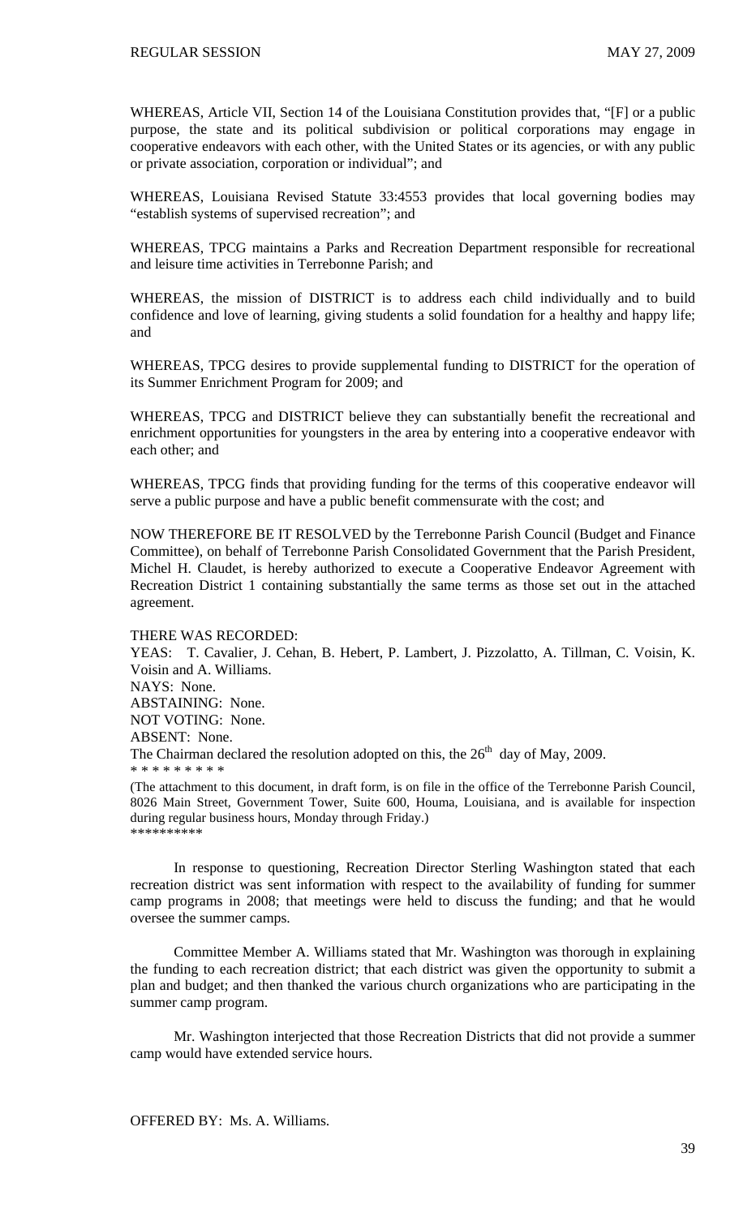WHEREAS, Article VII, Section 14 of the Louisiana Constitution provides that, "[F] or a public purpose, the state and its political subdivision or political corporations may engage in cooperative endeavors with each other, with the United States or its agencies, or with any public or private association, corporation or individual"; and

WHEREAS, Louisiana Revised Statute 33:4553 provides that local governing bodies may "establish systems of supervised recreation"; and

WHEREAS, TPCG maintains a Parks and Recreation Department responsible for recreational and leisure time activities in Terrebonne Parish; and

WHEREAS, the mission of DISTRICT is to address each child individually and to build confidence and love of learning, giving students a solid foundation for a healthy and happy life; and

WHEREAS, TPCG desires to provide supplemental funding to DISTRICT for the operation of its Summer Enrichment Program for 2009; and

WHEREAS, TPCG and DISTRICT believe they can substantially benefit the recreational and enrichment opportunities for youngsters in the area by entering into a cooperative endeavor with each other; and

WHEREAS, TPCG finds that providing funding for the terms of this cooperative endeavor will serve a public purpose and have a public benefit commensurate with the cost; and

NOW THEREFORE BE IT RESOLVED by the Terrebonne Parish Council (Budget and Finance Committee), on behalf of Terrebonne Parish Consolidated Government that the Parish President, Michel H. Claudet, is hereby authorized to execute a Cooperative Endeavor Agreement with Recreation District 1 containing substantially the same terms as those set out in the attached agreement.

THERE WAS RECORDED:
YEAS: T. Cavalier, J. Cehan, B. Hebert, P. Lambert, J. Pizzolatto, A. Tillman, C. Voisin, K. Voisin and A. Williams.
NAYS: None.
ABSTAINING: None.
NOT VOTING: None.
ABSENT: None.
The Chairman declared the resolution adopted on this, the 26th day of May, 2009.
\* \* \* \* \* \* \* \* \*

(The attachment to this document, in draft form, is on file in the office of the Terrebonne Parish Council, 8026 Main Street, Government Tower, Suite 600, Houma, Louisiana, and is available for inspection during regular business hours, Monday through Friday.)
\*\*\*\*\*\*\*\*\*\*

In response to questioning, Recreation Director Sterling Washington stated that each recreation district was sent information with respect to the availability of funding for summer camp programs in 2008; that meetings were held to discuss the funding; and that he would oversee the summer camps.

Committee Member A. Williams stated that Mr. Washington was thorough in explaining the funding to each recreation district; that each district was given the opportunity to submit a plan and budget; and then thanked the various church organizations who are participating in the summer camp program.

Mr. Washington interjected that those Recreation Districts that did not provide a summer camp would have extended service hours.

OFFERED BY: Ms. A. Williams.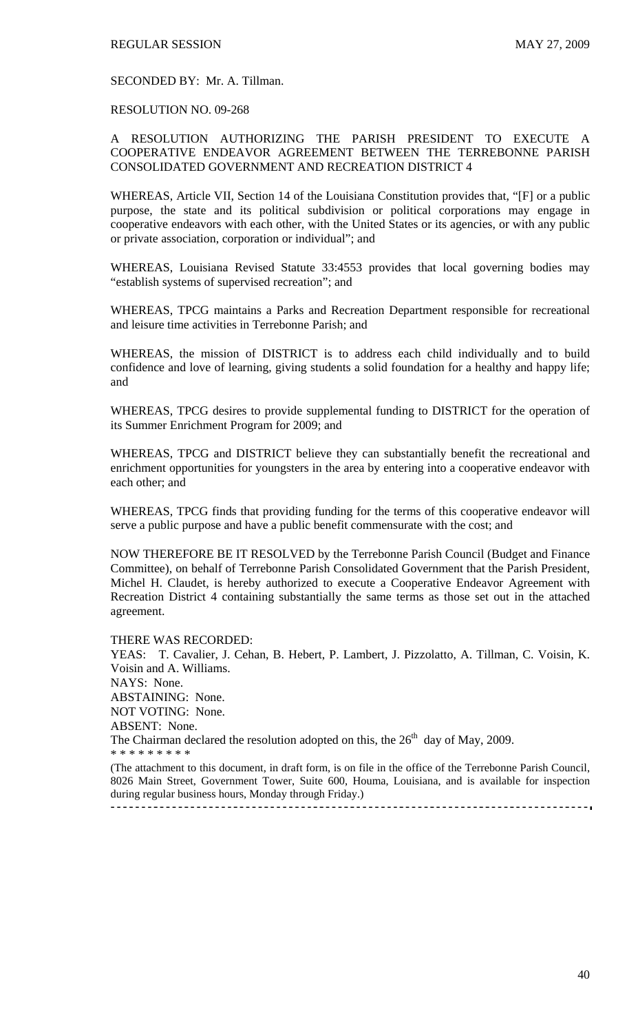SECONDED BY: Mr. A. Tillman.

RESOLUTION NO. 09-268

A RESOLUTION AUTHORIZING THE PARISH PRESIDENT TO EXECUTE A COOPERATIVE ENDEAVOR AGREEMENT BETWEEN THE TERREBONNE PARISH CONSOLIDATED GOVERNMENT AND RECREATION DISTRICT 4

WHEREAS, Article VII, Section 14 of the Louisiana Constitution provides that, "[F] or a public purpose, the state and its political subdivision or political corporations may engage in cooperative endeavors with each other, with the United States or its agencies, or with any public or private association, corporation or individual"; and

WHEREAS, Louisiana Revised Statute 33:4553 provides that local governing bodies may "establish systems of supervised recreation"; and

WHEREAS, TPCG maintains a Parks and Recreation Department responsible for recreational and leisure time activities in Terrebonne Parish; and

WHEREAS, the mission of DISTRICT is to address each child individually and to build confidence and love of learning, giving students a solid foundation for a healthy and happy life; and

WHEREAS, TPCG desires to provide supplemental funding to DISTRICT for the operation of its Summer Enrichment Program for 2009; and

WHEREAS, TPCG and DISTRICT believe they can substantially benefit the recreational and enrichment opportunities for youngsters in the area by entering into a cooperative endeavor with each other; and

WHEREAS, TPCG finds that providing funding for the terms of this cooperative endeavor will serve a public purpose and have a public benefit commensurate with the cost; and

NOW THEREFORE BE IT RESOLVED by the Terrebonne Parish Council (Budget and Finance Committee), on behalf of Terrebonne Parish Consolidated Government that the Parish President, Michel H. Claudet, is hereby authorized to execute a Cooperative Endeavor Agreement with Recreation District 4 containing substantially the same terms as those set out in the attached agreement.

THERE WAS RECORDED:
YEAS: T. Cavalier, J. Cehan, B. Hebert, P. Lambert, J. Pizzolatto, A. Tillman, C. Voisin, K. Voisin and A. Williams.
NAYS: None.
ABSTAINING: None.
NOT VOTING: None.
ABSENT: None.
The Chairman declared the resolution adopted on this, the 26th day of May, 2009.
* * * * * * * * *

(The attachment to this document, in draft form, is on file in the office of the Terrebonne Parish Council, 8026 Main Street, Government Tower, Suite 600, Houma, Louisiana, and is available for inspection during regular business hours, Monday through Friday.)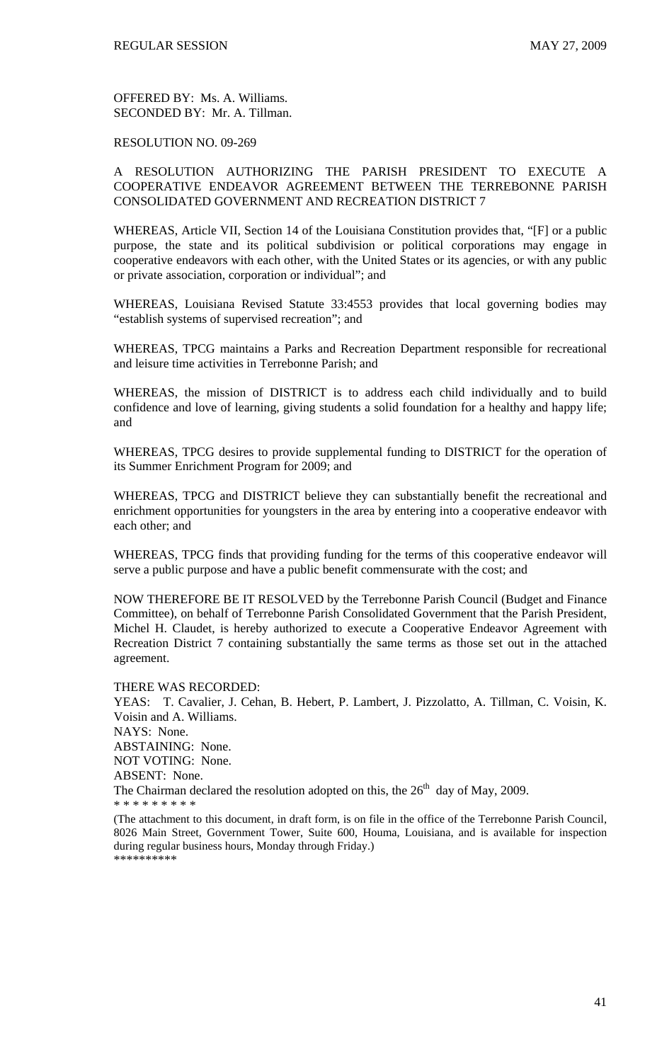OFFERED BY: Ms. A. Williams.
SECONDED BY: Mr. A. Tillman.

RESOLUTION NO. 09-269

A RESOLUTION AUTHORIZING THE PARISH PRESIDENT TO EXECUTE A COOPERATIVE ENDEAVOR AGREEMENT BETWEEN THE TERREBONNE PARISH CONSOLIDATED GOVERNMENT AND RECREATION DISTRICT 7

WHEREAS, Article VII, Section 14 of the Louisiana Constitution provides that, "[F] or a public purpose, the state and its political subdivision or political corporations may engage in cooperative endeavors with each other, with the United States or its agencies, or with any public or private association, corporation or individual"; and

WHEREAS, Louisiana Revised Statute 33:4553 provides that local governing bodies may "establish systems of supervised recreation"; and

WHEREAS, TPCG maintains a Parks and Recreation Department responsible for recreational and leisure time activities in Terrebonne Parish; and

WHEREAS, the mission of DISTRICT is to address each child individually and to build confidence and love of learning, giving students a solid foundation for a healthy and happy life; and

WHEREAS, TPCG desires to provide supplemental funding to DISTRICT for the operation of its Summer Enrichment Program for 2009; and

WHEREAS, TPCG and DISTRICT believe they can substantially benefit the recreational and enrichment opportunities for youngsters in the area by entering into a cooperative endeavor with each other; and

WHEREAS, TPCG finds that providing funding for the terms of this cooperative endeavor will serve a public purpose and have a public benefit commensurate with the cost; and

NOW THEREFORE BE IT RESOLVED by the Terrebonne Parish Council (Budget and Finance Committee), on behalf of Terrebonne Parish Consolidated Government that the Parish President, Michel H. Claudet, is hereby authorized to execute a Cooperative Endeavor Agreement with Recreation District 7 containing substantially the same terms as those set out in the attached agreement.

THERE WAS RECORDED:
YEAS: T. Cavalier, J. Cehan, B. Hebert, P. Lambert, J. Pizzolatto, A. Tillman, C. Voisin, K. Voisin and A. Williams.
NAYS: None.
ABSTAINING: None.
NOT VOTING: None.
ABSENT: None.
The Chairman declared the resolution adopted on this, the 26th day of May, 2009.
* * * * * * * * *

(The attachment to this document, in draft form, is on file in the office of the Terrebonne Parish Council, 8026 Main Street, Government Tower, Suite 600, Houma, Louisiana, and is available for inspection during regular business hours, Monday through Friday.)
**********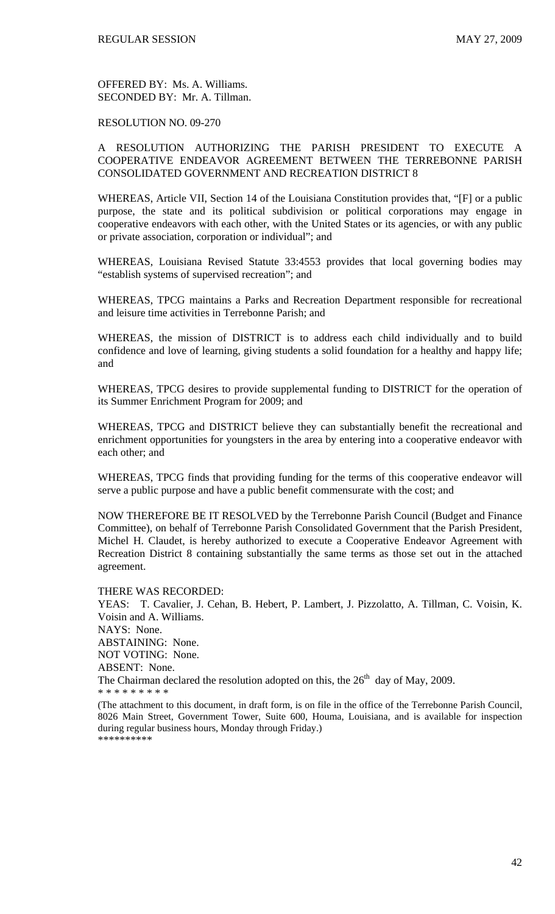OFFERED BY: Ms. A. Williams.
SECONDED BY: Mr. A. Tillman.

RESOLUTION NO. 09-270

A RESOLUTION AUTHORIZING THE PARISH PRESIDENT TO EXECUTE A COOPERATIVE ENDEAVOR AGREEMENT BETWEEN THE TERREBONNE PARISH CONSOLIDATED GOVERNMENT AND RECREATION DISTRICT 8

WHEREAS, Article VII, Section 14 of the Louisiana Constitution provides that, "[F] or a public purpose, the state and its political subdivision or political corporations may engage in cooperative endeavors with each other, with the United States or its agencies, or with any public or private association, corporation or individual"; and

WHEREAS, Louisiana Revised Statute 33:4553 provides that local governing bodies may "establish systems of supervised recreation"; and

WHEREAS, TPCG maintains a Parks and Recreation Department responsible for recreational and leisure time activities in Terrebonne Parish; and

WHEREAS, the mission of DISTRICT is to address each child individually and to build confidence and love of learning, giving students a solid foundation for a healthy and happy life; and

WHEREAS, TPCG desires to provide supplemental funding to DISTRICT for the operation of its Summer Enrichment Program for 2009; and

WHEREAS, TPCG and DISTRICT believe they can substantially benefit the recreational and enrichment opportunities for youngsters in the area by entering into a cooperative endeavor with each other; and

WHEREAS, TPCG finds that providing funding for the terms of this cooperative endeavor will serve a public purpose and have a public benefit commensurate with the cost; and

NOW THEREFORE BE IT RESOLVED by the Terrebonne Parish Council (Budget and Finance Committee), on behalf of Terrebonne Parish Consolidated Government that the Parish President, Michel H. Claudet, is hereby authorized to execute a Cooperative Endeavor Agreement with Recreation District 8 containing substantially the same terms as those set out in the attached agreement.

THERE WAS RECORDED:
YEAS: T. Cavalier, J. Cehan, B. Hebert, P. Lambert, J. Pizzolatto, A. Tillman, C. Voisin, K. Voisin and A. Williams.
NAYS: None.
ABSTAINING: None.
NOT VOTING: None.
ABSENT: None.
The Chairman declared the resolution adopted on this, the 26th day of May, 2009.
* * * * * * * * *

(The attachment to this document, in draft form, is on file in the office of the Terrebonne Parish Council, 8026 Main Street, Government Tower, Suite 600, Houma, Louisiana, and is available for inspection during regular business hours, Monday through Friday.)
**********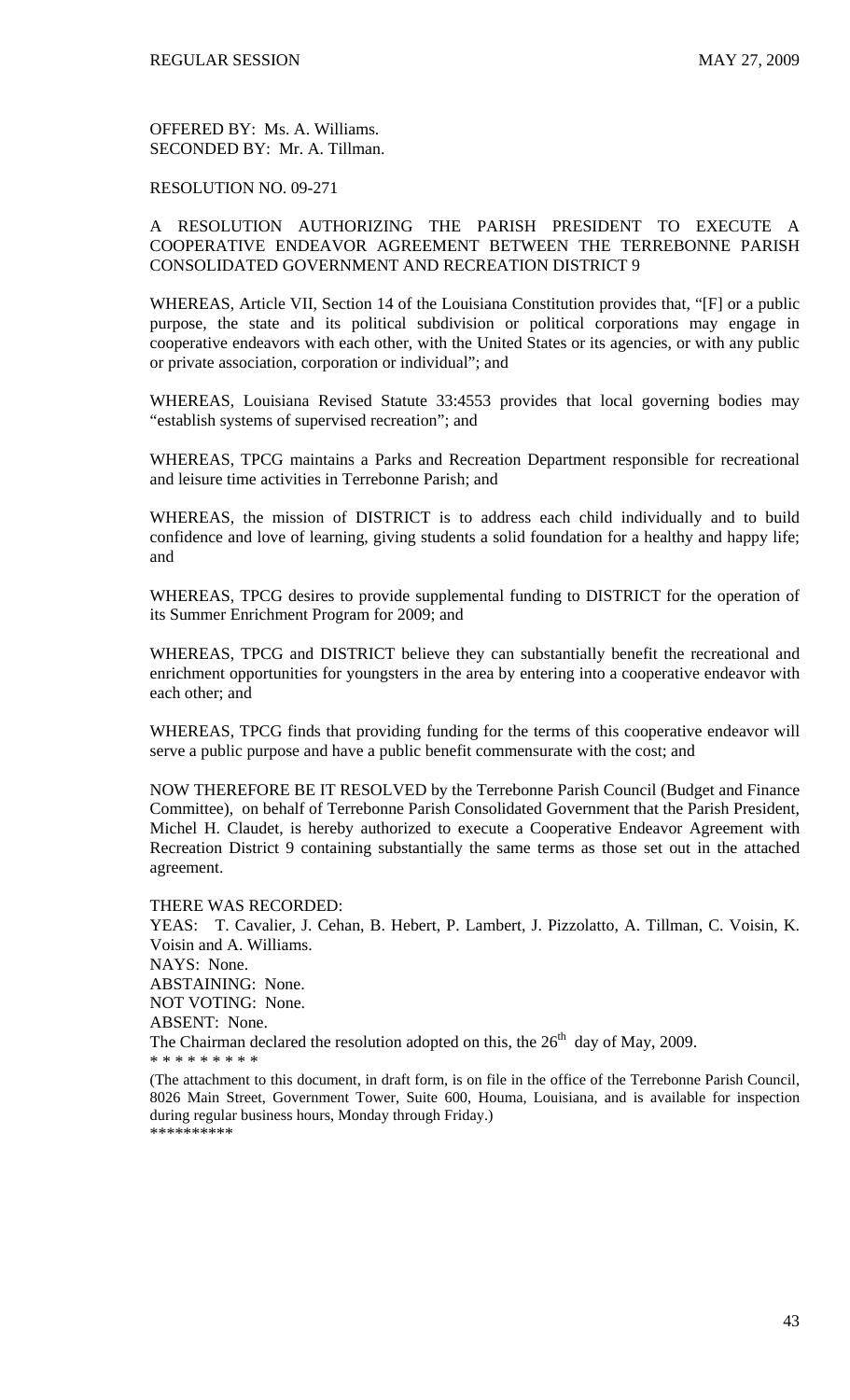OFFERED BY: Ms. A. Williams.
SECONDED BY: Mr. A. Tillman.

RESOLUTION NO. 09-271

A RESOLUTION AUTHORIZING THE PARISH PRESIDENT TO EXECUTE A COOPERATIVE ENDEAVOR AGREEMENT BETWEEN THE TERREBONNE PARISH CONSOLIDATED GOVERNMENT AND RECREATION DISTRICT 9

WHEREAS, Article VII, Section 14 of the Louisiana Constitution provides that, "[F] or a public purpose, the state and its political subdivision or political corporations may engage in cooperative endeavors with each other, with the United States or its agencies, or with any public or private association, corporation or individual"; and

WHEREAS, Louisiana Revised Statute 33:4553 provides that local governing bodies may "establish systems of supervised recreation"; and

WHEREAS, TPCG maintains a Parks and Recreation Department responsible for recreational and leisure time activities in Terrebonne Parish; and

WHEREAS, the mission of DISTRICT is to address each child individually and to build confidence and love of learning, giving students a solid foundation for a healthy and happy life; and

WHEREAS, TPCG desires to provide supplemental funding to DISTRICT for the operation of its Summer Enrichment Program for 2009; and

WHEREAS, TPCG and DISTRICT believe they can substantially benefit the recreational and enrichment opportunities for youngsters in the area by entering into a cooperative endeavor with each other; and

WHEREAS, TPCG finds that providing funding for the terms of this cooperative endeavor will serve a public purpose and have a public benefit commensurate with the cost; and

NOW THEREFORE BE IT RESOLVED by the Terrebonne Parish Council (Budget and Finance Committee), on behalf of Terrebonne Parish Consolidated Government that the Parish President, Michel H. Claudet, is hereby authorized to execute a Cooperative Endeavor Agreement with Recreation District 9 containing substantially the same terms as those set out in the attached agreement.

THERE WAS RECORDED:
YEAS: T. Cavalier, J. Cehan, B. Hebert, P. Lambert, J. Pizzolatto, A. Tillman, C. Voisin, K. Voisin and A. Williams.
NAYS: None.
ABSTAINING: None.
NOT VOTING: None.
ABSENT: None.
The Chairman declared the resolution adopted on this, the 26th day of May, 2009.
* * * * * * * * *

(The attachment to this document, in draft form, is on file in the office of the Terrebonne Parish Council, 8026 Main Street, Government Tower, Suite 600, Houma, Louisiana, and is available for inspection during regular business hours, Monday through Friday.)
**********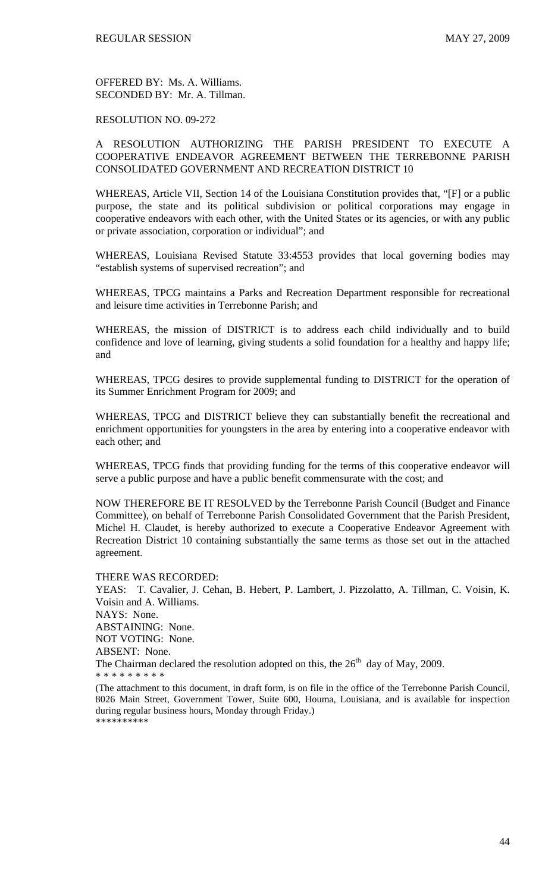OFFERED BY: Ms. A. Williams.
SECONDED BY: Mr. A. Tillman.

RESOLUTION NO. 09-272

A RESOLUTION AUTHORIZING THE PARISH PRESIDENT TO EXECUTE A COOPERATIVE ENDEAVOR AGREEMENT BETWEEN THE TERREBONNE PARISH CONSOLIDATED GOVERNMENT AND RECREATION DISTRICT 10

WHEREAS, Article VII, Section 14 of the Louisiana Constitution provides that, "[F] or a public purpose, the state and its political subdivision or political corporations may engage in cooperative endeavors with each other, with the United States or its agencies, or with any public or private association, corporation or individual"; and

WHEREAS, Louisiana Revised Statute 33:4553 provides that local governing bodies may "establish systems of supervised recreation"; and

WHEREAS, TPCG maintains a Parks and Recreation Department responsible for recreational and leisure time activities in Terrebonne Parish; and

WHEREAS, the mission of DISTRICT is to address each child individually and to build confidence and love of learning, giving students a solid foundation for a healthy and happy life; and

WHEREAS, TPCG desires to provide supplemental funding to DISTRICT for the operation of its Summer Enrichment Program for 2009; and

WHEREAS, TPCG and DISTRICT believe they can substantially benefit the recreational and enrichment opportunities for youngsters in the area by entering into a cooperative endeavor with each other; and

WHEREAS, TPCG finds that providing funding for the terms of this cooperative endeavor will serve a public purpose and have a public benefit commensurate with the cost; and

NOW THEREFORE BE IT RESOLVED by the Terrebonne Parish Council (Budget and Finance Committee), on behalf of Terrebonne Parish Consolidated Government that the Parish President, Michel H. Claudet, is hereby authorized to execute a Cooperative Endeavor Agreement with Recreation District 10 containing substantially the same terms as those set out in the attached agreement.

THERE WAS RECORDED:
YEAS: T. Cavalier, J. Cehan, B. Hebert, P. Lambert, J. Pizzolatto, A. Tillman, C. Voisin, K. Voisin and A. Williams.
NAYS: None.
ABSTAINING: None.
NOT VOTING: None.
ABSENT: None.
The Chairman declared the resolution adopted on this, the 26th day of May, 2009.
* * * * * * * * *

(The attachment to this document, in draft form, is on file in the office of the Terrebonne Parish Council, 8026 Main Street, Government Tower, Suite 600, Houma, Louisiana, and is available for inspection during regular business hours, Monday through Friday.)
**********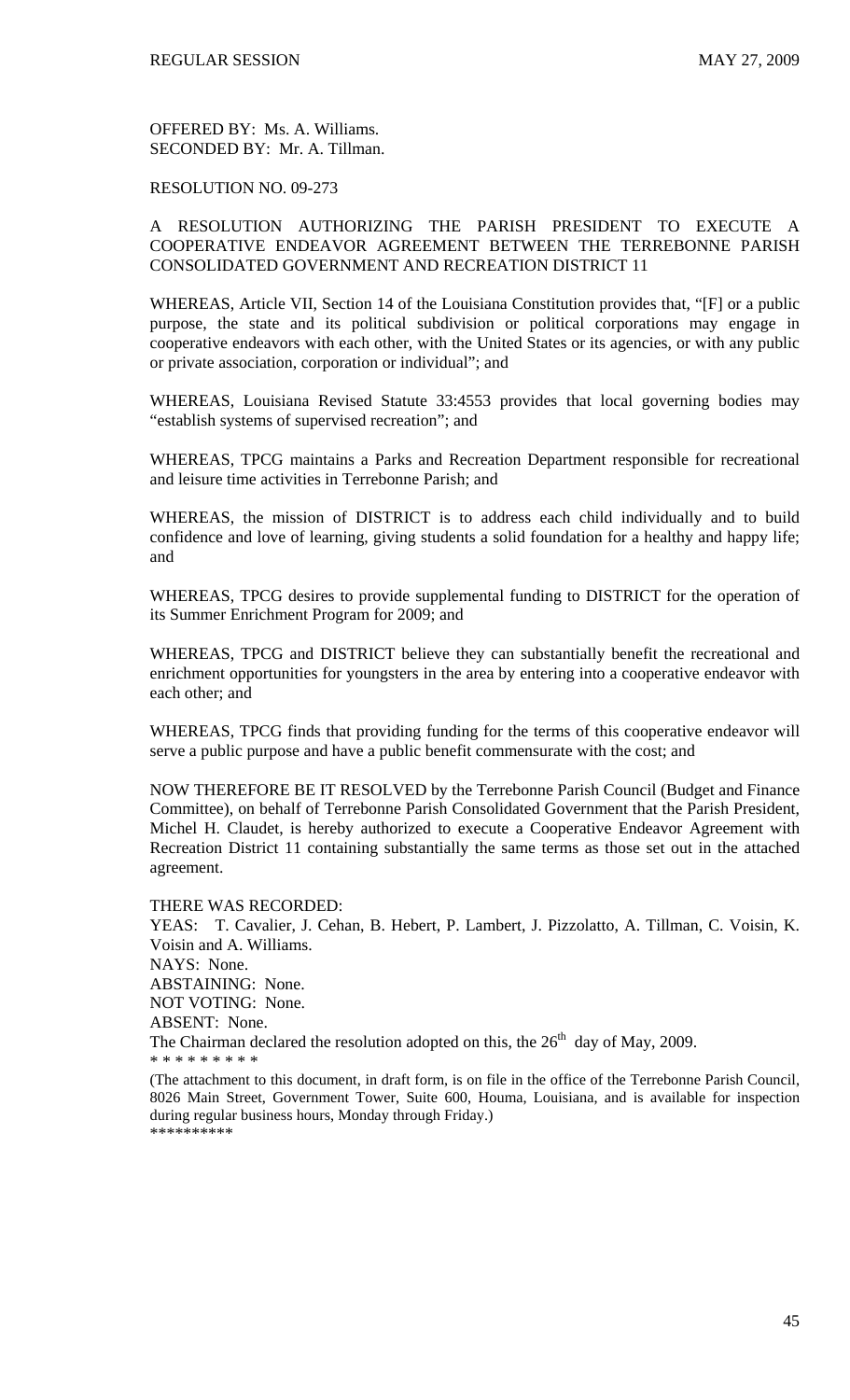OFFERED BY: Ms. A. Williams.
SECONDED BY: Mr. A. Tillman.

RESOLUTION NO. 09-273

A RESOLUTION AUTHORIZING THE PARISH PRESIDENT TO EXECUTE A COOPERATIVE ENDEAVOR AGREEMENT BETWEEN THE TERREBONNE PARISH CONSOLIDATED GOVERNMENT AND RECREATION DISTRICT 11

WHEREAS, Article VII, Section 14 of the Louisiana Constitution provides that, "[F] or a public purpose, the state and its political subdivision or political corporations may engage in cooperative endeavors with each other, with the United States or its agencies, or with any public or private association, corporation or individual"; and

WHEREAS, Louisiana Revised Statute 33:4553 provides that local governing bodies may "establish systems of supervised recreation"; and

WHEREAS, TPCG maintains a Parks and Recreation Department responsible for recreational and leisure time activities in Terrebonne Parish; and

WHEREAS, the mission of DISTRICT is to address each child individually and to build confidence and love of learning, giving students a solid foundation for a healthy and happy life; and

WHEREAS, TPCG desires to provide supplemental funding to DISTRICT for the operation of its Summer Enrichment Program for 2009; and

WHEREAS, TPCG and DISTRICT believe they can substantially benefit the recreational and enrichment opportunities for youngsters in the area by entering into a cooperative endeavor with each other; and

WHEREAS, TPCG finds that providing funding for the terms of this cooperative endeavor will serve a public purpose and have a public benefit commensurate with the cost; and

NOW THEREFORE BE IT RESOLVED by the Terrebonne Parish Council (Budget and Finance Committee), on behalf of Terrebonne Parish Consolidated Government that the Parish President, Michel H. Claudet, is hereby authorized to execute a Cooperative Endeavor Agreement with Recreation District 11 containing substantially the same terms as those set out in the attached agreement.

THERE WAS RECORDED:
YEAS: T. Cavalier, J. Cehan, B. Hebert, P. Lambert, J. Pizzolatto, A. Tillman, C. Voisin, K. Voisin and A. Williams.
NAYS: None.
ABSTAINING: None.
NOT VOTING: None.
ABSENT: None.
The Chairman declared the resolution adopted on this, the 26th day of May, 2009.
* * * * * * * * *

(The attachment to this document, in draft form, is on file in the office of the Terrebonne Parish Council, 8026 Main Street, Government Tower, Suite 600, Houma, Louisiana, and is available for inspection during regular business hours, Monday through Friday.)
**********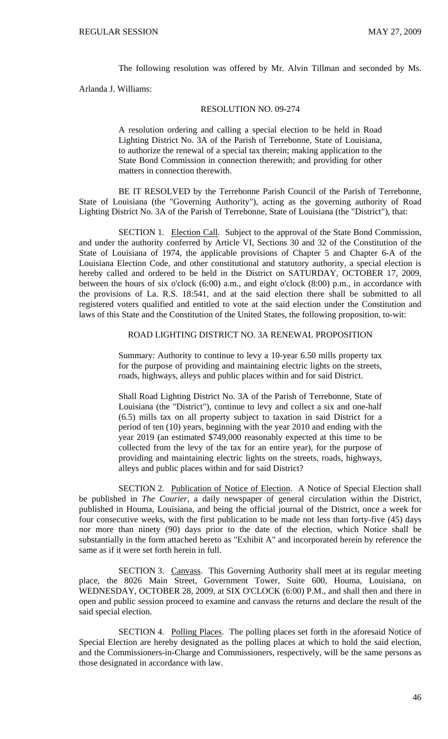The following resolution was offered by Mr. Alvin Tillman and seconded by Ms. Arlanda J. Williams:

RESOLUTION NO. 09-274

A resolution ordering and calling a special election to be held in Road Lighting District No. 3A of the Parish of Terrebonne, State of Louisiana, to authorize the renewal of a special tax therein; making application to the State Bond Commission in connection therewith; and providing for other matters in connection therewith.

BE IT RESOLVED by the Terrebonne Parish Council of the Parish of Terrebonne, State of Louisiana (the "Governing Authority"), acting as the governing authority of Road Lighting District No. 3A of the Parish of Terrebonne, State of Louisiana (the "District"), that:

SECTION 1. Election Call. Subject to the approval of the State Bond Commission, and under the authority conferred by Article VI, Sections 30 and 32 of the Constitution of the State of Louisiana of 1974, the applicable provisions of Chapter 5 and Chapter 6-A of the Louisiana Election Code, and other constitutional and statutory authority, a special election is hereby called and ordered to be held in the District on SATURDAY, OCTOBER 17, 2009, between the hours of six o'clock (6:00) a.m., and eight o'clock (8:00) p.m., in accordance with the provisions of La. R.S. 18:541, and at the said election there shall be submitted to all registered voters qualified and entitled to vote at the said election under the Constitution and laws of this State and the Constitution of the United States, the following proposition, to-wit:

ROAD LIGHTING DISTRICT NO. 3A RENEWAL PROPOSITION

Summary: Authority to continue to levy a 10-year 6.50 mills property tax for the purpose of providing and maintaining electric lights on the streets, roads, highways, alleys and public places within and for said District.

Shall Road Lighting District No. 3A of the Parish of Terrebonne, State of Louisiana (the "District"), continue to levy and collect a six and one-half (6.5) mills tax on all property subject to taxation in said District for a period of ten (10) years, beginning with the year 2010 and ending with the year 2019 (an estimated $749,000 reasonably expected at this time to be collected from the levy of the tax for an entire year), for the purpose of providing and maintaining electric lights on the streets, roads, highways, alleys and public places within and for said District?

SECTION 2. Publication of Notice of Election. A Notice of Special Election shall be published in *The Courier*, a daily newspaper of general circulation within the District, published in Houma, Louisiana, and being the official journal of the District, once a week for four consecutive weeks, with the first publication to be made not less than forty-five (45) days nor more than ninety (90) days prior to the date of the election, which Notice shall be substantially in the form attached hereto as "Exhibit A" and incorporated herein by reference the same as if it were set forth herein in full.

SECTION 3. Canvass. This Governing Authority shall meet at its regular meeting place, the 8026 Main Street, Government Tower, Suite 600, Houma, Louisiana, on WEDNESDAY, OCTOBER 28, 2009, at SIX O'CLOCK (6:00) P.M., and shall then and there in open and public session proceed to examine and canvass the returns and declare the result of the said special election.

SECTION 4. Polling Places. The polling places set forth in the aforesaid Notice of Special Election are hereby designated as the polling places at which to hold the said election, and the Commissioners-in-Charge and Commissioners, respectively, will be the same persons as those designated in accordance with law.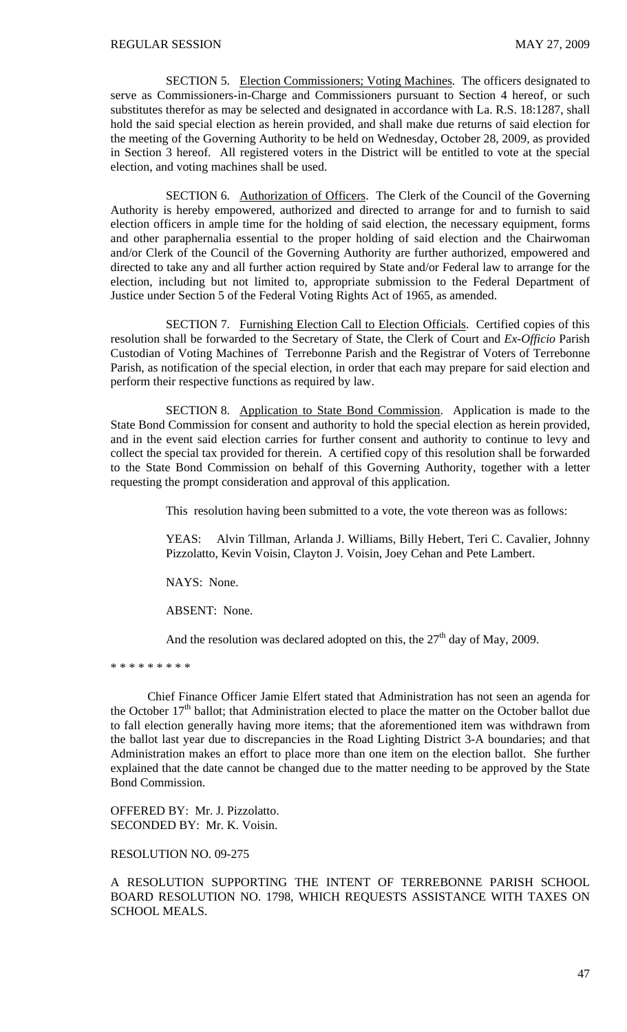SECTION 5. Election Commissioners; Voting Machines. The officers designated to serve as Commissioners-in-Charge and Commissioners pursuant to Section 4 hereof, or such substitutes therefor as may be selected and designated in accordance with La. R.S. 18:1287, shall hold the said special election as herein provided, and shall make due returns of said election for the meeting of the Governing Authority to be held on Wednesday, October 28, 2009, as provided in Section 3 hereof. All registered voters in the District will be entitled to vote at the special election, and voting machines shall be used.

SECTION 6. Authorization of Officers. The Clerk of the Council of the Governing Authority is hereby empowered, authorized and directed to arrange for and to furnish to said election officers in ample time for the holding of said election, the necessary equipment, forms and other paraphernalia essential to the proper holding of said election and the Chairwoman and/or Clerk of the Council of the Governing Authority are further authorized, empowered and directed to take any and all further action required by State and/or Federal law to arrange for the election, including but not limited to, appropriate submission to the Federal Department of Justice under Section 5 of the Federal Voting Rights Act of 1965, as amended.

SECTION 7. Furnishing Election Call to Election Officials. Certified copies of this resolution shall be forwarded to the Secretary of State, the Clerk of Court and *Ex-Officio* Parish Custodian of Voting Machines of Terrebonne Parish and the Registrar of Voters of Terrebonne Parish, as notification of the special election, in order that each may prepare for said election and perform their respective functions as required by law.

SECTION 8. Application to State Bond Commission. Application is made to the State Bond Commission for consent and authority to hold the special election as herein provided, and in the event said election carries for further consent and authority to continue to levy and collect the special tax provided for therein. A certified copy of this resolution shall be forwarded to the State Bond Commission on behalf of this Governing Authority, together with a letter requesting the prompt consideration and approval of this application.

This resolution having been submitted to a vote, the vote thereon was as follows:

YEAS: Alvin Tillman, Arlanda J. Williams, Billy Hebert, Teri C. Cavalier, Johnny Pizzolatto, Kevin Voisin, Clayton J. Voisin, Joey Cehan and Pete Lambert.

NAYS: None.

ABSENT: None.

And the resolution was declared adopted on this, the 27th day of May, 2009.

\* \* \* \* \* \* \* \* \*

Chief Finance Officer Jamie Elfert stated that Administration has not seen an agenda for the October 17th ballot; that Administration elected to place the matter on the October ballot due to fall election generally having more items; that the aforementioned item was withdrawn from the ballot last year due to discrepancies in the Road Lighting District 3-A boundaries; and that Administration makes an effort to place more than one item on the election ballot. She further explained that the date cannot be changed due to the matter needing to be approved by the State Bond Commission.

OFFERED BY: Mr. J. Pizzolatto.
SECONDED BY: Mr. K. Voisin.

RESOLUTION NO. 09-275

A RESOLUTION SUPPORTING THE INTENT OF TERREBONNE PARISH SCHOOL BOARD RESOLUTION NO. 1798, WHICH REQUESTS ASSISTANCE WITH TAXES ON SCHOOL MEALS.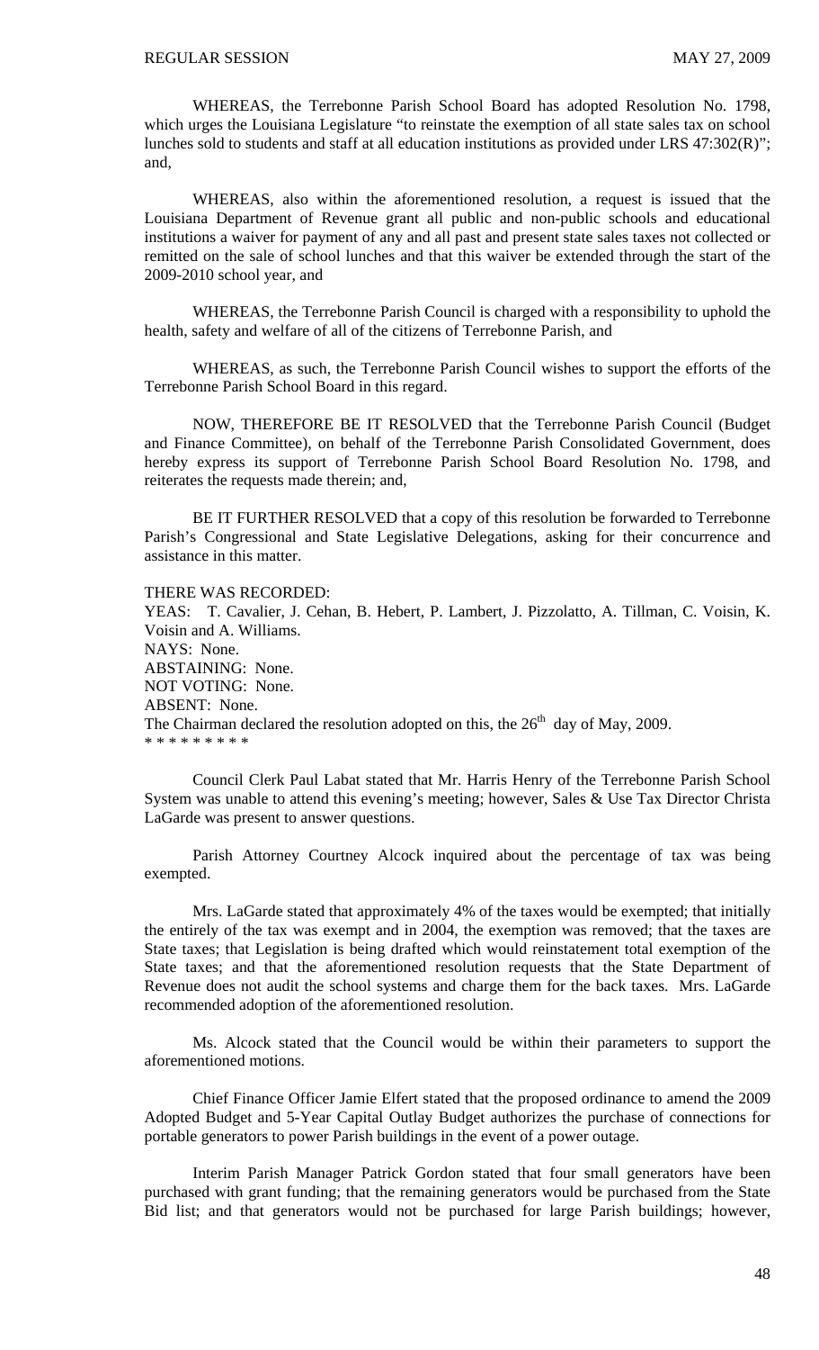WHEREAS, the Terrebonne Parish School Board has adopted Resolution No. 1798, which urges the Louisiana Legislature "to reinstate the exemption of all state sales tax on school lunches sold to students and staff at all education institutions as provided under LRS 47:302(R)"; and,

WHEREAS, also within the aforementioned resolution, a request is issued that the Louisiana Department of Revenue grant all public and non-public schools and educational institutions a waiver for payment of any and all past and present state sales taxes not collected or remitted on the sale of school lunches and that this waiver be extended through the start of the 2009-2010 school year, and

WHEREAS, the Terrebonne Parish Council is charged with a responsibility to uphold the health, safety and welfare of all of the citizens of Terrebonne Parish, and

WHEREAS, as such, the Terrebonne Parish Council wishes to support the efforts of the Terrebonne Parish School Board in this regard.

NOW, THEREFORE BE IT RESOLVED that the Terrebonne Parish Council (Budget and Finance Committee), on behalf of the Terrebonne Parish Consolidated Government, does hereby express its support of Terrebonne Parish School Board Resolution No. 1798, and reiterates the requests made therein; and,

BE IT FURTHER RESOLVED that a copy of this resolution be forwarded to Terrebonne Parish's Congressional and State Legislative Delegations, asking for their concurrence and assistance in this matter.

THERE WAS RECORDED:
YEAS: T. Cavalier, J. Cehan, B. Hebert, P. Lambert, J. Pizzolatto, A. Tillman, C. Voisin, K. Voisin and A. Williams.
NAYS: None.
ABSTAINING: None.
NOT VOTING: None.
ABSENT: None.
The Chairman declared the resolution adopted on this, the 26th day of May, 2009.
* * * * * * * * *

Council Clerk Paul Labat stated that Mr. Harris Henry of the Terrebonne Parish School System was unable to attend this evening's meeting; however, Sales & Use Tax Director Christa LaGarde was present to answer questions.

Parish Attorney Courtney Alcock inquired about the percentage of tax was being exempted.

Mrs. LaGarde stated that approximately 4% of the taxes would be exempted; that initially the entirely of the tax was exempt and in 2004, the exemption was removed; that the taxes are State taxes; that Legislation is being drafted which would reinstatement total exemption of the State taxes; and that the aforementioned resolution requests that the State Department of Revenue does not audit the school systems and charge them for the back taxes. Mrs. LaGarde recommended adoption of the aforementioned resolution.

Ms. Alcock stated that the Council would be within their parameters to support the aforementioned motions.

Chief Finance Officer Jamie Elfert stated that the proposed ordinance to amend the 2009 Adopted Budget and 5-Year Capital Outlay Budget authorizes the purchase of connections for portable generators to power Parish buildings in the event of a power outage.

Interim Parish Manager Patrick Gordon stated that four small generators have been purchased with grant funding; that the remaining generators would be purchased from the State Bid list; and that generators would not be purchased for large Parish buildings; however,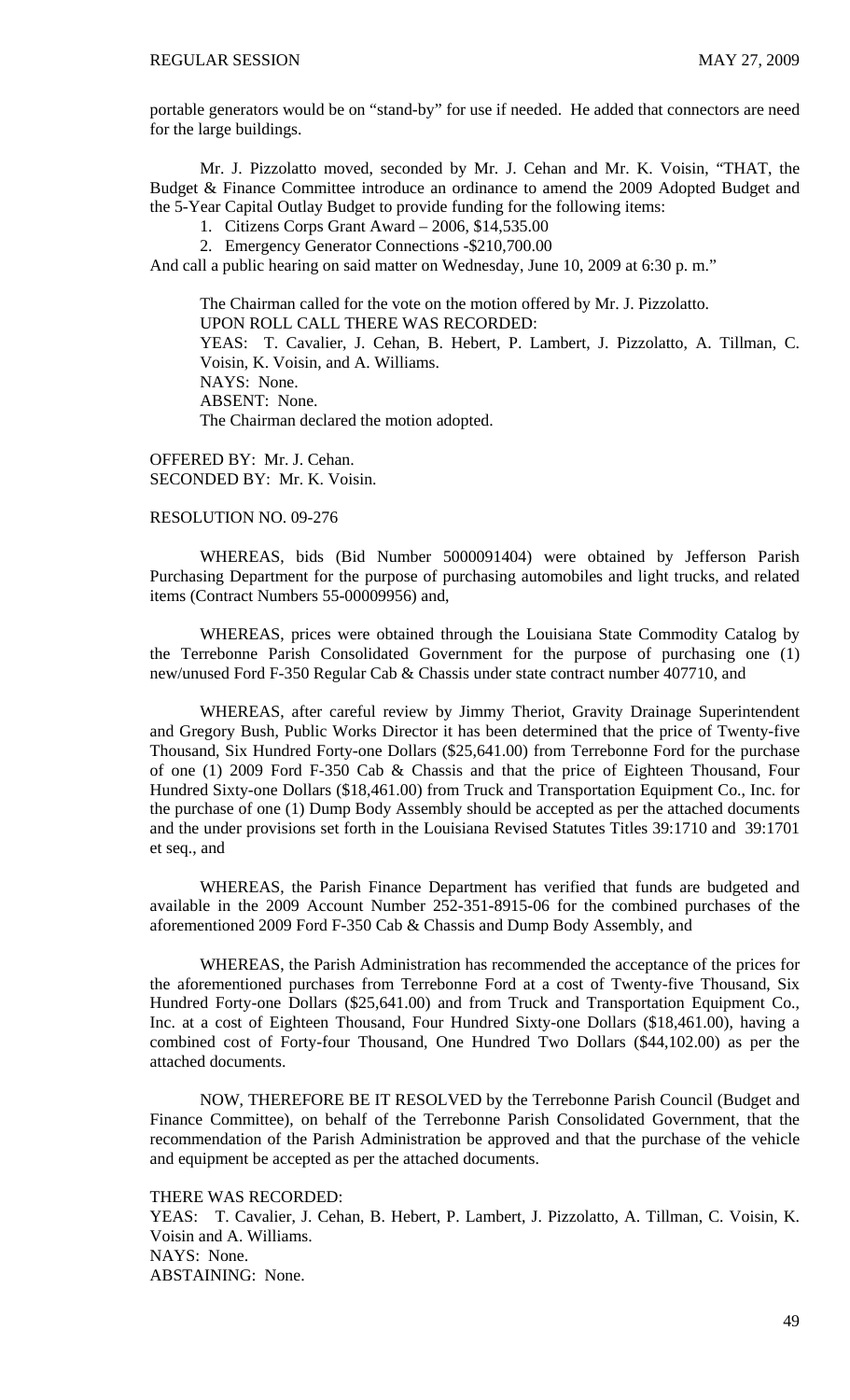portable generators would be on "stand-by" for use if needed. He added that connectors are need for the large buildings.

Mr. J. Pizzolatto moved, seconded by Mr. J. Cehan and Mr. K. Voisin, "THAT, the Budget & Finance Committee introduce an ordinance to amend the 2009 Adopted Budget and the 5-Year Capital Outlay Budget to provide funding for the following items:

1. Citizens Corps Grant Award – 2006, $14,535.00
2. Emergency Generator Connections -$210,700.00

And call a public hearing on said matter on Wednesday, June 10, 2009 at 6:30 p. m."

The Chairman called for the vote on the motion offered by Mr. J. Pizzolatto.
UPON ROLL CALL THERE WAS RECORDED:
YEAS: T. Cavalier, J. Cehan, B. Hebert, P. Lambert, J. Pizzolatto, A. Tillman, C. Voisin, K. Voisin, and A. Williams.
NAYS: None.
ABSENT: None.
The Chairman declared the motion adopted.

OFFERED BY: Mr. J. Cehan.
SECONDED BY: Mr. K. Voisin.

RESOLUTION NO. 09-276

WHEREAS, bids (Bid Number 5000091404) were obtained by Jefferson Parish Purchasing Department for the purpose of purchasing automobiles and light trucks, and related items (Contract Numbers 55-00009956) and,

WHEREAS, prices were obtained through the Louisiana State Commodity Catalog by the Terrebonne Parish Consolidated Government for the purpose of purchasing one (1) new/unused Ford F-350 Regular Cab & Chassis under state contract number 407710, and

WHEREAS, after careful review by Jimmy Theriot, Gravity Drainage Superintendent and Gregory Bush, Public Works Director it has been determined that the price of Twenty-five Thousand, Six Hundred Forty-one Dollars ($25,641.00) from Terrebonne Ford for the purchase of one (1) 2009 Ford F-350 Cab & Chassis and that the price of Eighteen Thousand, Four Hundred Sixty-one Dollars ($18,461.00) from Truck and Transportation Equipment Co., Inc. for the purchase of one (1) Dump Body Assembly should be accepted as per the attached documents and the under provisions set forth in the Louisiana Revised Statutes Titles 39:1710 and 39:1701 et seq., and

WHEREAS, the Parish Finance Department has verified that funds are budgeted and available in the 2009 Account Number 252-351-8915-06 for the combined purchases of the aforementioned 2009 Ford F-350 Cab & Chassis and Dump Body Assembly, and

WHEREAS, the Parish Administration has recommended the acceptance of the prices for the aforementioned purchases from Terrebonne Ford at a cost of Twenty-five Thousand, Six Hundred Forty-one Dollars ($25,641.00) and from Truck and Transportation Equipment Co., Inc. at a cost of Eighteen Thousand, Four Hundred Sixty-one Dollars ($18,461.00), having a combined cost of Forty-four Thousand, One Hundred Two Dollars ($44,102.00) as per the attached documents.

NOW, THEREFORE BE IT RESOLVED by the Terrebonne Parish Council (Budget and Finance Committee), on behalf of the Terrebonne Parish Consolidated Government, that the recommendation of the Parish Administration be approved and that the purchase of the vehicle and equipment be accepted as per the attached documents.

THERE WAS RECORDED:
YEAS: T. Cavalier, J. Cehan, B. Hebert, P. Lambert, J. Pizzolatto, A. Tillman, C. Voisin, K. Voisin and A. Williams.
NAYS: None.
ABSTAINING: None.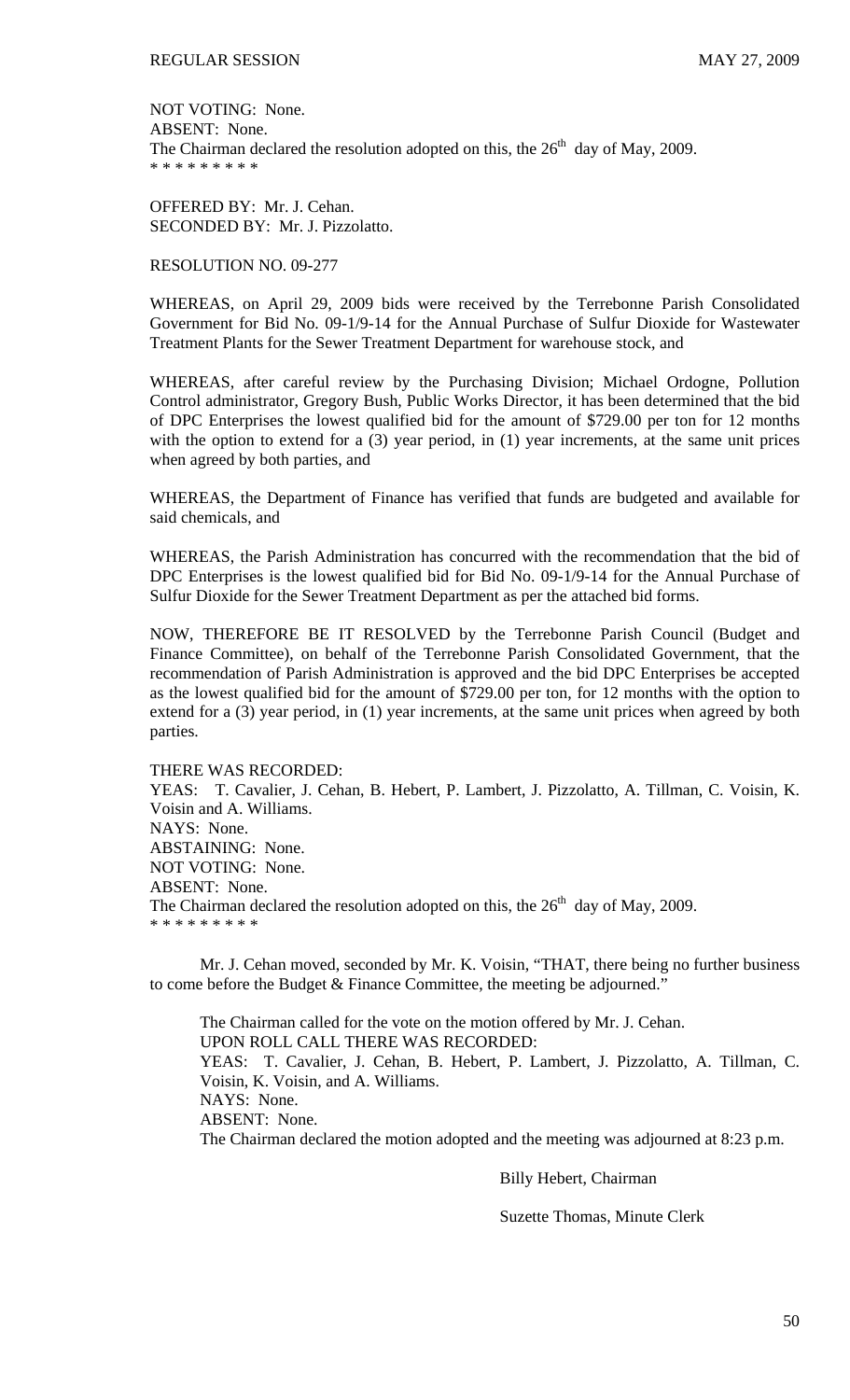NOT VOTING: None.
ABSENT: None.
The Chairman declared the resolution adopted on this, the 26th day of May, 2009.
* * * * * * * * *

OFFERED BY: Mr. J. Cehan.
SECONDED BY: Mr. J. Pizzolatto.

RESOLUTION NO. 09-277

WHEREAS, on April 29, 2009 bids were received by the Terrebonne Parish Consolidated Government for Bid No. 09-1/9-14 for the Annual Purchase of Sulfur Dioxide for Wastewater Treatment Plants for the Sewer Treatment Department for warehouse stock, and

WHEREAS, after careful review by the Purchasing Division; Michael Ordogne, Pollution Control administrator, Gregory Bush, Public Works Director, it has been determined that the bid of DPC Enterprises the lowest qualified bid for the amount of $729.00 per ton for 12 months with the option to extend for a (3) year period, in (1) year increments, at the same unit prices when agreed by both parties, and

WHEREAS, the Department of Finance has verified that funds are budgeted and available for said chemicals, and

WHEREAS, the Parish Administration has concurred with the recommendation that the bid of DPC Enterprises is the lowest qualified bid for Bid No. 09-1/9-14 for the Annual Purchase of Sulfur Dioxide for the Sewer Treatment Department as per the attached bid forms.

NOW, THEREFORE BE IT RESOLVED by the Terrebonne Parish Council (Budget and Finance Committee), on behalf of the Terrebonne Parish Consolidated Government, that the recommendation of Parish Administration is approved and the bid DPC Enterprises be accepted as the lowest qualified bid for the amount of $729.00 per ton, for 12 months with the option to extend for a (3) year period, in (1) year increments, at the same unit prices when agreed by both parties.

THERE WAS RECORDED:
YEAS: T. Cavalier, J. Cehan, B. Hebert, P. Lambert, J. Pizzolatto, A. Tillman, C. Voisin, K. Voisin and A. Williams.
NAYS: None.
ABSTAINING: None.
NOT VOTING: None.
ABSENT: None.
The Chairman declared the resolution adopted on this, the 26th day of May, 2009.
* * * * * * * * *

Mr. J. Cehan moved, seconded by Mr. K. Voisin, "THAT, there being no further business to come before the Budget & Finance Committee, the meeting be adjourned."

The Chairman called for the vote on the motion offered by Mr. J. Cehan.
UPON ROLL CALL THERE WAS RECORDED:
YEAS: T. Cavalier, J. Cehan, B. Hebert, P. Lambert, J. Pizzolatto, A. Tillman, C. Voisin, K. Voisin, and A. Williams.
NAYS: None.
ABSENT: None.
The Chairman declared the motion adopted and the meeting was adjourned at 8:23 p.m.

Billy Hebert, Chairman

Suzette Thomas, Minute Clerk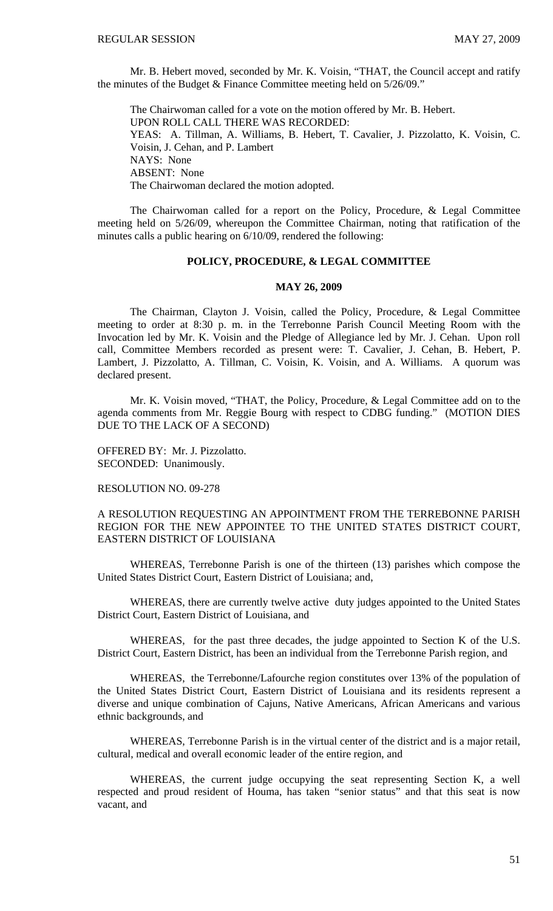Mr. B. Hebert moved, seconded by Mr. K. Voisin, "THAT, the Council accept and ratify the minutes of the Budget & Finance Committee meeting held on 5/26/09."

The Chairwoman called for a vote on the motion offered by Mr. B. Hebert.
UPON ROLL CALL THERE WAS RECORDED:
YEAS: A. Tillman, A. Williams, B. Hebert, T. Cavalier, J. Pizzolatto, K. Voisin, C. Voisin, J. Cehan, and P. Lambert
NAYS: None
ABSENT: None
The Chairwoman declared the motion adopted.

The Chairwoman called for a report on the Policy, Procedure, & Legal Committee meeting held on 5/26/09, whereupon the Committee Chairman, noting that ratification of the minutes calls a public hearing on 6/10/09, rendered the following:

## POLICY, PROCEDURE, & LEGAL COMMITTEE

### MAY 26, 2009

The Chairman, Clayton J. Voisin, called the Policy, Procedure, & Legal Committee meeting to order at 8:30 p. m. in the Terrebonne Parish Council Meeting Room with the Invocation led by Mr. K. Voisin and the Pledge of Allegiance led by Mr. J. Cehan. Upon roll call, Committee Members recorded as present were: T. Cavalier, J. Cehan, B. Hebert, P. Lambert, J. Pizzolatto, A. Tillman, C. Voisin, K. Voisin, and A. Williams. A quorum was declared present.

Mr. K. Voisin moved, "THAT, the Policy, Procedure, & Legal Committee add on to the agenda comments from Mr. Reggie Bourg with respect to CDBG funding." (MOTION DIES DUE TO THE LACK OF A SECOND)

OFFERED BY: Mr. J. Pizzolatto.
SECONDED: Unanimously.

RESOLUTION NO. 09-278

A RESOLUTION REQUESTING AN APPOINTMENT FROM THE TERREBONNE PARISH REGION FOR THE NEW APPOINTEE TO THE UNITED STATES DISTRICT COURT, EASTERN DISTRICT OF LOUISIANA

WHEREAS, Terrebonne Parish is one of the thirteen (13) parishes which compose the United States District Court, Eastern District of Louisiana; and,

WHEREAS, there are currently twelve active duty judges appointed to the United States District Court, Eastern District of Louisiana, and

WHEREAS, for the past three decades, the judge appointed to Section K of the U.S. District Court, Eastern District, has been an individual from the Terrebonne Parish region, and

WHEREAS, the Terrebonne/Lafourche region constitutes over 13% of the population of the United States District Court, Eastern District of Louisiana and its residents represent a diverse and unique combination of Cajuns, Native Americans, African Americans and various ethnic backgrounds, and

WHEREAS, Terrebonne Parish is in the virtual center of the district and is a major retail, cultural, medical and overall economic leader of the entire region, and

WHEREAS, the current judge occupying the seat representing Section K, a well respected and proud resident of Houma, has taken "senior status" and that this seat is now vacant, and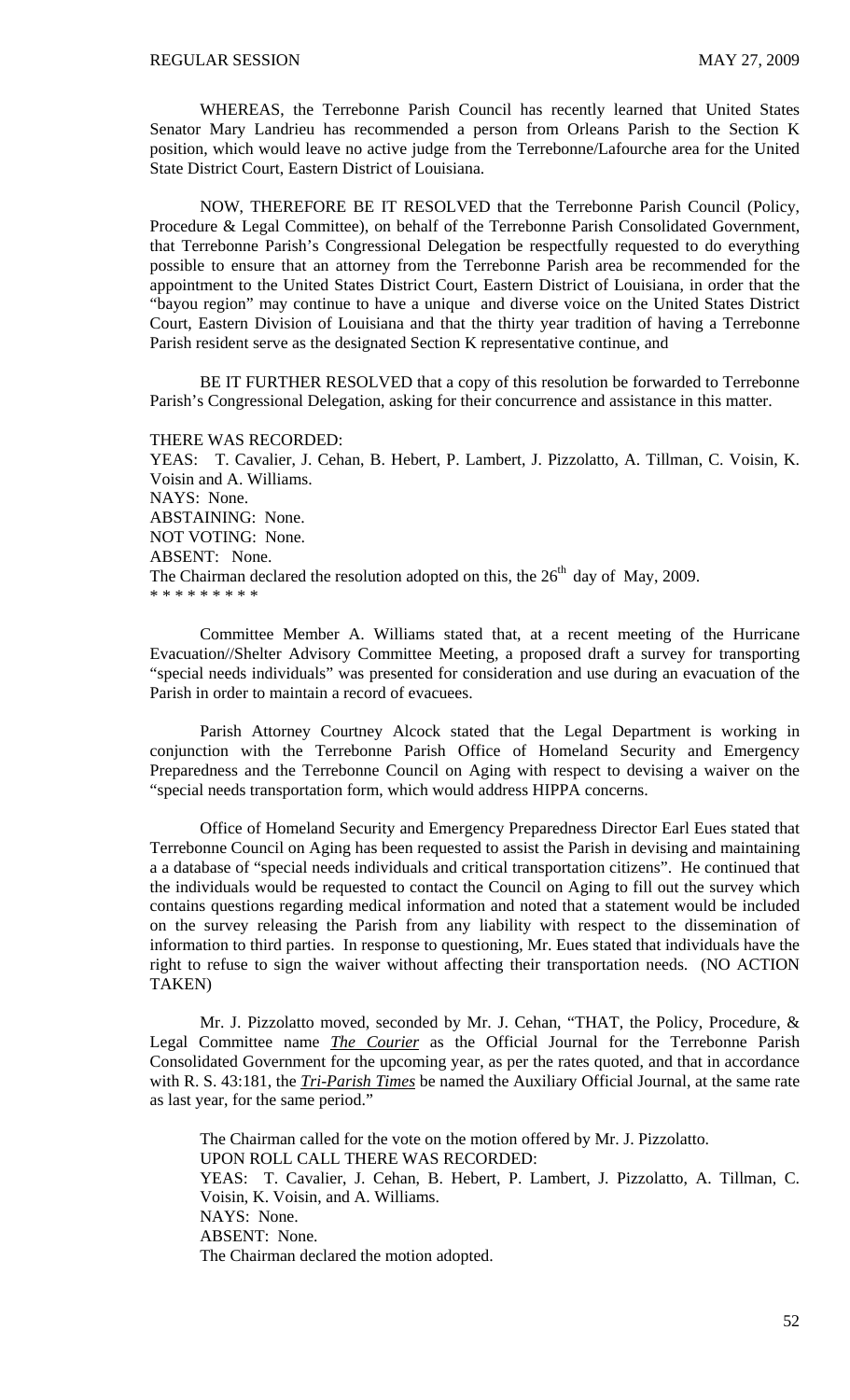WHEREAS, the Terrebonne Parish Council has recently learned that United States Senator Mary Landrieu has recommended a person from Orleans Parish to the Section K position, which would leave no active judge from the Terrebonne/Lafourche area for the United State District Court, Eastern District of Louisiana.

NOW, THEREFORE BE IT RESOLVED that the Terrebonne Parish Council (Policy, Procedure & Legal Committee), on behalf of the Terrebonne Parish Consolidated Government, that Terrebonne Parish's Congressional Delegation be respectfully requested to do everything possible to ensure that an attorney from the Terrebonne Parish area be recommended for the appointment to the United States District Court, Eastern District of Louisiana, in order that the "bayou region" may continue to have a unique and diverse voice on the United States District Court, Eastern Division of Louisiana and that the thirty year tradition of having a Terrebonne Parish resident serve as the designated Section K representative continue, and

BE IT FURTHER RESOLVED that a copy of this resolution be forwarded to Terrebonne Parish's Congressional Delegation, asking for their concurrence and assistance in this matter.

THERE WAS RECORDED:
YEAS: T. Cavalier, J. Cehan, B. Hebert, P. Lambert, J. Pizzolatto, A. Tillman, C. Voisin, K. Voisin and A. Williams.
NAYS: None.
ABSTAINING: None.
NOT VOTING: None.
ABSENT: None.
The Chairman declared the resolution adopted on this, the 26th day of May, 2009.
* * * * * * * * *

Committee Member A. Williams stated that, at a recent meeting of the Hurricane Evacuation//Shelter Advisory Committee Meeting, a proposed draft a survey for transporting "special needs individuals" was presented for consideration and use during an evacuation of the Parish in order to maintain a record of evacuees.

Parish Attorney Courtney Alcock stated that the Legal Department is working in conjunction with the Terrebonne Parish Office of Homeland Security and Emergency Preparedness and the Terrebonne Council on Aging with respect to devising a waiver on the "special needs transportation form, which would address HIPPA concerns.

Office of Homeland Security and Emergency Preparedness Director Earl Eues stated that Terrebonne Council on Aging has been requested to assist the Parish in devising and maintaining a a database of "special needs individuals and critical transportation citizens". He continued that the individuals would be requested to contact the Council on Aging to fill out the survey which contains questions regarding medical information and noted that a statement would be included on the survey releasing the Parish from any liability with respect to the dissemination of information to third parties. In response to questioning, Mr. Eues stated that individuals have the right to refuse to sign the waiver without affecting their transportation needs. (NO ACTION TAKEN)

Mr. J. Pizzolatto moved, seconded by Mr. J. Cehan, "THAT, the Policy, Procedure, & Legal Committee name ***The Courier*** as the Official Journal for the Terrebonne Parish Consolidated Government for the upcoming year, as per the rates quoted, and that in accordance with R. S. 43:181, the ***Tri-Parish Times*** be named the Auxiliary Official Journal, at the same rate as last year, for the same period."

The Chairman called for the vote on the motion offered by Mr. J. Pizzolatto.
UPON ROLL CALL THERE WAS RECORDED:
YEAS: T. Cavalier, J. Cehan, B. Hebert, P. Lambert, J. Pizzolatto, A. Tillman, C. Voisin, K. Voisin, and A. Williams.
NAYS: None.
ABSENT: None.
The Chairman declared the motion adopted.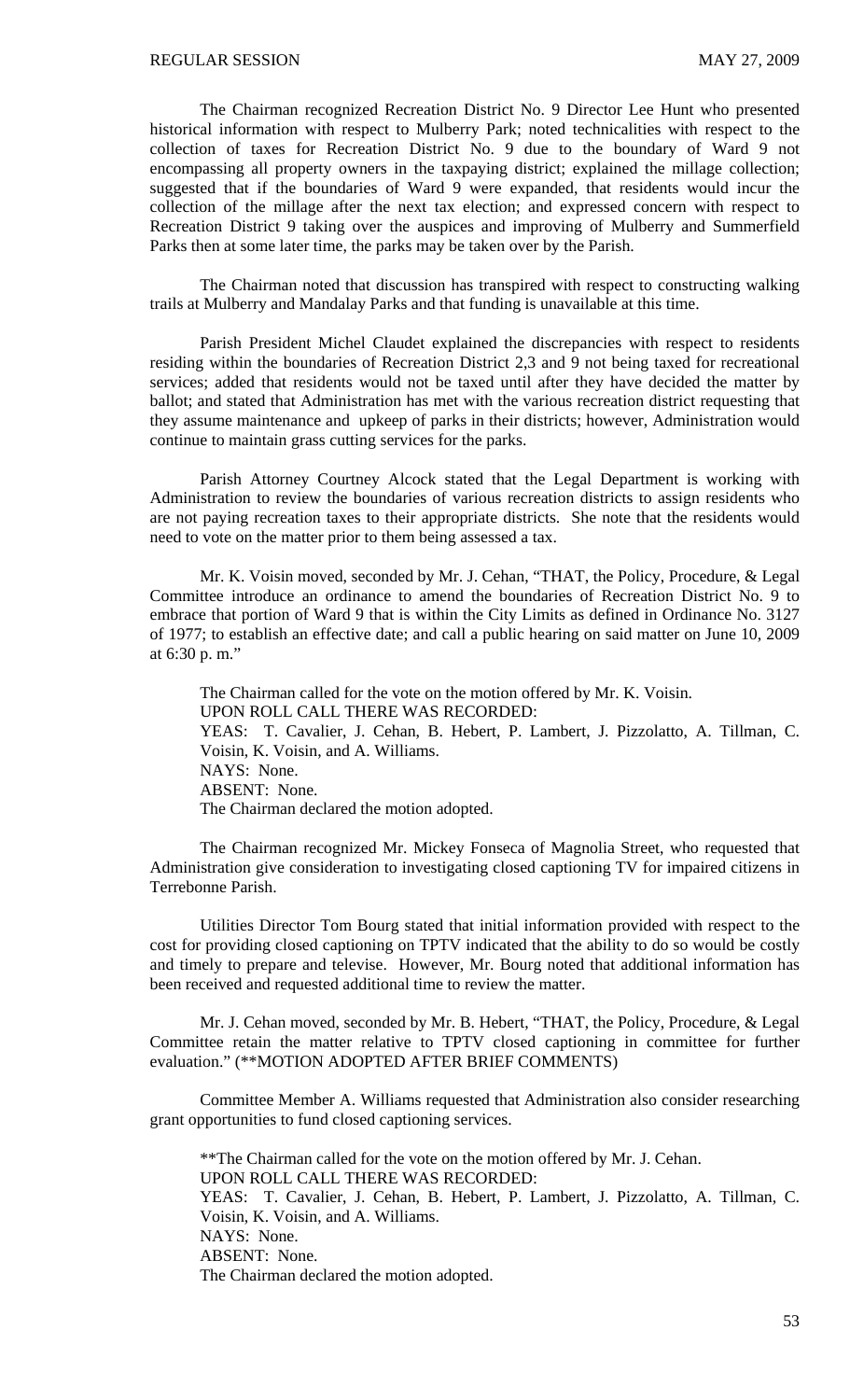The Chairman recognized Recreation District No. 9 Director Lee Hunt who presented historical information with respect to Mulberry Park; noted technicalities with respect to the collection of taxes for Recreation District No. 9 due to the boundary of Ward 9 not encompassing all property owners in the taxpaying district; explained the millage collection; suggested that if the boundaries of Ward 9 were expanded, that residents would incur the collection of the millage after the next tax election; and expressed concern with respect to Recreation District 9 taking over the auspices and improving of Mulberry and Summerfield Parks then at some later time, the parks may be taken over by the Parish.

The Chairman noted that discussion has transpired with respect to constructing walking trails at Mulberry and Mandalay Parks and that funding is unavailable at this time.

Parish President Michel Claudet explained the discrepancies with respect to residents residing within the boundaries of Recreation District 2,3 and 9 not being taxed for recreational services; added that residents would not be taxed until after they have decided the matter by ballot; and stated that Administration has met with the various recreation district requesting that they assume maintenance and upkeep of parks in their districts; however, Administration would continue to maintain grass cutting services for the parks.

Parish Attorney Courtney Alcock stated that the Legal Department is working with Administration to review the boundaries of various recreation districts to assign residents who are not paying recreation taxes to their appropriate districts. She note that the residents would need to vote on the matter prior to them being assessed a tax.

Mr. K. Voisin moved, seconded by Mr. J. Cehan, "THAT, the Policy, Procedure, & Legal Committee introduce an ordinance to amend the boundaries of Recreation District No. 9 to embrace that portion of Ward 9 that is within the City Limits as defined in Ordinance No. 3127 of 1977; to establish an effective date; and call a public hearing on said matter on June 10, 2009 at 6:30 p. m."

The Chairman called for the vote on the motion offered by Mr. K. Voisin.
UPON ROLL CALL THERE WAS RECORDED:
YEAS: T. Cavalier, J. Cehan, B. Hebert, P. Lambert, J. Pizzolatto, A. Tillman, C. Voisin, K. Voisin, and A. Williams.
NAYS: None.
ABSENT: None.
The Chairman declared the motion adopted.

The Chairman recognized Mr. Mickey Fonseca of Magnolia Street, who requested that Administration give consideration to investigating closed captioning TV for impaired citizens in Terrebonne Parish.

Utilities Director Tom Bourg stated that initial information provided with respect to the cost for providing closed captioning on TPTV indicated that the ability to do so would be costly and timely to prepare and televise. However, Mr. Bourg noted that additional information has been received and requested additional time to review the matter.

Mr. J. Cehan moved, seconded by Mr. B. Hebert, "THAT, the Policy, Procedure, & Legal Committee retain the matter relative to TPTV closed captioning in committee for further evaluation." (**MOTION ADOPTED AFTER BRIEF COMMENTS)

Committee Member A. Williams requested that Administration also consider researching grant opportunities to fund closed captioning services.

**The Chairman called for the vote on the motion offered by Mr. J. Cehan.
UPON ROLL CALL THERE WAS RECORDED:
YEAS: T. Cavalier, J. Cehan, B. Hebert, P. Lambert, J. Pizzolatto, A. Tillman, C. Voisin, K. Voisin, and A. Williams.
NAYS: None.
ABSENT: None.
The Chairman declared the motion adopted.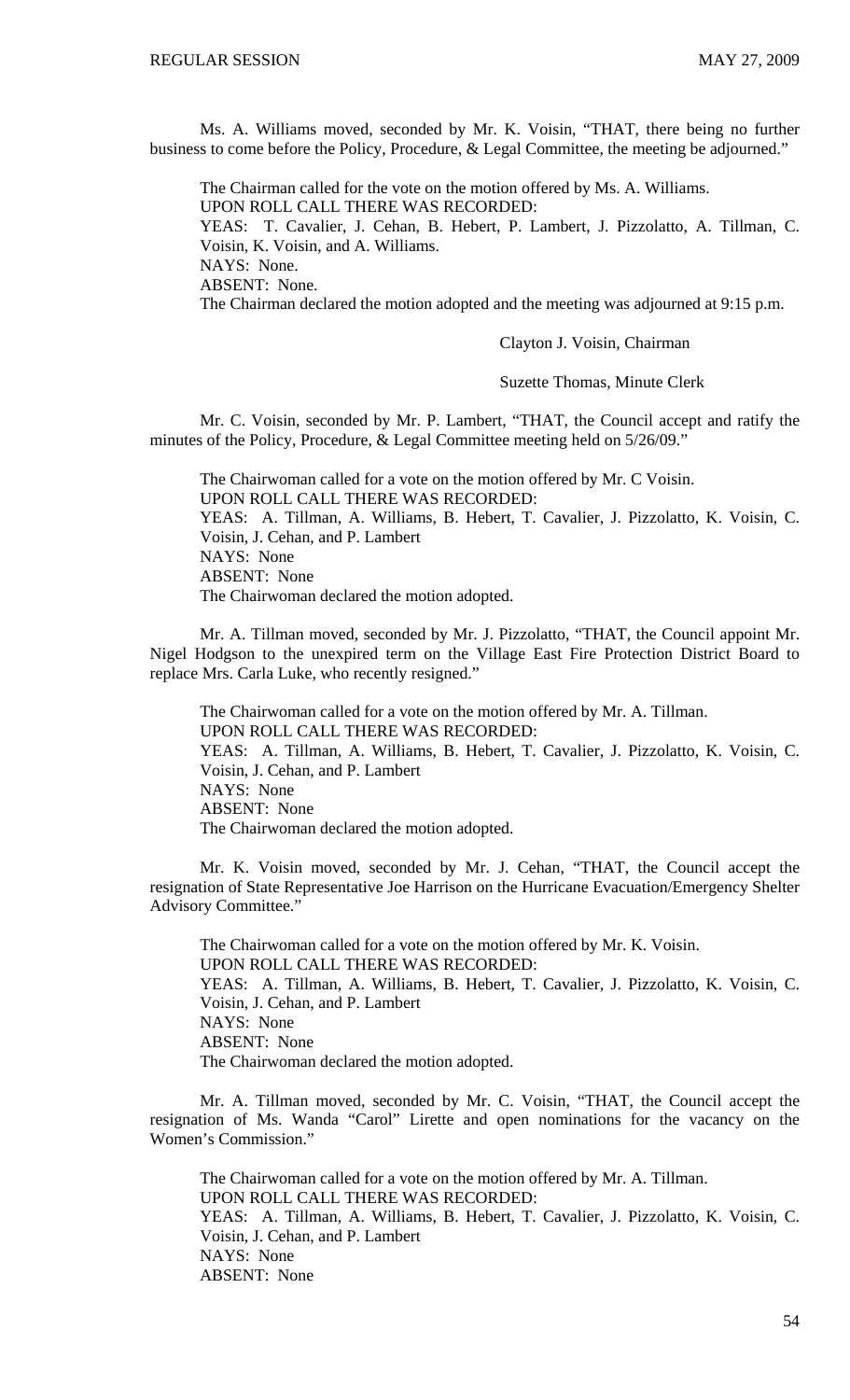Ms. A. Williams moved, seconded by Mr. K. Voisin, "THAT, there being no further business to come before the Policy, Procedure, & Legal Committee, the meeting be adjourned."

The Chairman called for the vote on the motion offered by Ms. A. Williams.
UPON ROLL CALL THERE WAS RECORDED:
YEAS: T. Cavalier, J. Cehan, B. Hebert, P. Lambert, J. Pizzolatto, A. Tillman, C. Voisin, K. Voisin, and A. Williams.
NAYS: None.
ABSENT: None.
The Chairman declared the motion adopted and the meeting was adjourned at 9:15 p.m.

Clayton J. Voisin, Chairman

Suzette Thomas, Minute Clerk

Mr. C. Voisin, seconded by Mr. P. Lambert, "THAT, the Council accept and ratify the minutes of the Policy, Procedure, & Legal Committee meeting held on 5/26/09."

The Chairwoman called for a vote on the motion offered by Mr. C Voisin.
UPON ROLL CALL THERE WAS RECORDED:
YEAS: A. Tillman, A. Williams, B. Hebert, T. Cavalier, J. Pizzolatto, K. Voisin, C. Voisin, J. Cehan, and P. Lambert
NAYS: None
ABSENT: None
The Chairwoman declared the motion adopted.

Mr. A. Tillman moved, seconded by Mr. J. Pizzolatto, "THAT, the Council appoint Mr. Nigel Hodgson to the unexpired term on the Village East Fire Protection District Board to replace Mrs. Carla Luke, who recently resigned."

The Chairwoman called for a vote on the motion offered by Mr. A. Tillman.
UPON ROLL CALL THERE WAS RECORDED:
YEAS: A. Tillman, A. Williams, B. Hebert, T. Cavalier, J. Pizzolatto, K. Voisin, C. Voisin, J. Cehan, and P. Lambert
NAYS: None
ABSENT: None
The Chairwoman declared the motion adopted.

Mr. K. Voisin moved, seconded by Mr. J. Cehan, "THAT, the Council accept the resignation of State Representative Joe Harrison on the Hurricane Evacuation/Emergency Shelter Advisory Committee."

The Chairwoman called for a vote on the motion offered by Mr. K. Voisin.
UPON ROLL CALL THERE WAS RECORDED:
YEAS: A. Tillman, A. Williams, B. Hebert, T. Cavalier, J. Pizzolatto, K. Voisin, C. Voisin, J. Cehan, and P. Lambert
NAYS: None
ABSENT: None
The Chairwoman declared the motion adopted.

Mr. A. Tillman moved, seconded by Mr. C. Voisin, "THAT, the Council accept the resignation of Ms. Wanda "Carol" Lirette and open nominations for the vacancy on the Women's Commission."

The Chairwoman called for a vote on the motion offered by Mr. A. Tillman.
UPON ROLL CALL THERE WAS RECORDED:
YEAS: A. Tillman, A. Williams, B. Hebert, T. Cavalier, J. Pizzolatto, K. Voisin, C. Voisin, J. Cehan, and P. Lambert
NAYS: None
ABSENT: None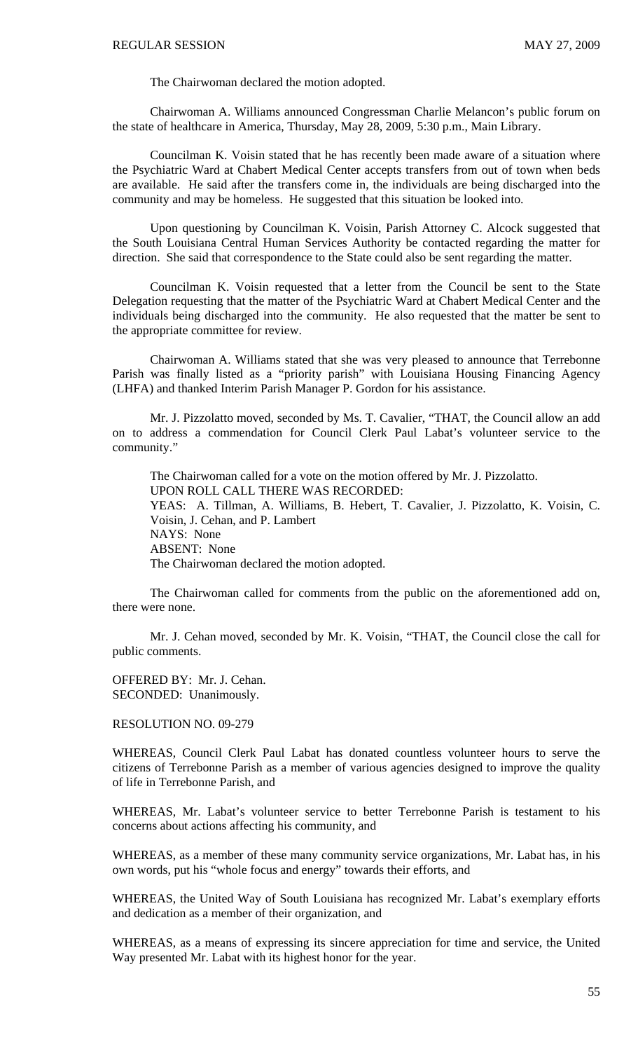The Chairwoman declared the motion adopted.

Chairwoman A. Williams announced Congressman Charlie Melancon's public forum on the state of healthcare in America, Thursday, May 28, 2009, 5:30 p.m., Main Library.

Councilman K. Voisin stated that he has recently been made aware of a situation where the Psychiatric Ward at Chabert Medical Center accepts transfers from out of town when beds are available. He said after the transfers come in, the individuals are being discharged into the community and may be homeless. He suggested that this situation be looked into.

Upon questioning by Councilman K. Voisin, Parish Attorney C. Alcock suggested that the South Louisiana Central Human Services Authority be contacted regarding the matter for direction. She said that correspondence to the State could also be sent regarding the matter.

Councilman K. Voisin requested that a letter from the Council be sent to the State Delegation requesting that the matter of the Psychiatric Ward at Chabert Medical Center and the individuals being discharged into the community. He also requested that the matter be sent to the appropriate committee for review.

Chairwoman A. Williams stated that she was very pleased to announce that Terrebonne Parish was finally listed as a "priority parish" with Louisiana Housing Financing Agency (LHFA) and thanked Interim Parish Manager P. Gordon for his assistance.

Mr. J. Pizzolatto moved, seconded by Ms. T. Cavalier, "THAT, the Council allow an add on to address a commendation for Council Clerk Paul Labat's volunteer service to the community."

The Chairwoman called for a vote on the motion offered by Mr. J. Pizzolatto.
UPON ROLL CALL THERE WAS RECORDED:
YEAS: A. Tillman, A. Williams, B. Hebert, T. Cavalier, J. Pizzolatto, K. Voisin, C. Voisin, J. Cehan, and P. Lambert
NAYS: None
ABSENT: None
The Chairwoman declared the motion adopted.

The Chairwoman called for comments from the public on the aforementioned add on, there were none.

Mr. J. Cehan moved, seconded by Mr. K. Voisin, "THAT, the Council close the call for public comments.

OFFERED BY: Mr. J. Cehan.
SECONDED: Unanimously.

RESOLUTION NO. 09-279

WHEREAS, Council Clerk Paul Labat has donated countless volunteer hours to serve the citizens of Terrebonne Parish as a member of various agencies designed to improve the quality of life in Terrebonne Parish, and

WHEREAS, Mr. Labat's volunteer service to better Terrebonne Parish is testament to his concerns about actions affecting his community, and

WHEREAS, as a member of these many community service organizations, Mr. Labat has, in his own words, put his "whole focus and energy" towards their efforts, and

WHEREAS, the United Way of South Louisiana has recognized Mr. Labat's exemplary efforts and dedication as a member of their organization, and

WHEREAS, as a means of expressing its sincere appreciation for time and service, the United Way presented Mr. Labat with its highest honor for the year.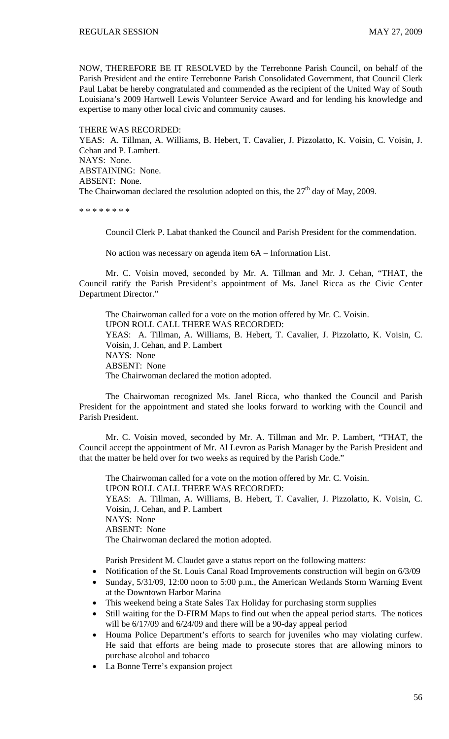NOW, THEREFORE BE IT RESOLVED by the Terrebonne Parish Council, on behalf of the Parish President and the entire Terrebonne Parish Consolidated Government, that Council Clerk Paul Labat be hereby congratulated and commended as the recipient of the United Way of South Louisiana's 2009 Hartwell Lewis Volunteer Service Award and for lending his knowledge and expertise to many other local civic and community causes.

THERE WAS RECORDED:
YEAS: A. Tillman, A. Williams, B. Hebert, T. Cavalier, J. Pizzolatto, K. Voisin, C. Voisin, J. Cehan and P. Lambert.
NAYS: None.
ABSTAINING: None.
ABSENT: None.
The Chairwoman declared the resolution adopted on this, the 27th day of May, 2009.

\* \* \* \* \* \* \* \*

Council Clerk P. Labat thanked the Council and Parish President for the commendation.

No action was necessary on agenda item 6A – Information List.

Mr. C. Voisin moved, seconded by Mr. A. Tillman and Mr. J. Cehan, "THAT, the Council ratify the Parish President's appointment of Ms. Janel Ricca as the Civic Center Department Director."

The Chairwoman called for a vote on the motion offered by Mr. C. Voisin.
UPON ROLL CALL THERE WAS RECORDED:
YEAS: A. Tillman, A. Williams, B. Hebert, T. Cavalier, J. Pizzolatto, K. Voisin, C. Voisin, J. Cehan, and P. Lambert
NAYS: None
ABSENT: None
The Chairwoman declared the motion adopted.

The Chairwoman recognized Ms. Janel Ricca, who thanked the Council and Parish President for the appointment and stated she looks forward to working with the Council and Parish President.

Mr. C. Voisin moved, seconded by Mr. A. Tillman and Mr. P. Lambert, "THAT, the Council accept the appointment of Mr. Al Levron as Parish Manager by the Parish President and that the matter be held over for two weeks as required by the Parish Code."

The Chairwoman called for a vote on the motion offered by Mr. C. Voisin.
UPON ROLL CALL THERE WAS RECORDED:
YEAS: A. Tillman, A. Williams, B. Hebert, T. Cavalier, J. Pizzolatto, K. Voisin, C. Voisin, J. Cehan, and P. Lambert
NAYS: None
ABSENT: None
The Chairwoman declared the motion adopted.

Parish President M. Claudet gave a status report on the following matters:

- Notification of the St. Louis Canal Road Improvements construction will begin on 6/3/09
- Sunday, 5/31/09, 12:00 noon to 5:00 p.m., the American Wetlands Storm Warning Event at the Downtown Harbor Marina
- This weekend being a State Sales Tax Holiday for purchasing storm supplies
- Still waiting for the D-FIRM Maps to find out when the appeal period starts. The notices will be 6/17/09 and 6/24/09 and there will be a 90-day appeal period
- Houma Police Department's efforts to search for juveniles who may violating curfew. He said that efforts are being made to prosecute stores that are allowing minors to purchase alcohol and tobacco
- La Bonne Terre's expansion project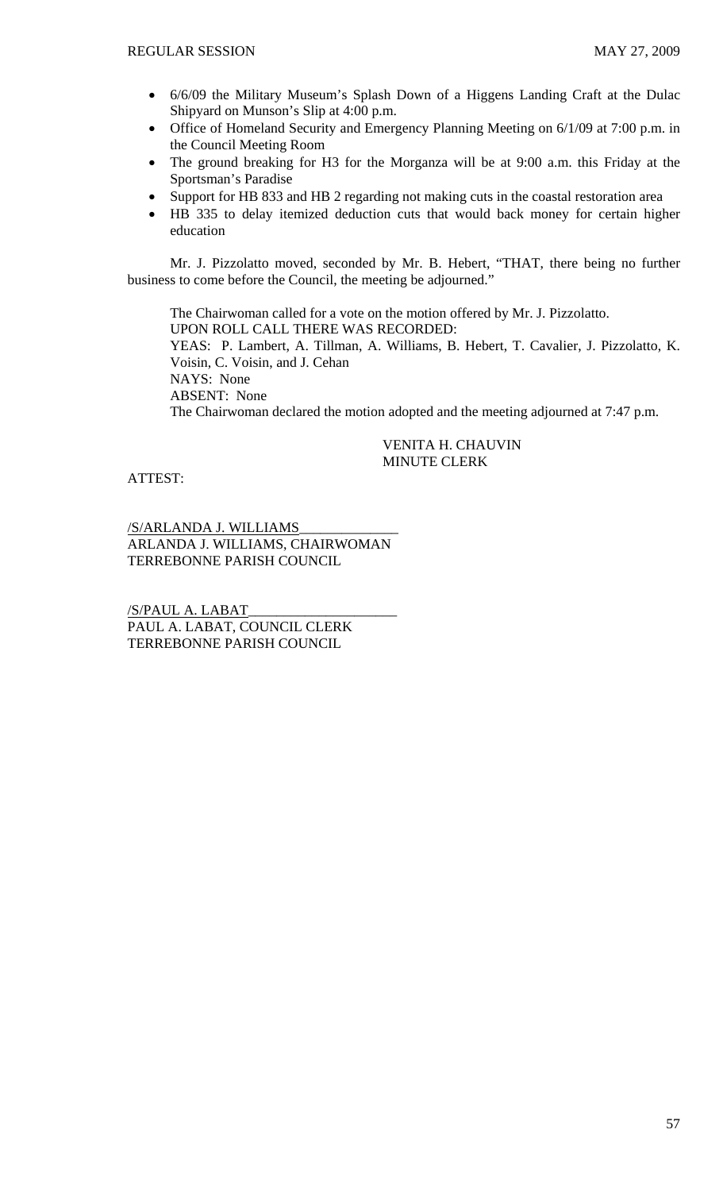- 6/6/09 the Military Museum's Splash Down of a Higgens Landing Craft at the Dulac Shipyard on Munson's Slip at 4:00 p.m.
- Office of Homeland Security and Emergency Planning Meeting on 6/1/09 at 7:00 p.m. in the Council Meeting Room
- The ground breaking for H3 for the Morganza will be at 9:00 a.m. this Friday at the Sportsman's Paradise
- Support for HB 833 and HB 2 regarding not making cuts in the coastal restoration area
- HB 335 to delay itemized deduction cuts that would back money for certain higher education

Mr. J. Pizzolatto moved, seconded by Mr. B. Hebert, "THAT, there being no further business to come before the Council, the meeting be adjourned."

The Chairwoman called for a vote on the motion offered by Mr. J. Pizzolatto.
UPON ROLL CALL THERE WAS RECORDED:
YEAS: P. Lambert, A. Tillman, A. Williams, B. Hebert, T. Cavalier, J. Pizzolatto, K. Voisin, C. Voisin, and J. Cehan
NAYS: None
ABSENT: None
The Chairwoman declared the motion adopted and the meeting adjourned at 7:47 p.m.

VENITA H. CHAUVIN
MINUTE CLERK

ATTEST:

/S/ARLANDA J. WILLIAMS
ARLANDA J. WILLIAMS, CHAIRWOMAN
TERREBONNE PARISH COUNCIL

/S/PAUL A. LABAT
PAUL A. LABAT, COUNCIL CLERK
TERREBONNE PARISH COUNCIL